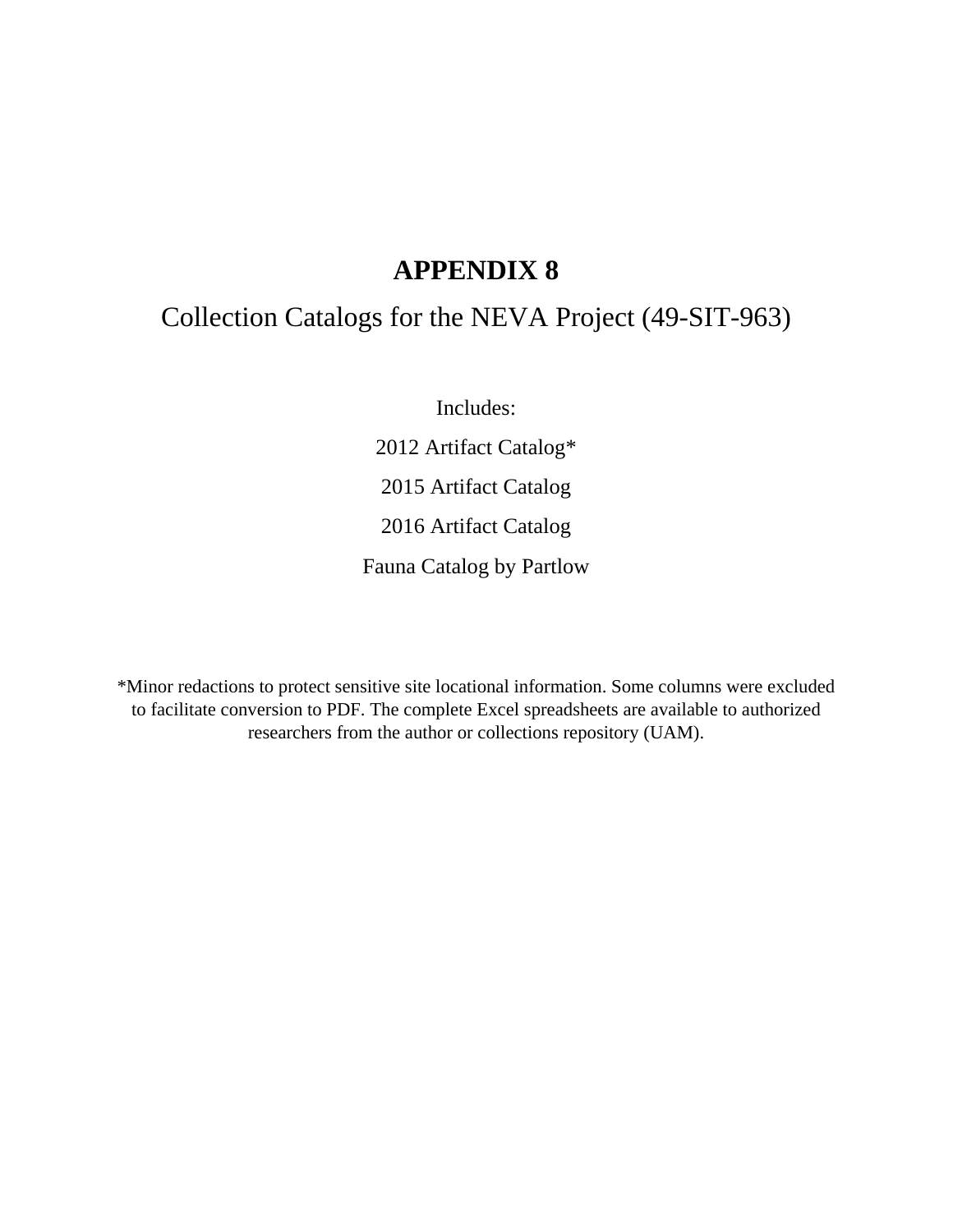# APPENDIX 8

## Collection Catalogs for the NEVA Project (49-SIT-963)

Includes:

2012 Artifact Catalog*

2015 Artifact Catalog

2016 Artifact Catalog

Fauna Catalog by Partlow

*Minor redactions to protect sensitive site locational information. Some columns were excluded to facilitate conversion to PDF. The complete Excel spreadsheets are available to authorized researchers from the author or collections repository (UAM).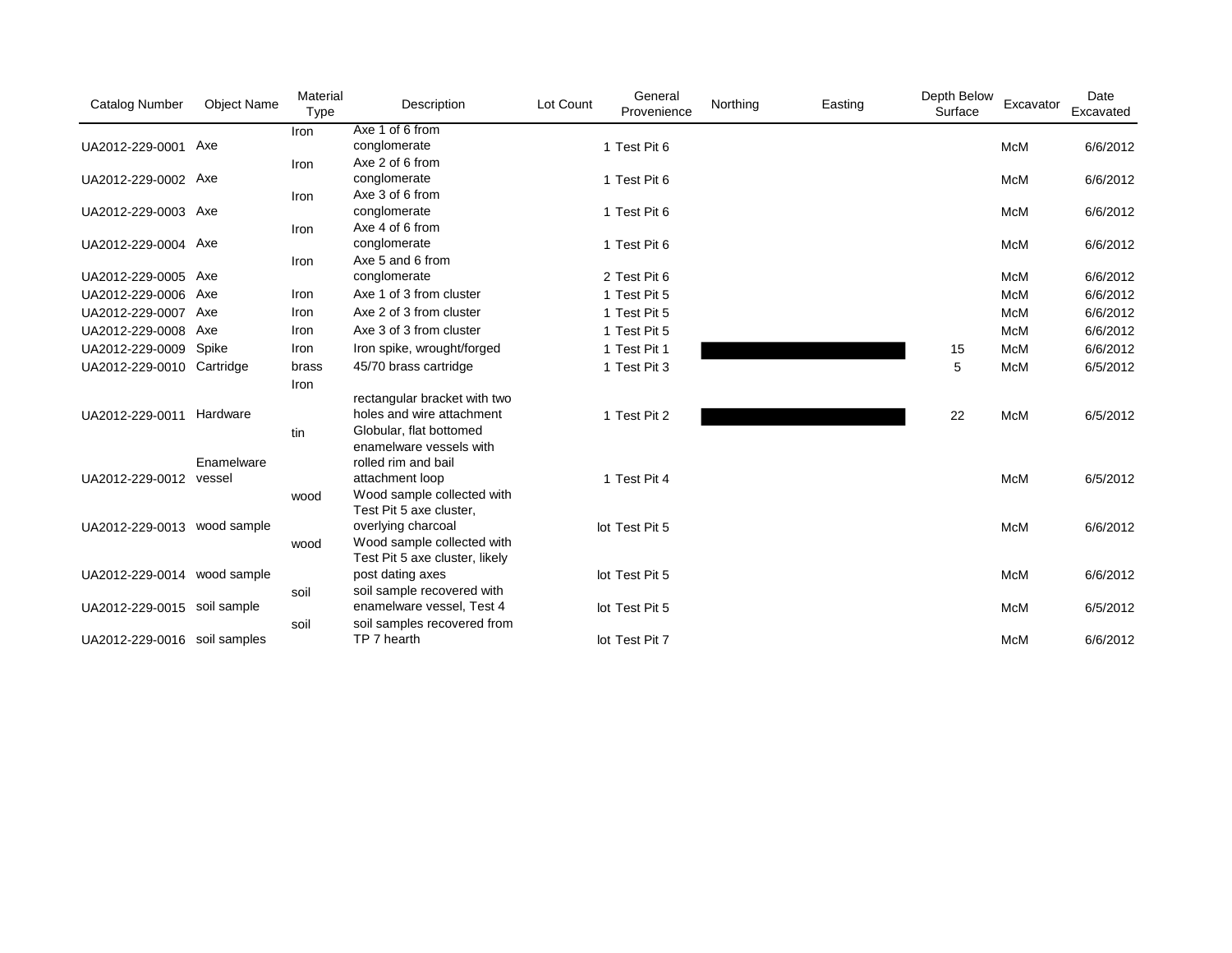| Catalog Number | Object Name | Material Type | Description | Lot Count | General Provenience | Northing | Easting | Depth Below Surface | Excavator | Date Excavated |
|---|---|---|---|---|---|---|---|---|---|---|
| UA2012-229-0001 | Axe | Iron | Axe 1 of 6 from conglomerate | 1 | Test Pit 6 | | | | McM | 6/6/2012 |
| UA2012-229-0002 | Axe | Iron | Axe 2 of 6 from conglomerate | 1 | Test Pit 6 | | | | McM | 6/6/2012 |
| UA2012-229-0003 | Axe | Iron | Axe 3 of 6 from conglomerate | 1 | Test Pit 6 | | | | McM | 6/6/2012 |
| UA2012-229-0004 | Axe | Iron | Axe 4 of 6 from conglomerate | 1 | Test Pit 6 | | | | McM | 6/6/2012 |
| UA2012-229-0005 | Axe | Iron | Axe 5 and 6 from conglomerate | 2 | Test Pit 6 | | | | McM | 6/6/2012 |
| UA2012-229-0006 | Axe | Iron | Axe 1 of 3 from cluster | 1 | Test Pit 5 | | | | McM | 6/6/2012 |
| UA2012-229-0007 | Axe | Iron | Axe 2 of 3 from cluster | 1 | Test Pit 5 | | | | McM | 6/6/2012 |
| UA2012-229-0008 | Axe | Iron | Axe 3 of 3 from cluster | 1 | Test Pit 5 | | | | McM | 6/6/2012 |
| UA2012-229-0009 | Spike | Iron | Iron spike, wrought/forged | 1 | Test Pit 1 | | | 15 | McM | 6/6/2012 |
| UA2012-229-0010 | Cartridge | brass | 45/70 brass cartridge | 1 | Test Pit 3 | | | 5 | McM | 6/5/2012 |
| UA2012-229-0011 | Hardware | Iron | rectangular bracket with two holes and wire attachment | 1 | Test Pit 2 | | | 22 | McM | 6/5/2012 |
| UA2012-229-0012 | Enamelware vessel | tin | Globular, flat bottomed enamelware vessels with rolled rim and bail attachment loop | 1 | Test Pit 4 | | | | McM | 6/5/2012 |
| UA2012-229-0013 | wood sample | wood | Wood sample collected with Test Pit 5 axe cluster, overlying charcoal | lot | Test Pit 5 | | | | McM | 6/6/2012 |
| UA2012-229-0014 | wood sample | wood | Wood sample collected with Test Pit 5 axe cluster, likely post dating axes | lot | Test Pit 5 | | | | McM | 6/6/2012 |
| UA2012-229-0015 | soil sample | soil | soil sample recovered with enamelware vessel, Test 4 | lot | Test Pit 5 | | | | McM | 6/5/2012 |
| UA2012-229-0016 | soil samples | soil | soil samples recovered from TP 7 hearth | lot | Test Pit 7 | | | | McM | 6/6/2012 |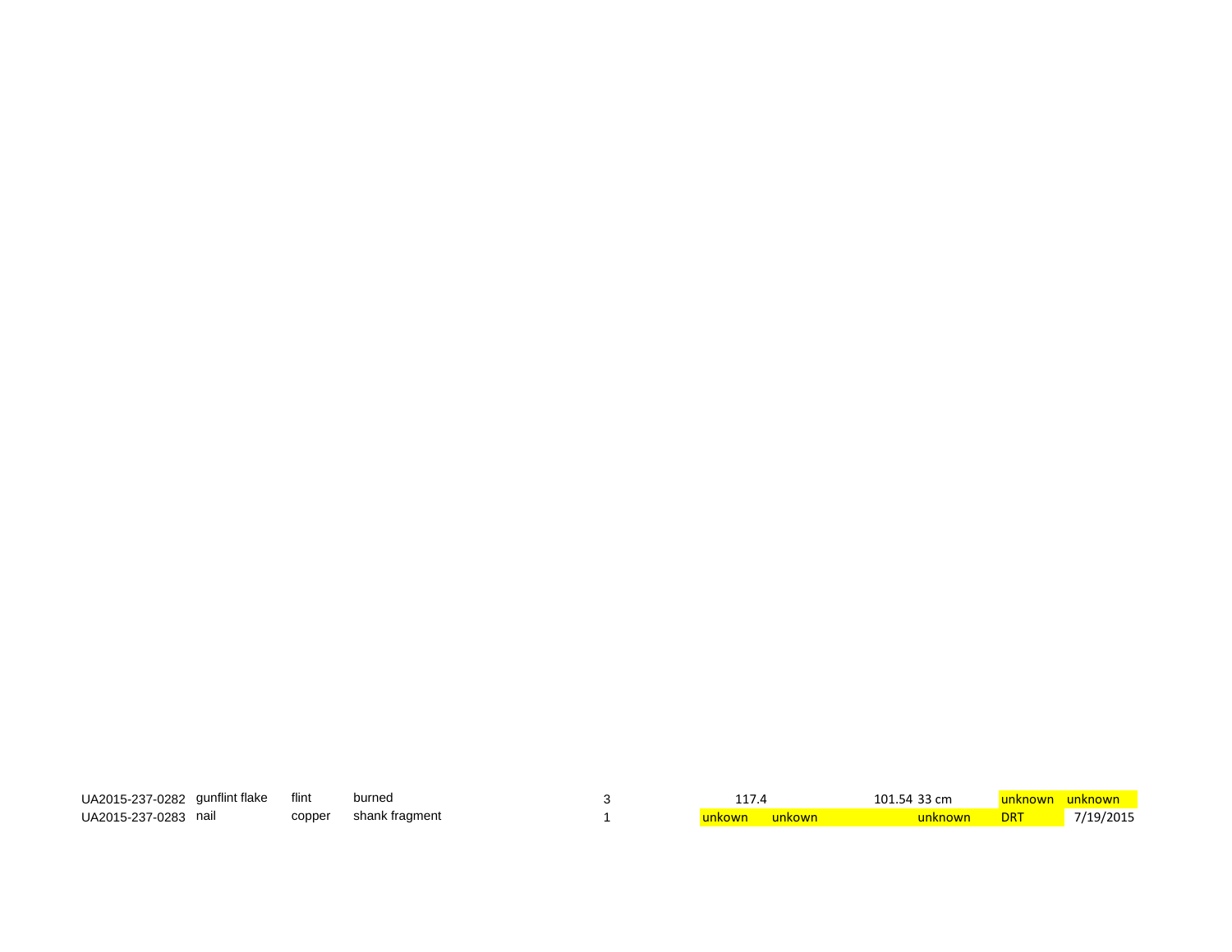| | | | | | | | | | | |
|---|---|---|---|---|---|---|---|---|---|---|
| UA2015-237-0282 | gunflint flake | flint | burned | 3 | 117.4 | | 101.54 | 33 cm | unknown | unknown |
| UA2015-237-0283 | nail | copper | shank fragment | 1 | unkown | unkown | | unknown | DRT | 7/19/2015 |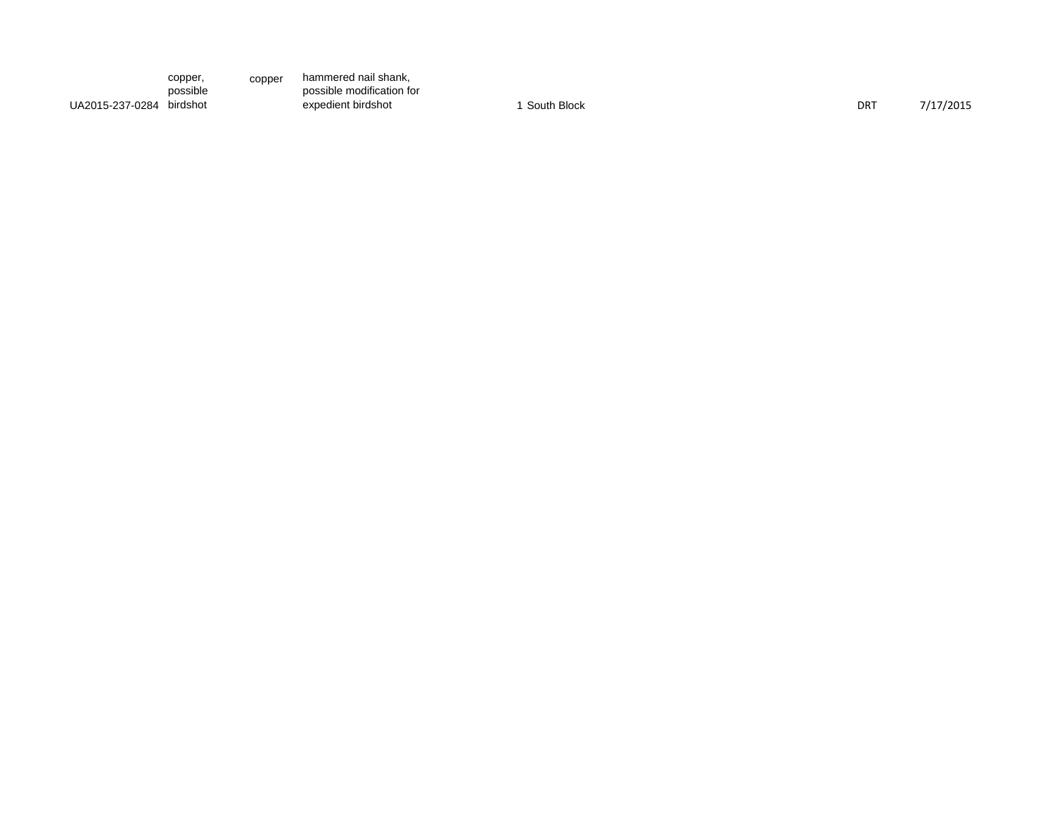| | | | | | | | | |
|---|---|---|---|---|---|---|---|---|
| UA2015-237-0284 | copper, possible birdshot | copper | hammered nail shank, possible modification for expedient birdshot | 1 | South Block | | DRT | 7/17/2015 |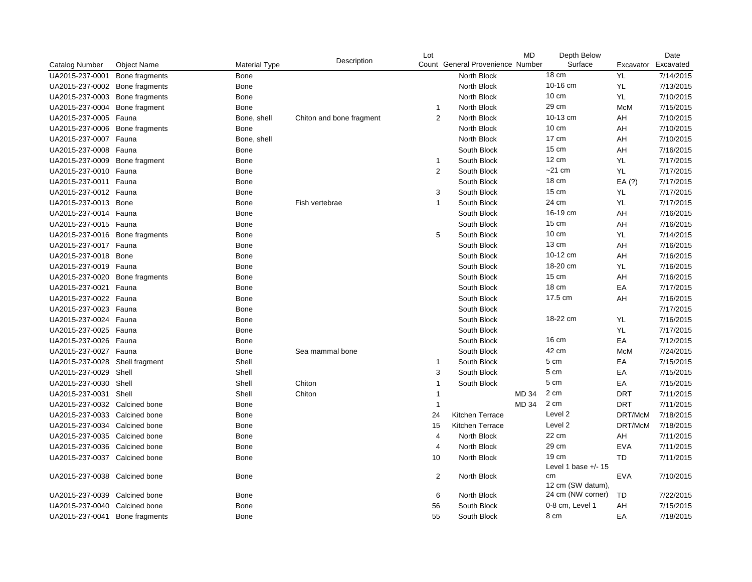| Catalog Number | Object Name | Material Type | Description | Lot Count | General Provenience | MD Number | Depth Below Surface | Excavator | Date Excavated |
|---|---|---|---|---|---|---|---|---|---|
| UA2015-237-0001 | Bone fragments | Bone | | | North Block | | 18 cm | YL | 7/14/2015 |
| UA2015-237-0002 | Bone fragments | Bone | | | North Block | | 10-16 cm | YL | 7/13/2015 |
| UA2015-237-0003 | Bone fragments | Bone | | | North Block | | 10 cm | YL | 7/10/2015 |
| UA2015-237-0004 | Bone fragment | Bone | | 1 | North Block | | 29 cm | McM | 7/15/2015 |
| UA2015-237-0005 | Fauna | Bone, shell | Chiton and bone fragment | 2 | North Block | | 10-13 cm | AH | 7/10/2015 |
| UA2015-237-0006 | Bone fragments | Bone | | | North Block | | 10 cm | AH | 7/10/2015 |
| UA2015-237-0007 | Fauna | Bone, shell | | | North Block | | 17 cm | AH | 7/10/2015 |
| UA2015-237-0008 | Fauna | Bone | | | South Block | | 15 cm | AH | 7/16/2015 |
| UA2015-237-0009 | Bone fragment | Bone | | 1 | South Block | | 12 cm | YL | 7/17/2015 |
| UA2015-237-0010 | Fauna | Bone | | 2 | South Block | | ~21 cm | YL | 7/17/2015 |
| UA2015-237-0011 | Fauna | Bone | | | South Block | | 18 cm | EA (?) | 7/17/2015 |
| UA2015-237-0012 | Fauna | Bone | | 3 | South Block | | 15 cm | YL | 7/17/2015 |
| UA2015-237-0013 | Bone | Bone | Fish vertebrae | 1 | South Block | | 24 cm | YL | 7/17/2015 |
| UA2015-237-0014 | Fauna | Bone | | | South Block | | 16-19 cm | AH | 7/16/2015 |
| UA2015-237-0015 | Fauna | Bone | | | South Block | | 15 cm | AH | 7/16/2015 |
| UA2015-237-0016 | Bone fragments | Bone | | 5 | South Block | | 10 cm | YL | 7/14/2015 |
| UA2015-237-0017 | Fauna | Bone | | | South Block | | 13 cm | AH | 7/16/2015 |
| UA2015-237-0018 | Bone | Bone | | | South Block | | 10-12 cm | AH | 7/16/2015 |
| UA2015-237-0019 | Fauna | Bone | | | South Block | | 18-20 cm | YL | 7/16/2015 |
| UA2015-237-0020 | Bone fragments | Bone | | | South Block | | 15 cm | AH | 7/16/2015 |
| UA2015-237-0021 | Fauna | Bone | | | South Block | | 18 cm | EA | 7/17/2015 |
| UA2015-237-0022 | Fauna | Bone | | | South Block | | 17.5 cm | AH | 7/16/2015 |
| UA2015-237-0023 | Fauna | Bone | | | South Block | | | | 7/17/2015 |
| UA2015-237-0024 | Fauna | Bone | | | South Block | | 18-22 cm | YL | 7/16/2015 |
| UA2015-237-0025 | Fauna | Bone | | | South Block | | | YL | 7/17/2015 |
| UA2015-237-0026 | Fauna | Bone | | | South Block | | 16 cm | EA | 7/12/2015 |
| UA2015-237-0027 | Fauna | Bone | Sea mammal bone | | South Block | | 42 cm | McM | 7/24/2015 |
| UA2015-237-0028 | Shell fragment | Shell | | 1 | South Block | | 5 cm | EA | 7/15/2015 |
| UA2015-237-0029 | Shell | Shell | | 3 | South Block | | 5 cm | EA | 7/15/2015 |
| UA2015-237-0030 | Shell | Shell | Chiton | 1 | South Block | | 5 cm | EA | 7/15/2015 |
| UA2015-237-0031 | Shell | Shell | Chiton | 1 | | MD 34 | 2 cm | DRT | 7/11/2015 |
| UA2015-237-0032 | Calcined bone | Bone | | 1 | | MD 34 | 2 cm | DRT | 7/11/2015 |
| UA2015-237-0033 | Calcined bone | Bone | | 24 | Kitchen Terrace | | Level 2 | DRT/McM | 7/18/2015 |
| UA2015-237-0034 | Calcined bone | Bone | | 15 | Kitchen Terrace | | Level 2 | DRT/McM | 7/18/2015 |
| UA2015-237-0035 | Calcined bone | Bone | | 4 | North Block | | 22 cm | AH | 7/11/2015 |
| UA2015-237-0036 | Calcined bone | Bone | | 4 | North Block | | 29 cm | EVA | 7/11/2015 |
| UA2015-237-0037 | Calcined bone | Bone | | 10 | North Block | | 19 cm | TD | 7/11/2015 |
| UA2015-237-0038 | Calcined bone | Bone | | 2 | North Block | | Level 1 base +/- 15 cm | EVA | 7/10/2015 |
| UA2015-237-0039 | Calcined bone | Bone | | 6 | North Block | | 12 cm (SW datum), 24 cm (NW corner) | TD | 7/22/2015 |
| UA2015-237-0040 | Calcined bone | Bone | | 56 | South Block | | 0-8 cm, Level 1 | AH | 7/15/2015 |
| UA2015-237-0041 | Bone fragments | Bone | | 55 | South Block | | 8 cm | EA | 7/18/2015 |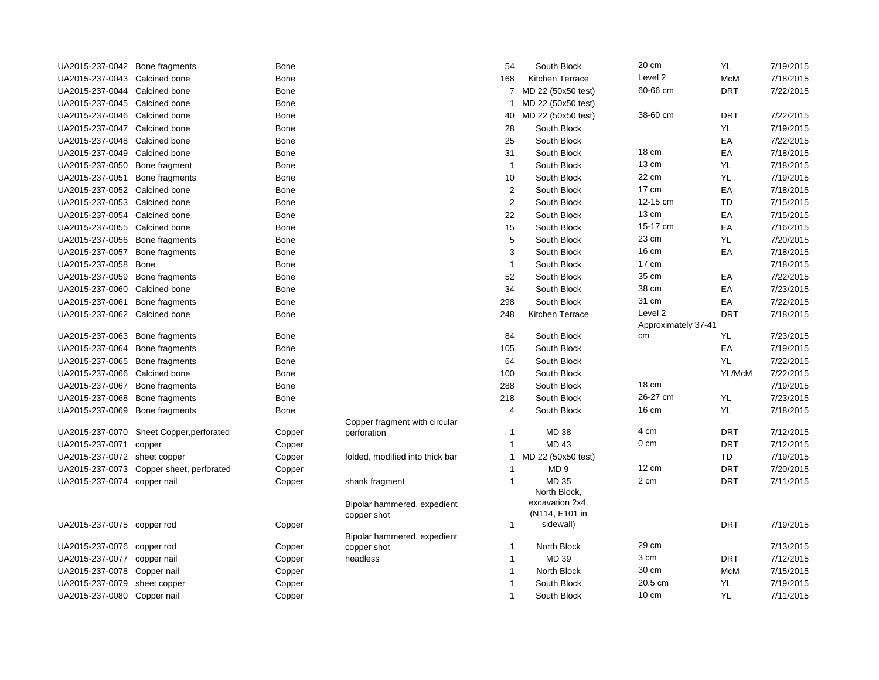| | | | | | | | | |
|---|---|---|---|---|---|---|---|---|
| UA2015-237-0042 | Bone fragments | Bone | | 54 | South Block | 20 cm | YL | 7/19/2015 |
| UA2015-237-0043 | Calcined bone | Bone | | 168 | Kitchen Terrace | Level 2 | McM | 7/18/2015 |
| UA2015-237-0044 | Calcined bone | Bone | | 7 | MD 22 (50x50 test) | 60-66 cm | DRT | 7/22/2015 |
| UA2015-237-0045 | Calcined bone | Bone | | 1 | MD 22 (50x50 test) | | | |
| UA2015-237-0046 | Calcined bone | Bone | | 40 | MD 22 (50x50 test) | 38-60 cm | DRT | 7/22/2015 |
| UA2015-237-0047 | Calcined bone | Bone | | 28 | South Block | | YL | 7/19/2015 |
| UA2015-237-0048 | Calcined bone | Bone | | 25 | South Block | | EA | 7/22/2015 |
| UA2015-237-0049 | Calcined bone | Bone | | 31 | South Block | 18 cm | EA | 7/18/2015 |
| UA2015-237-0050 | Bone fragment | Bone | | 1 | South Block | 13 cm | YL | 7/18/2015 |
| UA2015-237-0051 | Bone fragments | Bone | | 10 | South Block | 22 cm | YL | 7/19/2015 |
| UA2015-237-0052 | Calcined bone | Bone | | 2 | South Block | 17 cm | EA | 7/18/2015 |
| UA2015-237-0053 | Calcined bone | Bone | | 2 | South Block | 12-15 cm | TD | 7/15/2015 |
| UA2015-237-0054 | Calcined bone | Bone | | 22 | South Block | 13 cm | EA | 7/15/2015 |
| UA2015-237-0055 | Calcined bone | Bone | | 15 | South Block | 15-17 cm | EA | 7/16/2015 |
| UA2015-237-0056 | Bone fragments | Bone | | 5 | South Block | 23 cm | YL | 7/20/2015 |
| UA2015-237-0057 | Bone fragments | Bone | | 3 | South Block | 16 cm | EA | 7/18/2015 |
| UA2015-237-0058 | Bone | Bone | | 1 | South Block | 17 cm | | 7/18/2015 |
| UA2015-237-0059 | Bone fragments | Bone | | 52 | South Block | 35 cm | EA | 7/22/2015 |
| UA2015-237-0060 | Calcined bone | Bone | | 34 | South Block | 38 cm | EA | 7/23/2015 |
| UA2015-237-0061 | Bone fragments | Bone | | 298 | South Block | 31 cm | EA | 7/22/2015 |
| UA2015-237-0062 | Calcined bone | Bone | | 248 | Kitchen Terrace | Level 2 | DRT | 7/18/2015 |
| UA2015-237-0063 | Bone fragments | Bone | | 84 | South Block | Approximately 37-41 cm | YL | 7/23/2015 |
| UA2015-237-0064 | Bone fragments | Bone | | 105 | South Block | | EA | 7/19/2015 |
| UA2015-237-0065 | Bone fragments | Bone | | 64 | South Block | | YL | 7/22/2015 |
| UA2015-237-0066 | Calcined bone | Bone | | 100 | South Block | | YL/McM | 7/22/2015 |
| UA2015-237-0067 | Bone fragments | Bone | | 288 | South Block | 18 cm | | 7/19/2015 |
| UA2015-237-0068 | Bone fragments | Bone | | 218 | South Block | 26-27 cm | YL | 7/23/2015 |
| UA2015-237-0069 | Bone fragments | Bone | | 4 | South Block | 16 cm | YL | 7/18/2015 |
| UA2015-237-0070 | Sheet Copper,perforated | Copper | Copper fragment with circular perforation | 1 | MD 38 | 4 cm | DRT | 7/12/2015 |
| UA2015-237-0071 | copper | Copper | | 1 | MD 43 | 0 cm | DRT | 7/12/2015 |
| UA2015-237-0072 | sheet copper | Copper | folded, modified into thick bar | 1 | MD 22 (50x50 test) | | TD | 7/19/2015 |
| UA2015-237-0073 | Copper sheet, perforated | Copper | | 1 | MD 9 | 12 cm | DRT | 7/20/2015 |
| UA2015-237-0074 | copper nail | Copper | shank fragment | 1 | MD 35 | 2 cm | DRT | 7/11/2015 |
| UA2015-237-0075 | copper rod | Copper | Bipolar hammered, expedient copper shot | 1 | North Block, excavation 2x4, (N114, E101 in sidewall) | | DRT | 7/19/2015 |
| UA2015-237-0076 | copper rod | Copper | Bipolar hammered, expedient copper shot | 1 | North Block | 29 cm | | 7/13/2015 |
| UA2015-237-0077 | copper nail | Copper | headless | 1 | MD 39 | 3 cm | DRT | 7/12/2015 |
| UA2015-237-0078 | Copper nail | Copper | | 1 | North Block | 30 cm | McM | 7/15/2015 |
| UA2015-237-0079 | sheet copper | Copper | | 1 | South Block | 20.5 cm | YL | 7/19/2015 |
| UA2015-237-0080 | Copper nail | Copper | | 1 | South Block | 10 cm | YL | 7/11/2015 |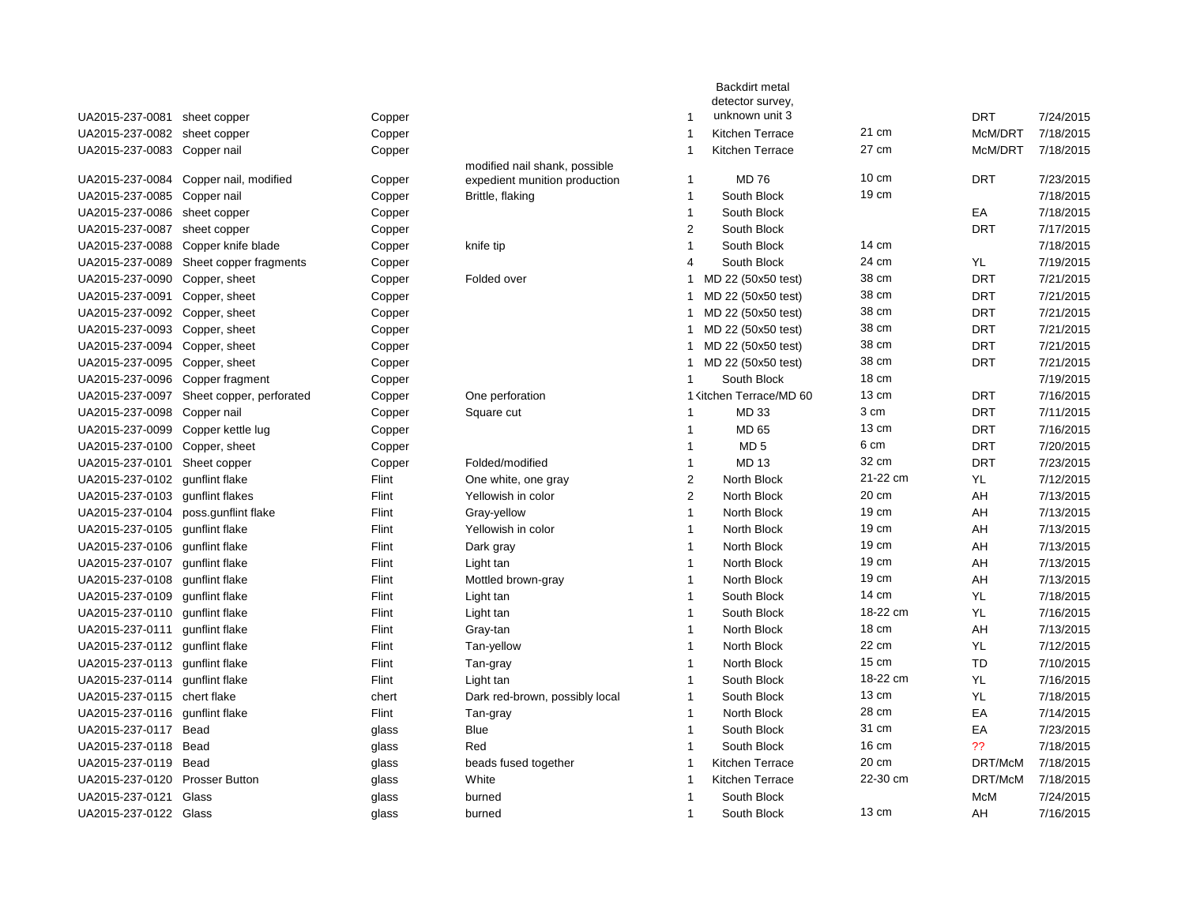| | | | | | | | | |
|---|---|---|---|---|---|---|---|---|
| UA2015-237-0081 | sheet copper | Copper | | 1 | Backdirt metal detector survey, unknown unit 3 | | DRT | 7/24/2015 |
| UA2015-237-0082 | sheet copper | Copper | | 1 | Kitchen Terrace | 21 cm | McM/DRT | 7/18/2015 |
| UA2015-237-0083 | Copper nail | Copper | | 1 | Kitchen Terrace | 27 cm | McM/DRT | 7/18/2015 |
| UA2015-237-0084 | Copper nail, modified | Copper | modified nail shank, possible expedient munition production | 1 | MD 76 | 10 cm | DRT | 7/23/2015 |
| UA2015-237-0085 | Copper nail | Copper | Brittle, flaking | 1 | South Block | 19 cm | | 7/18/2015 |
| UA2015-237-0086 | sheet copper | Copper | | 1 | South Block | | EA | 7/18/2015 |
| UA2015-237-0087 | sheet copper | Copper | | 2 | South Block | | DRT | 7/17/2015 |
| UA2015-237-0088 | Copper knife blade | Copper | knife tip | 1 | South Block | 14 cm | | 7/18/2015 |
| UA2015-237-0089 | Sheet copper fragments | Copper | | 4 | South Block | 24 cm | YL | 7/19/2015 |
| UA2015-237-0090 | Copper, sheet | Copper | Folded over | 1 | MD 22 (50x50 test) | 38 cm | DRT | 7/21/2015 |
| UA2015-237-0091 | Copper, sheet | Copper | | 1 | MD 22 (50x50 test) | 38 cm | DRT | 7/21/2015 |
| UA2015-237-0092 | Copper, sheet | Copper | | 1 | MD 22 (50x50 test) | 38 cm | DRT | 7/21/2015 |
| UA2015-237-0093 | Copper, sheet | Copper | | 1 | MD 22 (50x50 test) | 38 cm | DRT | 7/21/2015 |
| UA2015-237-0094 | Copper, sheet | Copper | | 1 | MD 22 (50x50 test) | 38 cm | DRT | 7/21/2015 |
| UA2015-237-0095 | Copper, sheet | Copper | | 1 | MD 22 (50x50 test) | 38 cm | DRT | 7/21/2015 |
| UA2015-237-0096 | Copper fragment | Copper | | 1 | South Block | 18 cm | | 7/19/2015 |
| UA2015-237-0097 | Sheet copper, perforated | Copper | One perforation | 1 | Kitchen Terrace/MD 60 | 13 cm | DRT | 7/16/2015 |
| UA2015-237-0098 | Copper nail | Copper | Square cut | 1 | MD 33 | 3 cm | DRT | 7/11/2015 |
| UA2015-237-0099 | Copper kettle lug | Copper | | 1 | MD 65 | 13 cm | DRT | 7/16/2015 |
| UA2015-237-0100 | Copper, sheet | Copper | | 1 | MD 5 | 6 cm | DRT | 7/20/2015 |
| UA2015-237-0101 | Sheet copper | Copper | Folded/modified | 1 | MD 13 | 32 cm | DRT | 7/23/2015 |
| UA2015-237-0102 | gunflint flake | Flint | One white, one gray | 2 | North Block | 21-22 cm | YL | 7/12/2015 |
| UA2015-237-0103 | gunflint flakes | Flint | Yellowish in color | 2 | North Block | 20 cm | AH | 7/13/2015 |
| UA2015-237-0104 | poss.gunflint flake | Flint | Gray-yellow | 1 | North Block | 19 cm | AH | 7/13/2015 |
| UA2015-237-0105 | gunflint flake | Flint | Yellowish in color | 1 | North Block | 19 cm | AH | 7/13/2015 |
| UA2015-237-0106 | gunflint flake | Flint | Dark gray | 1 | North Block | 19 cm | AH | 7/13/2015 |
| UA2015-237-0107 | gunflint flake | Flint | Light tan | 1 | North Block | 19 cm | AH | 7/13/2015 |
| UA2015-237-0108 | gunflint flake | Flint | Mottled brown-gray | 1 | North Block | 19 cm | AH | 7/13/2015 |
| UA2015-237-0109 | gunflint flake | Flint | Light tan | 1 | South Block | 14 cm | YL | 7/18/2015 |
| UA2015-237-0110 | gunflint flake | Flint | Light tan | 1 | South Block | 18-22 cm | YL | 7/16/2015 |
| UA2015-237-0111 | gunflint flake | Flint | Gray-tan | 1 | North Block | 18 cm | AH | 7/13/2015 |
| UA2015-237-0112 | gunflint flake | Flint | Tan-yellow | 1 | North Block | 22 cm | YL | 7/12/2015 |
| UA2015-237-0113 | gunflint flake | Flint | Tan-gray | 1 | North Block | 15 cm | TD | 7/10/2015 |
| UA2015-237-0114 | gunflint flake | Flint | Light tan | 1 | South Block | 18-22 cm | YL | 7/16/2015 |
| UA2015-237-0115 | chert flake | chert | Dark red-brown, possibly local | 1 | South Block | 13 cm | YL | 7/18/2015 |
| UA2015-237-0116 | gunflint flake | Flint | Tan-gray | 1 | North Block | 28 cm | EA | 7/14/2015 |
| UA2015-237-0117 | Bead | glass | Blue | 1 | South Block | 31 cm | EA | 7/23/2015 |
| UA2015-237-0118 | Bead | glass | Red | 1 | South Block | 16 cm | ?? | 7/18/2015 |
| UA2015-237-0119 | Bead | glass | beads fused together | 1 | Kitchen Terrace | 20 cm | DRT/McM | 7/18/2015 |
| UA2015-237-0120 | Prosser Button | glass | White | 1 | Kitchen Terrace | 22-30 cm | DRT/McM | 7/18/2015 |
| UA2015-237-0121 | Glass | glass | burned | 1 | South Block | | McM | 7/24/2015 |
| UA2015-237-0122 | Glass | glass | burned | 1 | South Block | 13 cm | AH | 7/16/2015 |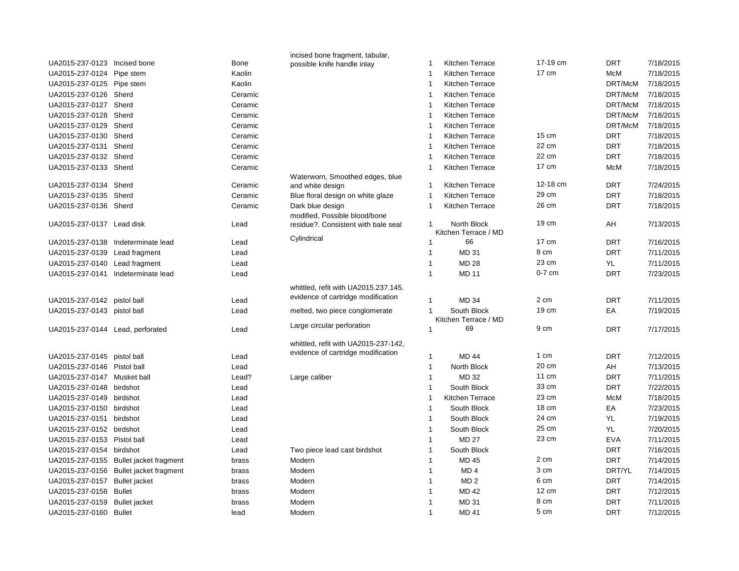| | | | | | | | | |
|---|---|---|---|---|---|---|---|---|
| UA2015-237-0123 | Incised bone | Bone | incised bone fragment, tabular, possible knife handle inlay | 1 | Kitchen Terrace | 17-19 cm | DRT | 7/18/2015 |
| UA2015-237-0124 | Pipe stem | Kaolin | | 1 | Kitchen Terrace | 17 cm | McM | 7/18/2015 |
| UA2015-237-0125 | Pipe stem | Kaolin | | 1 | Kitchen Terrace | | DRT/McM | 7/18/2015 |
| UA2015-237-0126 | Sherd | Ceramic | | 1 | Kitchen Terrace | | DRT/McM | 7/18/2015 |
| UA2015-237-0127 | Sherd | Ceramic | | 1 | Kitchen Terrace | | DRT/McM | 7/18/2015 |
| UA2015-237-0128 | Sherd | Ceramic | | 1 | Kitchen Terrace | | DRT/McM | 7/18/2015 |
| UA2015-237-0129 | Sherd | Ceramic | | 1 | Kitchen Terrace | | DRT/McM | 7/18/2015 |
| UA2015-237-0130 | Sherd | Ceramic | | 1 | Kitchen Terrace | 15 cm | DRT | 7/18/2015 |
| UA2015-237-0131 | Sherd | Ceramic | | 1 | Kitchen Terrace | 22 cm | DRT | 7/18/2015 |
| UA2015-237-0132 | Sherd | Ceramic | | 1 | Kitchen Terrace | 22 cm | DRT | 7/18/2015 |
| UA2015-237-0133 | Sherd | Ceramic | | 1 | Kitchen Terrace | 17 cm | McM | 7/18/2015 |
| UA2015-237-0134 | Sherd | Ceramic | Waterworn, Smoothed edges, blue and white design | 1 | Kitchen Terrace | 12-18 cm | DRT | 7/24/2015 |
| UA2015-237-0135 | Sherd | Ceramic | Blue floral design on white glaze | 1 | Kitchen Terrace | 29 cm | DRT | 7/18/2015 |
| UA2015-237-0136 | Sherd | Ceramic | Dark blue design | 1 | Kitchen Terrace | 26 cm | DRT | 7/18/2015 |
| UA2015-237-0137 | Lead disk | Lead | modified, Possible blood/bone residue?. Consistent with bale seal | 1 | North Block | 19 cm | AH | 7/13/2015 |
| UA2015-237-0138 | Indeterminate lead | Lead | Cylindrical | 1 | Kitchen Terrace / MD 66 | 17 cm | DRT | 7/16/2015 |
| UA2015-237-0139 | Lead fragment | Lead | | 1 | MD 31 | 8 cm | DRT | 7/11/2015 |
| UA2015-237-0140 | Lead fragment | Lead | | 1 | MD 28 | 23 cm | YL | 7/11/2015 |
| UA2015-237-0141 | Indeterminate lead | Lead | | 1 | MD 11 | 0-7 cm | DRT | 7/23/2015 |
| UA2015-237-0142 | pistol ball | Lead | whittled, refit with UA2015.237.145. evidence of cartridge modification | 1 | MD 34 | 2 cm | DRT | 7/11/2015 |
| UA2015-237-0143 | pistol ball | Lead | melted, two piece conglomerate | 1 | South Block | 19 cm | EA | 7/19/2015 |
| UA2015-237-0144 | Lead, perforated | Lead | Large circular perforation | 1 | Kitchen Terrace / MD 69 | 9 cm | DRT | 7/17/2015 |
| UA2015-237-0145 | pistol ball | Lead | whittled, refit with UA2015-237-142, evidence of cartridge modification | 1 | MD 44 | 1 cm | DRT | 7/12/2015 |
| UA2015-237-0146 | Pistol ball | Lead | | 1 | North Block | 20 cm | AH | 7/13/2015 |
| UA2015-237-0147 | Musket ball | Lead? | Large caliber | 1 | MD 32 | 11 cm | DRT | 7/11/2015 |
| UA2015-237-0148 | birdshot | Lead | | 1 | South Block | 33 cm | DRT | 7/22/2015 |
| UA2015-237-0149 | birdshot | Lead | | 1 | Kitchen Terrace | 23 cm | McM | 7/18/2015 |
| UA2015-237-0150 | birdshot | Lead | | 1 | South Block | 18 cm | EA | 7/23/2015 |
| UA2015-237-0151 | birdshot | Lead | | 1 | South Block | 24 cm | YL | 7/19/2015 |
| UA2015-237-0152 | birdshot | Lead | | 1 | South Block | 25 cm | YL | 7/20/2015 |
| UA2015-237-0153 | Pistol ball | Lead | | 1 | MD 27 | 23 cm | EVA | 7/11/2015 |
| UA2015-237-0154 | birdshot | Lead | Two piece lead cast birdshot | 1 | South Block | | DRT | 7/16/2015 |
| UA2015-237-0155 | Bullet jacket fragment | brass | Modern | 1 | MD 45 | 2 cm | DRT | 7/14/2015 |
| UA2015-237-0156 | Bullet jacket fragment | brass | Modern | 1 | MD 4 | 3 cm | DRT/YL | 7/14/2015 |
| UA2015-237-0157 | Bullet jacket | brass | Modern | 1 | MD 2 | 6 cm | DRT | 7/14/2015 |
| UA2015-237-0158 | Bullet | brass | Modern | 1 | MD 42 | 12 cm | DRT | 7/12/2015 |
| UA2015-237-0159 | Bullet jacket | brass | Modern | 1 | MD 31 | 8 cm | DRT | 7/11/2015 |
| UA2015-237-0160 | Bullet | lead | Modern | 1 | MD 41 | 5 cm | DRT | 7/12/2015 |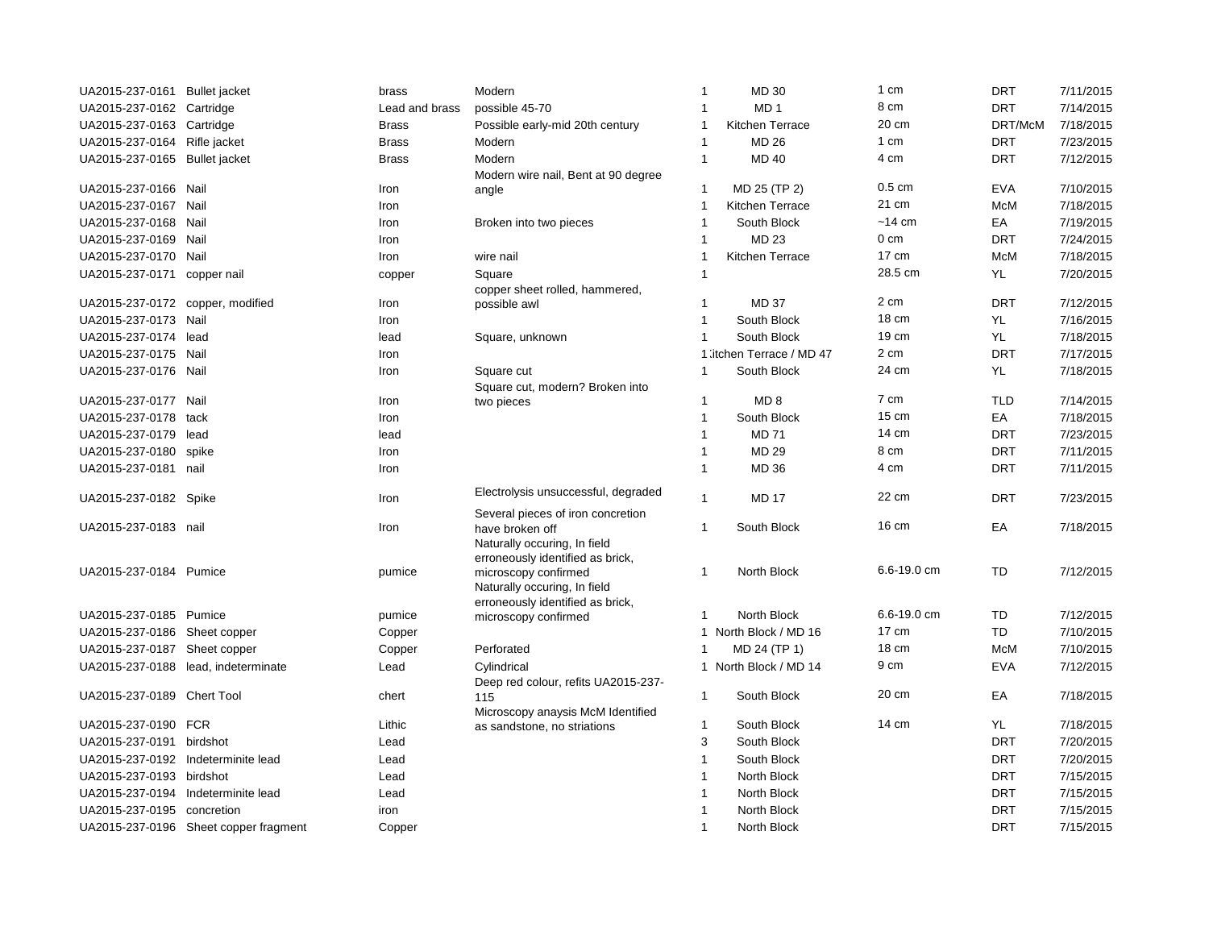| | | | | | | | | |
|---|---|---|---|---|---|---|---|---|
| UA2015-237-0161 | Bullet jacket | brass | Modern | 1 | MD 30 | 1 cm | DRT | 7/11/2015 |
| UA2015-237-0162 | Cartridge | Lead and brass | possible 45-70 | 1 | MD 1 | 8 cm | DRT | 7/14/2015 |
| UA2015-237-0163 | Cartridge | Brass | Possible early-mid 20th century | 1 | Kitchen Terrace | 20 cm | DRT/McM | 7/18/2015 |
| UA2015-237-0164 | Rifle jacket | Brass | Modern | 1 | MD 26 | 1 cm | DRT | 7/23/2015 |
| UA2015-237-0165 | Bullet jacket | Brass | Modern | 1 | MD 40 | 4 cm | DRT | 7/12/2015 |
| UA2015-237-0166 | Nail | Iron | Modern wire nail, Bent at 90 degree angle | 1 | MD 25 (TP 2) | 0.5 cm | EVA | 7/10/2015 |
| UA2015-237-0167 | Nail | Iron | | 1 | Kitchen Terrace | 21 cm | McM | 7/18/2015 |
| UA2015-237-0168 | Nail | Iron | Broken into two pieces | 1 | South Block | ~14 cm | EA | 7/19/2015 |
| UA2015-237-0169 | Nail | Iron | | 1 | MD 23 | 0 cm | DRT | 7/24/2015 |
| UA2015-237-0170 | Nail | Iron | wire nail | 1 | Kitchen Terrace | 17 cm | McM | 7/18/2015 |
| UA2015-237-0171 | copper nail | copper | Square | 1 | | 28.5 cm | YL | 7/20/2015 |
| UA2015-237-0172 | copper, modified | Iron | copper sheet rolled, hammered, possible awl | 1 | MD 37 | 2 cm | DRT | 7/12/2015 |
| UA2015-237-0173 | Nail | Iron | | 1 | South Block | 18 cm | YL | 7/16/2015 |
| UA2015-237-0174 | lead | lead | Square, unknown | 1 | South Block | 19 cm | YL | 7/18/2015 |
| UA2015-237-0175 | Nail | Iron | | 1 | Kitchen Terrace / MD 47 | 2 cm | DRT | 7/17/2015 |
| UA2015-237-0176 | Nail | Iron | Square cut | 1 | South Block | 24 cm | YL | 7/18/2015 |
| UA2015-237-0177 | Nail | Iron | Square cut, modern? Broken into two pieces | 1 | MD 8 | 7 cm | TLD | 7/14/2015 |
| UA2015-237-0178 | tack | Iron | | 1 | South Block | 15 cm | EA | 7/18/2015 |
| UA2015-237-0179 | lead | lead | | 1 | MD 71 | 14 cm | DRT | 7/23/2015 |
| UA2015-237-0180 | spike | Iron | | 1 | MD 29 | 8 cm | DRT | 7/11/2015 |
| UA2015-237-0181 | nail | Iron | | 1 | MD 36 | 4 cm | DRT | 7/11/2015 |
| UA2015-237-0182 | Spike | Iron | Electrolysis unsuccessful, degraded | 1 | MD 17 | 22 cm | DRT | 7/23/2015 |
| UA2015-237-0183 | nail | Iron | Several pieces of iron concretion have broken off | 1 | South Block | 16 cm | EA | 7/18/2015 |
| UA2015-237-0184 | Pumice | pumice | Naturally occuring, In field erroneously identified as brick, microscopy confirmed | 1 | North Block | 6.6-19.0 cm | TD | 7/12/2015 |
| UA2015-237-0185 | Pumice | pumice | Naturally occuring, In field erroneously identified as brick, microscopy confirmed | 1 | North Block | 6.6-19.0 cm | TD | 7/12/2015 |
| UA2015-237-0186 | Sheet copper | Copper | | 1 | North Block / MD 16 | 17 cm | TD | 7/10/2015 |
| UA2015-237-0187 | Sheet copper | Copper | Perforated | 1 | MD 24 (TP 1) | 18 cm | McM | 7/10/2015 |
| UA2015-237-0188 | lead, indeterminate | Lead | Cylindrical | 1 | North Block / MD 14 | 9 cm | EVA | 7/12/2015 |
| UA2015-237-0189 | Chert Tool | chert | Deep red colour, refits UA2015-237-115 | 1 | South Block | 20 cm | EA | 7/18/2015 |
| UA2015-237-0190 | FCR | Lithic | Microscopy anaysis McM Identified as sandstone, no striations | 1 | South Block | 14 cm | YL | 7/18/2015 |
| UA2015-237-0191 | birdshot | Lead | | 3 | South Block | | DRT | 7/20/2015 |
| UA2015-237-0192 | Indeterminite lead | Lead | | 1 | South Block | | DRT | 7/20/2015 |
| UA2015-237-0193 | birdshot | Lead | | 1 | North Block | | DRT | 7/15/2015 |
| UA2015-237-0194 | Indeterminite lead | Lead | | 1 | North Block | | DRT | 7/15/2015 |
| UA2015-237-0195 | concretion | iron | | 1 | North Block | | DRT | 7/15/2015 |
| UA2015-237-0196 | Sheet copper fragment | Copper | | 1 | North Block | | DRT | 7/15/2015 |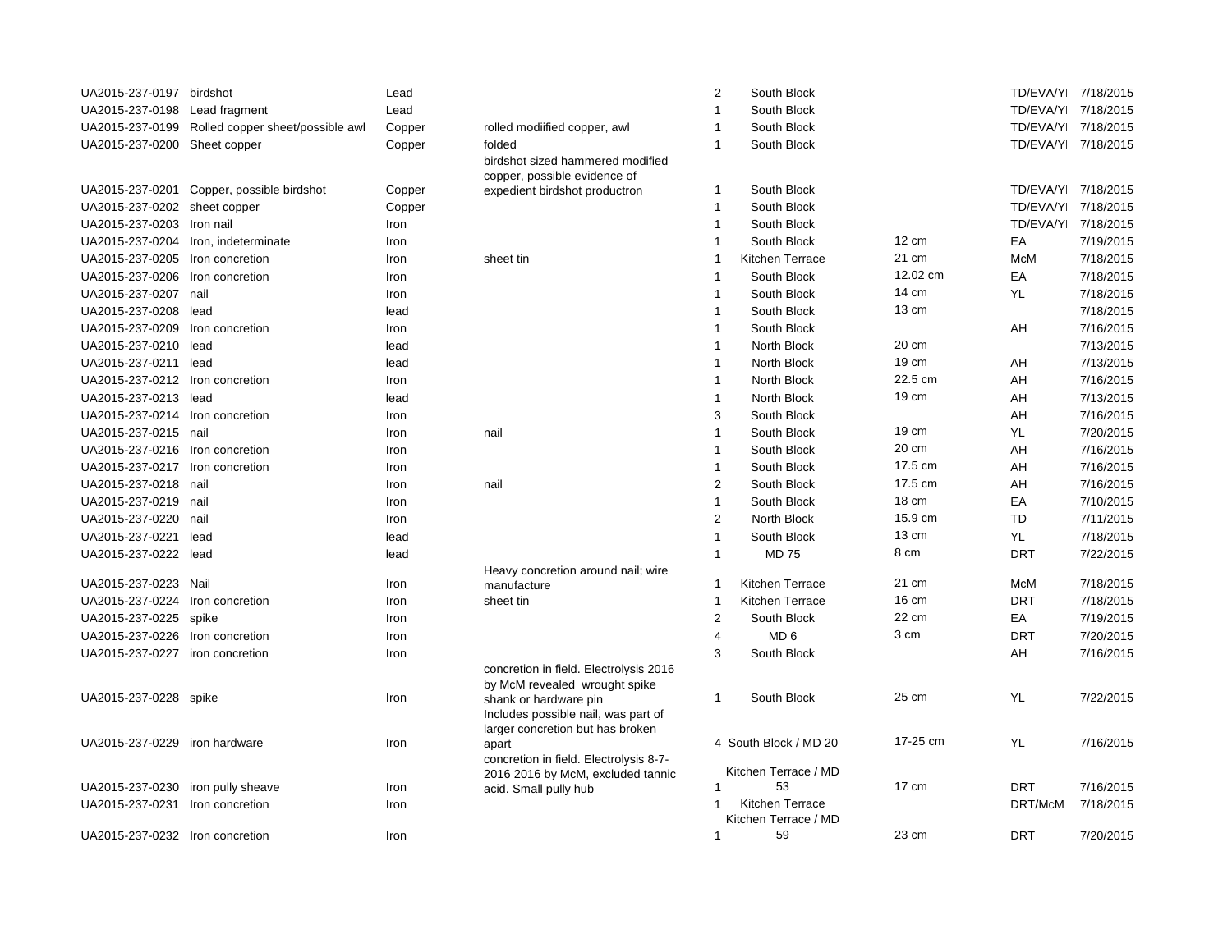| | | | | | | | | |
|---|---|---|---|---|---|---|---|---|
| UA2015-237-0197 | birdshot | Lead | | 2 | South Block | | TD/EVA/YI | 7/18/2015 |
| UA2015-237-0198 | Lead fragment | Lead | | 1 | South Block | | TD/EVA/YI | 7/18/2015 |
| UA2015-237-0199 | Rolled copper sheet/possible awl | Copper | rolled modiified copper, awl | 1 | South Block | | TD/EVA/YI | 7/18/2015 |
| UA2015-237-0200 | Sheet copper | Copper | folded | 1 | South Block | | TD/EVA/YI | 7/18/2015 |
| UA2015-237-0201 | Copper, possible birdshot | Copper | birdshot sized hammered modified copper, possible evidence of expedient birdshot productron | 1 | South Block | | TD/EVA/YI | 7/18/2015 |
| UA2015-237-0202 | sheet copper | Copper | | 1 | South Block | | TD/EVA/YI | 7/18/2015 |
| UA2015-237-0203 | Iron nail | Iron | | 1 | South Block | | TD/EVA/YI | 7/18/2015 |
| UA2015-237-0204 | Iron, indeterminate | Iron | | 1 | South Block | 12 cm | EA | 7/19/2015 |
| UA2015-237-0205 | Iron concretion | Iron | sheet tin | 1 | Kitchen Terrace | 21 cm | McM | 7/18/2015 |
| UA2015-237-0206 | Iron concretion | Iron | | 1 | South Block | 12.02 cm | EA | 7/18/2015 |
| UA2015-237-0207 | nail | Iron | | 1 | South Block | 14 cm | YL | 7/18/2015 |
| UA2015-237-0208 | lead | lead | | 1 | South Block | 13 cm | | 7/18/2015 |
| UA2015-237-0209 | Iron concretion | Iron | | 1 | South Block | | AH | 7/16/2015 |
| UA2015-237-0210 | lead | lead | | 1 | North Block | 20 cm | | 7/13/2015 |
| UA2015-237-0211 | lead | lead | | 1 | North Block | 19 cm | AH | 7/13/2015 |
| UA2015-237-0212 | Iron concretion | Iron | | 1 | North Block | 22.5 cm | AH | 7/16/2015 |
| UA2015-237-0213 | lead | lead | | 1 | North Block | 19 cm | AH | 7/13/2015 |
| UA2015-237-0214 | Iron concretion | Iron | | 3 | South Block | | AH | 7/16/2015 |
| UA2015-237-0215 | nail | Iron | nail | 1 | South Block | 19 cm | YL | 7/20/2015 |
| UA2015-237-0216 | Iron concretion | Iron | | 1 | South Block | 20 cm | AH | 7/16/2015 |
| UA2015-237-0217 | Iron concretion | Iron | | 1 | South Block | 17.5 cm | AH | 7/16/2015 |
| UA2015-237-0218 | nail | Iron | nail | 2 | South Block | 17.5 cm | AH | 7/16/2015 |
| UA2015-237-0219 | nail | Iron | | 1 | South Block | 18 cm | EA | 7/10/2015 |
| UA2015-237-0220 | nail | Iron | | 2 | North Block | 15.9 cm | TD | 7/11/2015 |
| UA2015-237-0221 | lead | lead | | 1 | South Block | 13 cm | YL | 7/18/2015 |
| UA2015-237-0222 | lead | lead | | 1 | MD 75 | 8 cm | DRT | 7/22/2015 |
| UA2015-237-0223 | Nail | Iron | Heavy concretion around nail; wire manufacture | 1 | Kitchen Terrace | 21 cm | McM | 7/18/2015 |
| UA2015-237-0224 | Iron concretion | Iron | sheet tin | 1 | Kitchen Terrace | 16 cm | DRT | 7/18/2015 |
| UA2015-237-0225 | spike | Iron | | 2 | South Block | 22 cm | EA | 7/19/2015 |
| UA2015-237-0226 | Iron concretion | Iron | | 4 | MD 6 | 3 cm | DRT | 7/20/2015 |
| UA2015-237-0227 | iron concretion | Iron | | 3 | South Block | | AH | 7/16/2015 |
| UA2015-237-0228 | spike | Iron | concretion in field. Electrolysis 2016 by McM revealed wrought spike shank or hardware pin | 1 | South Block | 25 cm | YL | 7/22/2015 |
| UA2015-237-0229 | iron hardware | Iron | Includes possible nail, was part of larger concretion but has broken apart | 4 | South Block / MD 20 | 17-25 cm | YL | 7/16/2015 |
| UA2015-237-0230 | iron pully sheave | Iron | concretion in field. Electrolysis 8-7-2016 2016 by McM, excluded tannic acid. Small pully hub | 1 | Kitchen Terrace / MD 53 | 17 cm | DRT | 7/16/2015 |
| UA2015-237-0231 | Iron concretion | Iron | | 1 | Kitchen Terrace | | DRT/McM | 7/18/2015 |
| UA2015-237-0232 | Iron concretion | Iron | | 1 | Kitchen Terrace / MD 59 | 23 cm | DRT | 7/20/2015 |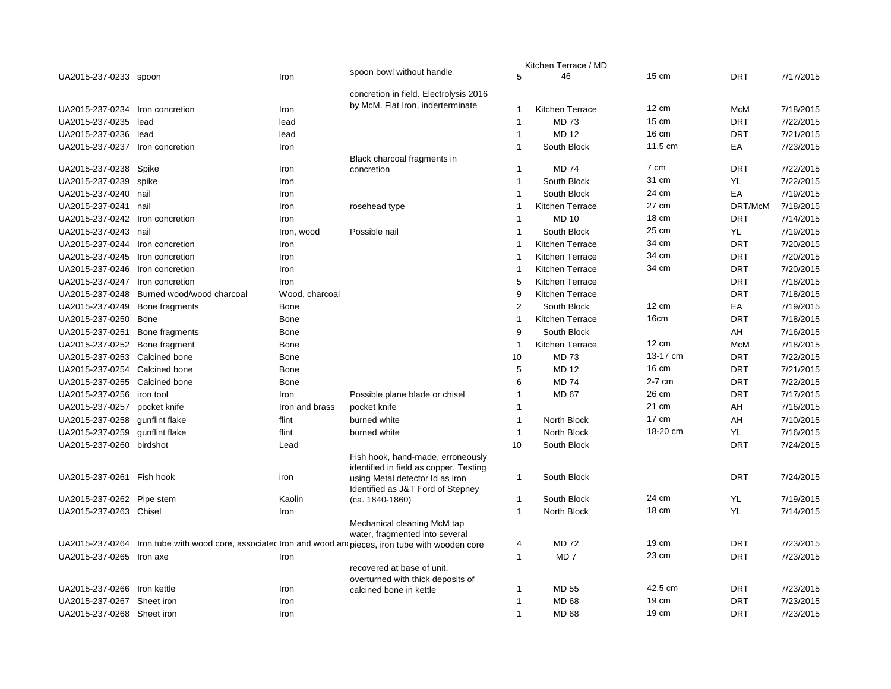| | | | | | | | | |
|---|---|---|---|---|---|---|---|---|
| UA2015-237-0233 | spoon | Iron | spoon bowl without handle | 5 | Kitchen Terrace / MD 46 | 15 cm | DRT | 7/17/2015 |
| UA2015-237-0234 | Iron concretion | Iron | concretion in field. Electrolysis 2016 by McM. Flat Iron, inderterminate | 1 | Kitchen Terrace | 12 cm | McM | 7/18/2015 |
| UA2015-237-0235 | lead | lead | | 1 | MD 73 | 15 cm | DRT | 7/22/2015 |
| UA2015-237-0236 | lead | lead | | 1 | MD 12 | 16 cm | DRT | 7/21/2015 |
| UA2015-237-0237 | Iron concretion | Iron | | 1 | South Block | 11.5 cm | EA | 7/23/2015 |
| UA2015-237-0238 | Spike | Iron | Black charcoal fragments in concretion | 1 | MD 74 | 7 cm | DRT | 7/22/2015 |
| UA2015-237-0239 | spike | Iron | | 1 | South Block | 31 cm | YL | 7/22/2015 |
| UA2015-237-0240 | nail | Iron | | 1 | South Block | 24 cm | EA | 7/19/2015 |
| UA2015-237-0241 | nail | Iron | rosehead type | 1 | Kitchen Terrace | 27 cm | DRT/McM | 7/18/2015 |
| UA2015-237-0242 | Iron concretion | Iron | | 1 | MD 10 | 18 cm | DRT | 7/14/2015 |
| UA2015-237-0243 | nail | Iron, wood | Possible nail | 1 | South Block | 25 cm | YL | 7/19/2015 |
| UA2015-237-0244 | Iron concretion | Iron | | 1 | Kitchen Terrace | 34 cm | DRT | 7/20/2015 |
| UA2015-237-0245 | Iron concretion | Iron | | 1 | Kitchen Terrace | 34 cm | DRT | 7/20/2015 |
| UA2015-237-0246 | Iron concretion | Iron | | 1 | Kitchen Terrace | 34 cm | DRT | 7/20/2015 |
| UA2015-237-0247 | Iron concretion | Iron | | 5 | Kitchen Terrace | | DRT | 7/18/2015 |
| UA2015-237-0248 | Burned wood/wood charcoal | Wood, charcoal | | 9 | Kitchen Terrace | | DRT | 7/18/2015 |
| UA2015-237-0249 | Bone fragments | Bone | | 2 | South Block | 12 cm | EA | 7/19/2015 |
| UA2015-237-0250 | Bone | Bone | | 1 | Kitchen Terrace | 16cm | DRT | 7/18/2015 |
| UA2015-237-0251 | Bone fragments | Bone | | 9 | South Block | | AH | 7/16/2015 |
| UA2015-237-0252 | Bone fragment | Bone | | 1 | Kitchen Terrace | 12 cm | McM | 7/18/2015 |
| UA2015-237-0253 | Calcined bone | Bone | | 10 | MD 73 | 13-17 cm | DRT | 7/22/2015 |
| UA2015-237-0254 | Calcined bone | Bone | | 5 | MD 12 | 16 cm | DRT | 7/21/2015 |
| UA2015-237-0255 | Calcined bone | Bone | | 6 | MD 74 | 2-7 cm | DRT | 7/22/2015 |
| UA2015-237-0256 | iron tool | Iron | Possible plane blade or chisel | 1 | MD 67 | 26 cm | DRT | 7/17/2015 |
| UA2015-237-0257 | pocket knife | Iron and brass | pocket knife | 1 | | 21 cm | AH | 7/16/2015 |
| UA2015-237-0258 | gunflint flake | flint | burned white | 1 | North Block | 17 cm | AH | 7/10/2015 |
| UA2015-237-0259 | gunflint flake | flint | burned white | 1 | North Block | 18-20 cm | YL | 7/16/2015 |
| UA2015-237-0260 | birdshot | Lead | | 10 | South Block | | DRT | 7/24/2015 |
| UA2015-237-0261 | Fish hook | iron | Fish hook, hand-made, erroneously identified in field as copper. Testing using Metal detector Id as iron | 1 | South Block | | DRT | 7/24/2015 |
| UA2015-237-0262 | Pipe stem | Kaolin | Identified as J&T Ford of Stepney (ca. 1840-1860) | 1 | South Block | 24 cm | YL | 7/19/2015 |
| UA2015-237-0263 | Chisel | Iron | | 1 | North Block | 18 cm | YL | 7/14/2015 |
| UA2015-237-0264 | Iron tube with wood core, associated | Iron and wood an | Mechanical cleaning McM tap water, fragmented into several pieces, iron tube with wooden core | 4 | MD 72 | 19 cm | DRT | 7/23/2015 |
| UA2015-237-0265 | Iron axe | Iron | | 1 | MD 7 | 23 cm | DRT | 7/23/2015 |
| UA2015-237-0266 | Iron kettle | Iron | recovered at base of unit, overturned with thick deposits of calcined bone in kettle | 1 | MD 55 | 42.5 cm | DRT | 7/23/2015 |
| UA2015-237-0267 | Sheet iron | Iron | | 1 | MD 68 | 19 cm | DRT | 7/23/2015 |
| UA2015-237-0268 | Sheet iron | Iron | | 1 | MD 68 | 19 cm | DRT | 7/23/2015 |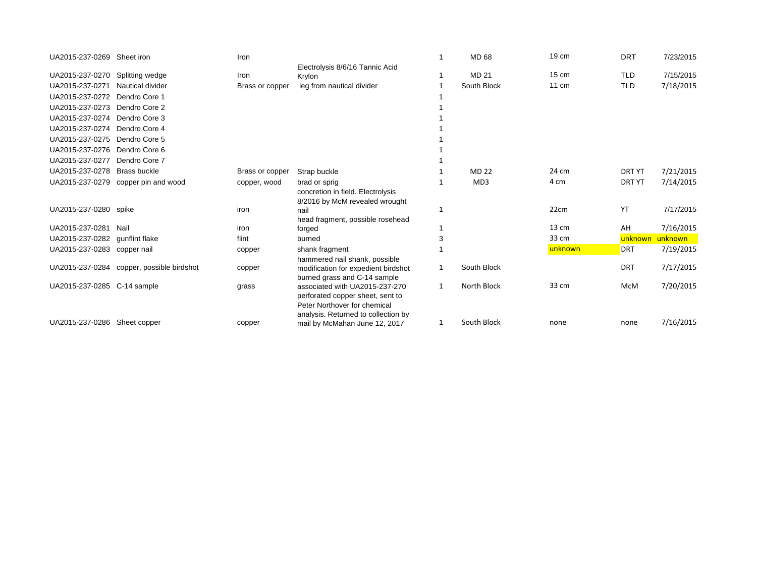| | | | | | | | | |
|---|---|---|---|---|---|---|---|---|
| UA2015-237-0269 | Sheet iron | Iron | | 1 | MD 68 | 19 cm | DRT | 7/23/2015 |
| UA2015-237-0270 | Splitting wedge | Iron | Electrolysis 8/6/16 Tannic Acid Krylon | 1 | MD 21 | 15 cm | TLD | 7/15/2015 |
| UA2015-237-0271 | Nautical divider | Brass or copper | leg from nautical divider | 1 | South Block | 11 cm | TLD | 7/18/2015 |
| UA2015-237-0272 | Dendro Core 1 | | | 1 | | | | |
| UA2015-237-0273 | Dendro Core 2 | | | 1 | | | | |
| UA2015-237-0274 | Dendro Core 3 | | | 1 | | | | |
| UA2015-237-0274 | Dendro Core 4 | | | 1 | | | | |
| UA2015-237-0275 | Dendro Core 5 | | | 1 | | | | |
| UA2015-237-0276 | Dendro Core 6 | | | 1 | | | | |
| UA2015-237-0277 | Dendro Core 7 | | | 1 | | | | |
| UA2015-237-0278 | Brass buckle | Brass or copper | Strap buckle | 1 | MD 22 | 24 cm | DRT YT | 7/21/2015 |
| UA2015-237-0279 | copper pin and wood | copper, wood | brad or sprig | 1 | MD3 | 4 cm | DRT YT | 7/14/2015 |
| UA2015-237-0280 | spike | iron | concretion in field. Electrolysis 8/2016 by McM revealed wrought nail | 1 | | 22cm | YT | 7/17/2015 |
| UA2015-237-0281 | Nail | iron | head fragment, possible rosehead forged | 1 | | 13 cm | AH | 7/16/2015 |
| UA2015-237-0282 | gunflint flake | flint | burned | 3 | | 33 cm | unknown | unknown |
| UA2015-237-0283 | copper nail | copper | shank fragment | 1 | | unknown | DRT | 7/19/2015 |
| UA2015-237-0284 | copper, possible birdshot | copper | hammered nail shank, possible modification for expedient birdshot | 1 | South Block | | DRT | 7/17/2015 |
| UA2015-237-0285 | C-14 sample | grass | burned grass and C-14 sample associated with UA2015-237-270 | 1 | North Block | 33 cm | McM | 7/20/2015 |
| UA2015-237-0286 | Sheet copper | copper | perforated copper sheet, sent to Peter Northover for chemical analysis. Returned to collection by mail by McMahan June 12, 2017 | 1 | South Block | none | none | 7/16/2015 |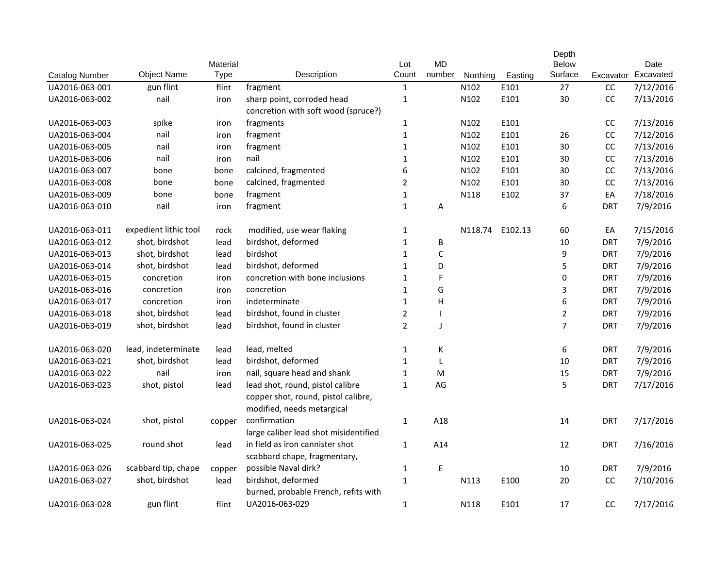| Catalog Number | Object Name | Material Type | Description | Lot Count | MD number | Northing | Easting | Depth Below Surface | Excavator | Date Excavated |
|---|---|---|---|---|---|---|---|---|---|---|
| UA2016-063-001 | gun flint | flint | fragment | 1 | | N102 | E101 | 27 | CC | 7/12/2016 |
| UA2016-063-002 | nail | iron | sharp point, corroded head concretion with soft wood (spruce?) | 1 | | N102 | E101 | 30 | CC | 7/13/2016 |
| UA2016-063-003 | spike | iron | fragments | 1 | | N102 | E101 | | CC | 7/13/2016 |
| UA2016-063-004 | nail | iron | fragment | 1 | | N102 | E101 | 26 | CC | 7/12/2016 |
| UA2016-063-005 | nail | iron | fragment | 1 | | N102 | E101 | 30 | CC | 7/13/2016 |
| UA2016-063-006 | nail | iron | nail | 1 | | N102 | E101 | 30 | CC | 7/13/2016 |
| UA2016-063-007 | bone | bone | calcined, fragmented | 6 | | N102 | E101 | 30 | CC | 7/13/2016 |
| UA2016-063-008 | bone | bone | calcined, fragmented | 2 | | N102 | E101 | 30 | CC | 7/13/2016 |
| UA2016-063-009 | bone | bone | fragment | 1 | | N118 | E102 | 37 | EA | 7/18/2016 |
| UA2016-063-010 | nail | iron | fragment | 1 | A | | | 6 | DRT | 7/9/2016 |
| UA2016-063-011 | expedient lithic tool | rock | modified, use wear flaking | 1 | | N118.74 | E102.13 | 60 | EA | 7/15/2016 |
| UA2016-063-012 | shot, birdshot | lead | birdshot, deformed | 1 | B | | | 10 | DRT | 7/9/2016 |
| UA2016-063-013 | shot, birdshot | lead | birdshot | 1 | C | | | 9 | DRT | 7/9/2016 |
| UA2016-063-014 | shot, birdshot | lead | birdshot, deformed | 1 | D | | | 5 | DRT | 7/9/2016 |
| UA2016-063-015 | concretion | iron | concretion with bone inclusions | 1 | F | | | 0 | DRT | 7/9/2016 |
| UA2016-063-016 | concretion | iron | concretion | 1 | G | | | 3 | DRT | 7/9/2016 |
| UA2016-063-017 | concretion | iron | indeterminate | 1 | H | | | 6 | DRT | 7/9/2016 |
| UA2016-063-018 | shot, birdshot | lead | birdshot, found in cluster | 2 | I | | | 2 | DRT | 7/9/2016 |
| UA2016-063-019 | shot, birdshot | lead | birdshot, found in cluster | 2 | J | | | 7 | DRT | 7/9/2016 |
| UA2016-063-020 | lead, indeterminate | lead | lead, melted | 1 | K | | | 6 | DRT | 7/9/2016 |
| UA2016-063-021 | shot, birdshot | lead | birdshot, deformed | 1 | L | | | 10 | DRT | 7/9/2016 |
| UA2016-063-022 | nail | iron | nail, square head and shank | 1 | M | | | 15 | DRT | 7/9/2016 |
| UA2016-063-023 | shot, pistol | lead | lead shot, round, pistol calibre | 1 | AG | | | 5 | DRT | 7/17/2016 |
| UA2016-063-024 | shot, pistol | copper | copper shot, round, pistol calibre, modified, needs metargical confirmation | 1 | A18 | | | 14 | DRT | 7/17/2016 |
| UA2016-063-025 | round shot | lead | large caliber lead shot misidentified in field as iron cannister shot | 1 | A14 | | | 12 | DRT | 7/16/2016 |
| UA2016-063-026 | scabbard tip, chape | copper | scabbard chape, fragmentary, possible Naval dirk? | 1 | E | | | 10 | DRT | 7/9/2016 |
| UA2016-063-027 | shot, birdshot | lead | birdshot, deformed | 1 | | N113 | E100 | 20 | CC | 7/10/2016 |
| UA2016-063-028 | gun flint | flint | burned, probable French, refits with UA2016-063-029 | 1 | | N118 | E101 | 17 | CC | 7/17/2016 |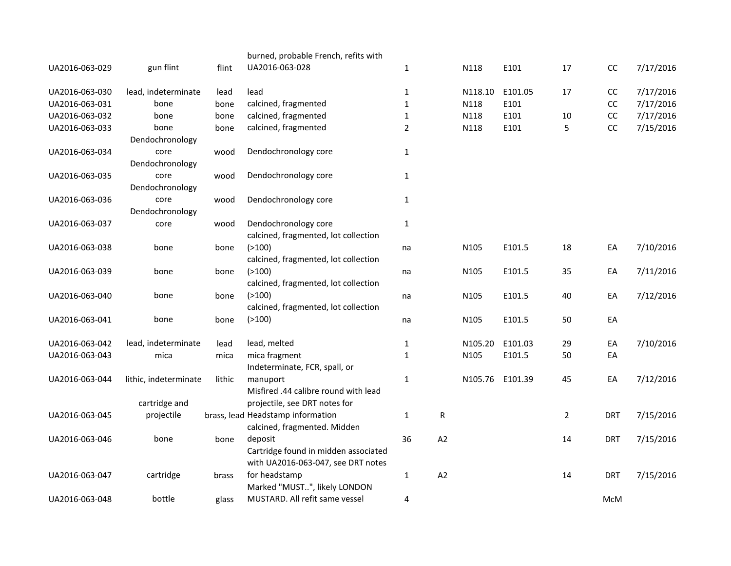| | | | | | | | | | | |
|---|---|---|---|---|---|---|---|---|---|---|
| UA2016-063-029 | gun flint | flint | burned, probable French, refits with UA2016-063-028 | 1 | | N118 | E101 | 17 | CC | 7/17/2016 |
| UA2016-063-030 | lead, indeterminate | lead | lead | 1 | | N118.10 | E101.05 | 17 | CC | 7/17/2016 |
| UA2016-063-031 | bone | bone | calcined, fragmented | 1 | | N118 | E101 | | CC | 7/17/2016 |
| UA2016-063-032 | bone | bone | calcined, fragmented | 1 | | N118 | E101 | 10 | CC | 7/17/2016 |
| UA2016-063-033 | bone | bone | calcined, fragmented | 2 | | N118 | E101 | 5 | CC | 7/15/2016 |
| UA2016-063-034 | Dendochronology core | wood | Dendochronology core | 1 | | | | | | |
| UA2016-063-035 | Dendochronology core | wood | Dendochronology core | 1 | | | | | | |
| UA2016-063-036 | Dendochronology core | wood | Dendochronology core | 1 | | | | | | |
| UA2016-063-037 | Dendochronology core | wood | Dendochronology core | 1 | | | | | | |
| UA2016-063-038 | bone | bone | calcined, fragmented, lot collection (>100) | na | | N105 | E101.5 | 18 | EA | 7/10/2016 |
| UA2016-063-039 | bone | bone | calcined, fragmented, lot collection (>100) | na | | N105 | E101.5 | 35 | EA | 7/11/2016 |
| UA2016-063-040 | bone | bone | calcined, fragmented, lot collection (>100) | na | | N105 | E101.5 | 40 | EA | 7/12/2016 |
| UA2016-063-041 | bone | bone | calcined, fragmented, lot collection (>100) | na | | N105 | E101.5 | 50 | EA | |
| UA2016-063-042 | lead, indeterminate | lead | lead, melted | 1 | | N105.20 | E101.03 | 29 | EA | 7/10/2016 |
| UA2016-063-043 | mica | mica | mica fragment | 1 | | N105 | E101.5 | 50 | EA | |
| UA2016-063-044 | lithic, indeterminate | lithic | Indeterminate, FCR, spall, or manuport | 1 | | N105.76 | E101.39 | 45 | EA | 7/12/2016 |
| UA2016-063-045 | cartridge and projectile | brass, lead | Misfired .44 calibre round with lead projectile, see DRT notes for Headstamp information | 1 | R | | | 2 | DRT | 7/15/2016 |
| UA2016-063-046 | bone | bone | calcined, fragmented. Midden deposit | 36 | A2 | | | 14 | DRT | 7/15/2016 |
| UA2016-063-047 | cartridge | brass | Cartridge found in midden associated with UA2016-063-047, see DRT notes for headstamp | 1 | A2 | | | 14 | DRT | 7/15/2016 |
| UA2016-063-048 | bottle | glass | Marked "MUST..", likely LONDON MUSTARD. All refit same vessel | 4 | | | | | McM | |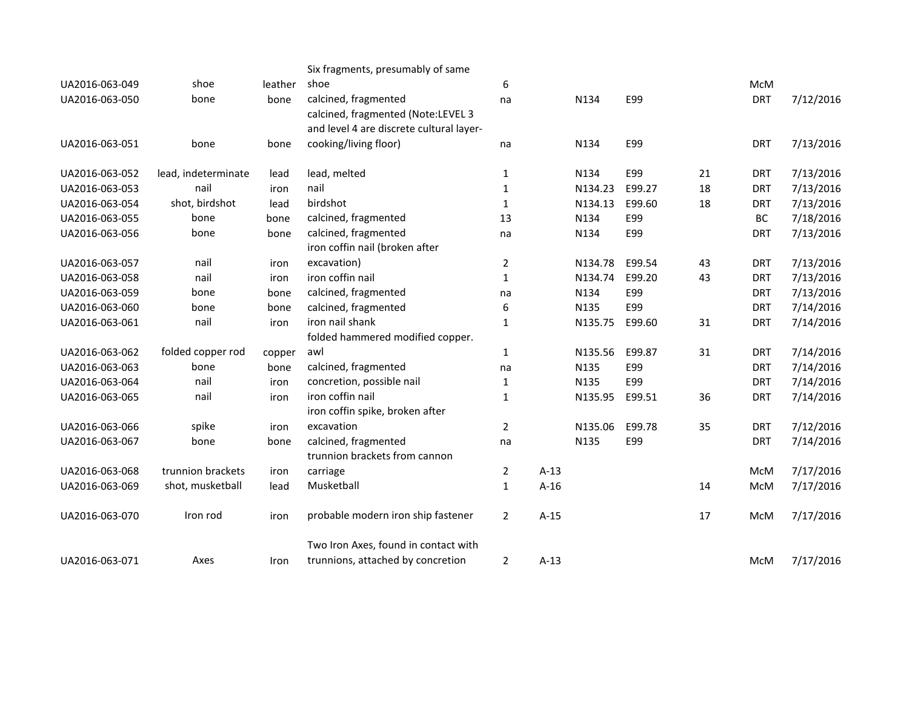| | | | | | | | | | | |
|---|---|---|---|---|---|---|---|---|---|---|
| UA2016-063-049 | shoe | leather | Six fragments, presumably of same shoe | 6 | | | | | McM | |
| UA2016-063-050 | bone | bone | calcined, fragmented | na | | N134 | E99 | | DRT | 7/12/2016 |
| UA2016-063-051 | bone | bone | calcined, fragmented (Note:LEVEL 3 and level 4 are discrete cultural layer- cooking/living floor) | na | | N134 | E99 | | DRT | 7/13/2016 |
| UA2016-063-052 | lead, indeterminate | lead | lead, melted | 1 | | N134 | E99 | 21 | DRT | 7/13/2016 |
| UA2016-063-053 | nail | iron | nail | 1 | | N134.23 | E99.27 | 18 | DRT | 7/13/2016 |
| UA2016-063-054 | shot, birdshot | lead | birdshot | 1 | | N134.13 | E99.60 | 18 | DRT | 7/13/2016 |
| UA2016-063-055 | bone | bone | calcined, fragmented | 13 | | N134 | E99 | | BC | 7/18/2016 |
| UA2016-063-056 | bone | bone | calcined, fragmented | na | | N134 | E99 | | DRT | 7/13/2016 |
| UA2016-063-057 | nail | iron | iron coffin nail (broken after excavation) | 2 | | N134.78 | E99.54 | 43 | DRT | 7/13/2016 |
| UA2016-063-058 | nail | iron | iron coffin nail | 1 | | N134.74 | E99.20 | 43 | DRT | 7/13/2016 |
| UA2016-063-059 | bone | bone | calcined, fragmented | na | | N134 | E99 | | DRT | 7/13/2016 |
| UA2016-063-060 | bone | bone | calcined, fragmented | 6 | | N135 | E99 | | DRT | 7/14/2016 |
| UA2016-063-061 | nail | iron | iron nail shank | 1 | | N135.75 | E99.60 | 31 | DRT | 7/14/2016 |
| UA2016-063-062 | folded copper rod | copper | folded hammered modified copper. awl | 1 | | N135.56 | E99.87 | 31 | DRT | 7/14/2016 |
| UA2016-063-063 | bone | bone | calcined, fragmented | na | | N135 | E99 | | DRT | 7/14/2016 |
| UA2016-063-064 | nail | iron | concretion, possible nail | 1 | | N135 | E99 | | DRT | 7/14/2016 |
| UA2016-063-065 | nail | iron | iron coffin nail | 1 | | N135.95 | E99.51 | 36 | DRT | 7/14/2016 |
| UA2016-063-066 | spike | iron | iron coffin spike, broken after excavation | 2 | | N135.06 | E99.78 | 35 | DRT | 7/12/2016 |
| UA2016-063-067 | bone | bone | calcined, fragmented | na | | N135 | E99 | | DRT | 7/14/2016 |
| UA2016-063-068 | trunnion brackets | iron | trunnion brackets from cannon carriage | 2 | A-13 | | | | McM | 7/17/2016 |
| UA2016-063-069 | shot, musketball | lead | Musketball | 1 | A-16 | | | 14 | McM | 7/17/2016 |
| UA2016-063-070 | Iron rod | iron | probable modern iron ship fastener | 2 | A-15 | | | 17 | McM | 7/17/2016 |
| UA2016-063-071 | Axes | Iron | Two Iron Axes, found in contact with trunnions, attached by concretion | 2 | A-13 | | | | McM | 7/17/2016 |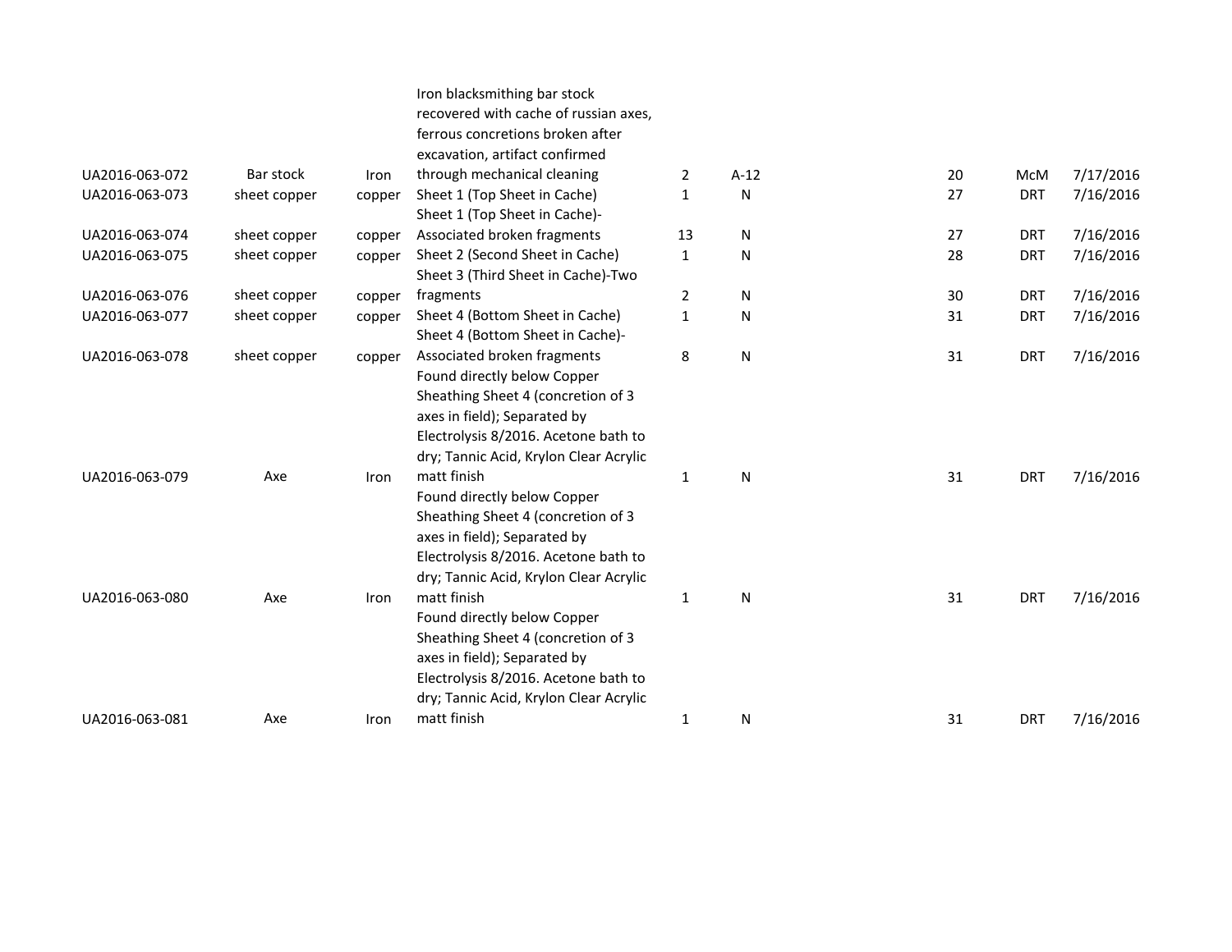| | | | | | | | | |
|---|---|---|---|---|---|---|---|---|
| UA2016-063-072 | Bar stock | Iron | Iron blacksmithing bar stock recovered with cache of russian axes, ferrous concretions broken after excavation, artifact confirmed through mechanical cleaning | 2 | A-12 | 20 | McM | 7/17/2016 |
| UA2016-063-073 | sheet copper | copper | Sheet 1 (Top Sheet in Cache) | 1 | N | 27 | DRT | 7/16/2016 |
| UA2016-063-074 | sheet copper | copper | Sheet 1 (Top Sheet in Cache)-Associated broken fragments | 13 | N | 27 | DRT | 7/16/2016 |
| UA2016-063-075 | sheet copper | copper | Sheet 2 (Second Sheet in Cache) | 1 | N | 28 | DRT | 7/16/2016 |
| UA2016-063-076 | sheet copper | copper | Sheet 3 (Third Sheet in Cache)-Two fragments | 2 | N | 30 | DRT | 7/16/2016 |
| UA2016-063-077 | sheet copper | copper | Sheet 4 (Bottom Sheet in Cache) | 1 | N | 31 | DRT | 7/16/2016 |
| UA2016-063-078 | sheet copper | copper | Sheet 4 (Bottom Sheet in Cache)-Associated broken fragments | 8 | N | 31 | DRT | 7/16/2016 |
| UA2016-063-079 | Axe | Iron | Found directly below Copper Sheathing Sheet 4 (concretion of 3 axes in field); Separated by Electrolysis 8/2016. Acetone bath to dry; Tannic Acid, Krylon Clear Acrylic matt finish | 1 | N | 31 | DRT | 7/16/2016 |
| UA2016-063-080 | Axe | Iron | Found directly below Copper Sheathing Sheet 4 (concretion of 3 axes in field); Separated by Electrolysis 8/2016. Acetone bath to dry; Tannic Acid, Krylon Clear Acrylic matt finish | 1 | N | 31 | DRT | 7/16/2016 |
| UA2016-063-081 | Axe | Iron | Found directly below Copper Sheathing Sheet 4 (concretion of 3 axes in field); Separated by Electrolysis 8/2016. Acetone bath to dry; Tannic Acid, Krylon Clear Acrylic matt finish | 1 | N | 31 | DRT | 7/16/2016 |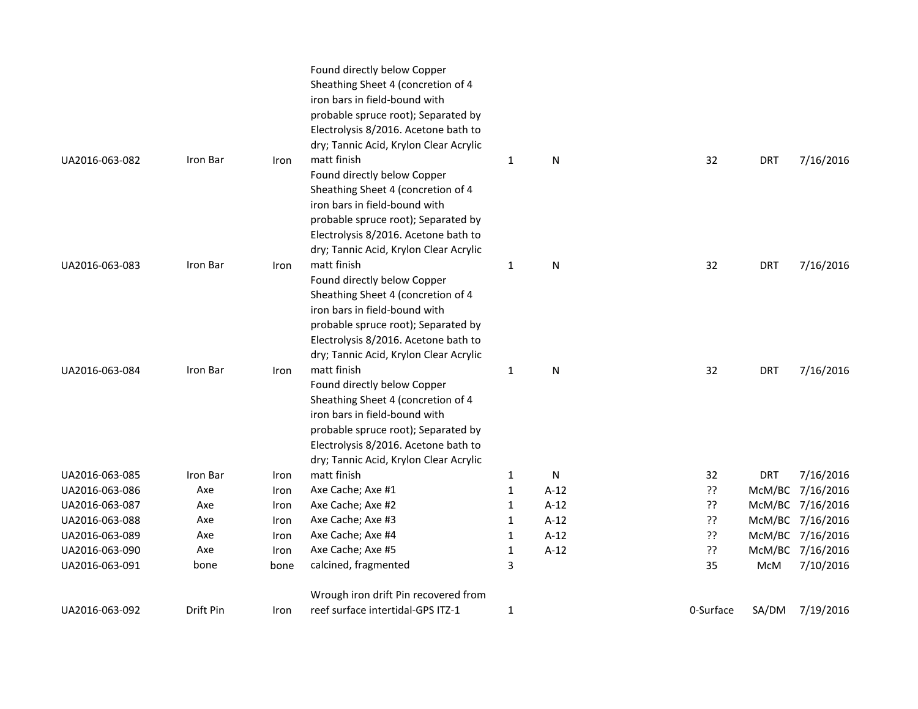| | | | | | | | | | |
|---|---|---|---|---|---|---|---|---|---|
| UA2016-063-082 | Iron Bar | Iron | Found directly below Copper Sheathing Sheet 4 (concretion of 4 iron bars in field-bound with probable spruce root); Separated by Electrolysis 8/2016. Acetone bath to dry; Tannic Acid, Krylon Clear Acrylic matt finish | 1 | N | | 32 | DRT | 7/16/2016 |
| UA2016-063-083 | Iron Bar | Iron | Found directly below Copper Sheathing Sheet 4 (concretion of 4 iron bars in field-bound with probable spruce root); Separated by Electrolysis 8/2016. Acetone bath to dry; Tannic Acid, Krylon Clear Acrylic matt finish | 1 | N | | 32 | DRT | 7/16/2016 |
| UA2016-063-084 | Iron Bar | Iron | Found directly below Copper Sheathing Sheet 4 (concretion of 4 iron bars in field-bound with probable spruce root); Separated by Electrolysis 8/2016. Acetone bath to dry; Tannic Acid, Krylon Clear Acrylic matt finish | 1 | N | | 32 | DRT | 7/16/2016 |
| UA2016-063-085 | Iron Bar | Iron | Found directly below Copper Sheathing Sheet 4 (concretion of 4 iron bars in field-bound with probable spruce root); Separated by Electrolysis 8/2016. Acetone bath to dry; Tannic Acid, Krylon Clear Acrylic matt finish | 1 | N | | 32 | DRT | 7/16/2016 |
| UA2016-063-086 | Axe | Iron | Axe Cache; Axe #1 | 1 | A-12 | | ?? | McM/BC | 7/16/2016 |
| UA2016-063-087 | Axe | Iron | Axe Cache; Axe #2 | 1 | A-12 | | ?? | McM/BC | 7/16/2016 |
| UA2016-063-088 | Axe | Iron | Axe Cache; Axe #3 | 1 | A-12 | | ?? | McM/BC | 7/16/2016 |
| UA2016-063-089 | Axe | Iron | Axe Cache; Axe #4 | 1 | A-12 | | ?? | McM/BC | 7/16/2016 |
| UA2016-063-090 | Axe | Iron | Axe Cache; Axe #5 | 1 | A-12 | | ?? | McM/BC | 7/16/2016 |
| UA2016-063-091 | bone | bone | calcined, fragmented | 3 | | | 35 | McM | 7/10/2016 |
| UA2016-063-092 | Drift Pin | Iron | Wrough iron drift Pin recovered from reef surface intertidal-GPS ITZ-1 | 1 | | | 0-Surface | SA/DM | 7/19/2016 |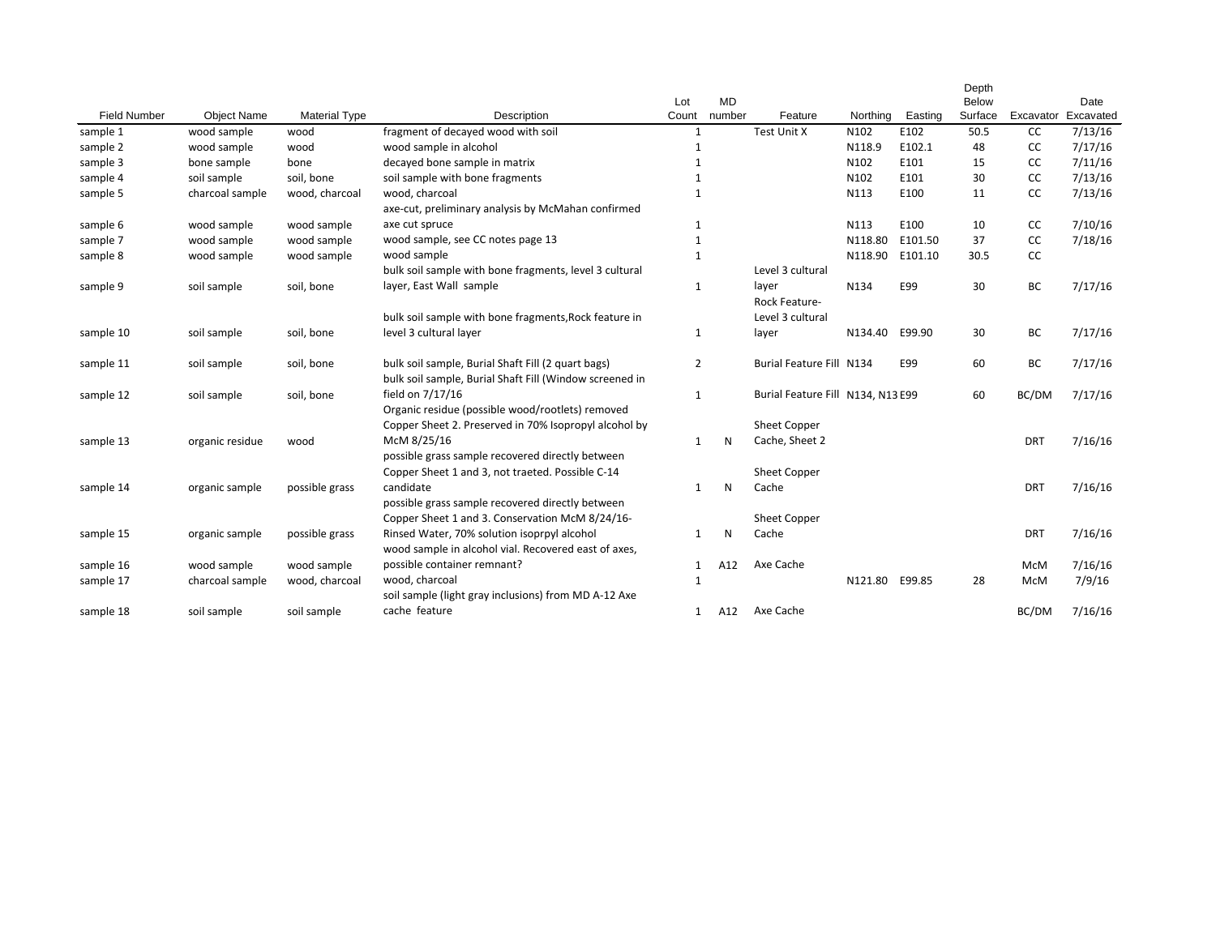| Field Number | Object Name | Material Type | Description | Lot Count | MD number | Feature | Northing | Easting | Depth Below Surface | Excavator | Date Excavated |
|---|---|---|---|---|---|---|---|---|---|---|---|
| sample 1 | wood sample | wood | fragment of decayed wood with soil | 1 | | Test Unit X | N102 | E102 | 50.5 | CC | 7/13/16 |
| sample 2 | wood sample | wood | wood sample in alcohol | 1 | | | N118.9 | E102.1 | 48 | CC | 7/17/16 |
| sample 3 | bone sample | bone | decayed bone sample in matrix | 1 | | | N102 | E101 | 15 | CC | 7/11/16 |
| sample 4 | soil sample | soil, bone | soil sample with bone fragments | 1 | | | N102 | E101 | 30 | CC | 7/13/16 |
| sample 5 | charcoal sample | wood, charcoal | wood, charcoal | 1 | | | N113 | E100 | 11 | CC | 7/13/16 |
| sample 6 | wood sample | wood sample | axe-cut, preliminary analysis by McMahan confirmed axe cut spruce | 1 | | | N113 | E100 | 10 | CC | 7/10/16 |
| sample 7 | wood sample | wood sample | wood sample, see CC notes page 13 | 1 | | | N118.80 | E101.50 | 37 | CC | 7/18/16 |
| sample 8 | wood sample | wood sample | wood sample | 1 | | | N118.90 | E101.10 | 30.5 | CC | |
| sample 9 | soil sample | soil, bone | bulk soil sample with bone fragments, level 3 cultural layer, East Wall sample | 1 | | Level 3 cultural layer | N134 | E99 | 30 | BC | 7/17/16 |
| sample 10 | soil sample | soil, bone | bulk soil sample with bone fragments,Rock feature in level 3 cultural layer | 1 | | Rock Feature-Level 3 cultural layer | N134.40 | E99.90 | 30 | BC | 7/17/16 |
| sample 11 | soil sample | soil, bone | bulk soil sample, Burial Shaft Fill (2 quart bags) | 2 | | Burial Feature Fill | N134 | E99 | 60 | BC | 7/17/16 |
| sample 12 | soil sample | soil, bone | bulk soil sample, Burial Shaft Fill (Window screened in field on 7/17/16 | 1 | | Burial Feature Fill | N134, N13 | E99 | 60 | BC/DM | 7/17/16 |
| sample 13 | organic residue | wood | Organic residue (possible wood/rootlets) removed Copper Sheet 2. Preserved in 70% Isopropyl alcohol by McM 8/25/16 | 1 | N | Sheet Copper Cache, Sheet 2 | | | | DRT | 7/16/16 |
| sample 14 | organic sample | possible grass | possible grass sample recovered directly between Copper Sheet 1 and 3, not traeted. Possible C-14 candidate | 1 | N | Sheet Copper Cache | | | | DRT | 7/16/16 |
| sample 15 | organic sample | possible grass | possible grass sample recovered directly between Copper Sheet 1 and 3. Conservation McM 8/24/16-Rinsed Water, 70% solution isoprpyl alcohol | 1 | N | Sheet Copper Cache | | | | DRT | 7/16/16 |
| sample 16 | wood sample | wood sample | wood sample in alcohol vial. Recovered east of axes, possible container remnant? | 1 | A12 | Axe Cache | | | | McM | 7/16/16 |
| sample 17 | charcoal sample | wood, charcoal | wood, charcoal | 1 | | | N121.80 | E99.85 | 28 | McM | 7/9/16 |
| sample 18 | soil sample | soil sample | soil sample (light gray inclusions) from MD A-12 Axe cache feature | 1 | A12 | Axe Cache | | | | BC/DM | 7/16/16 |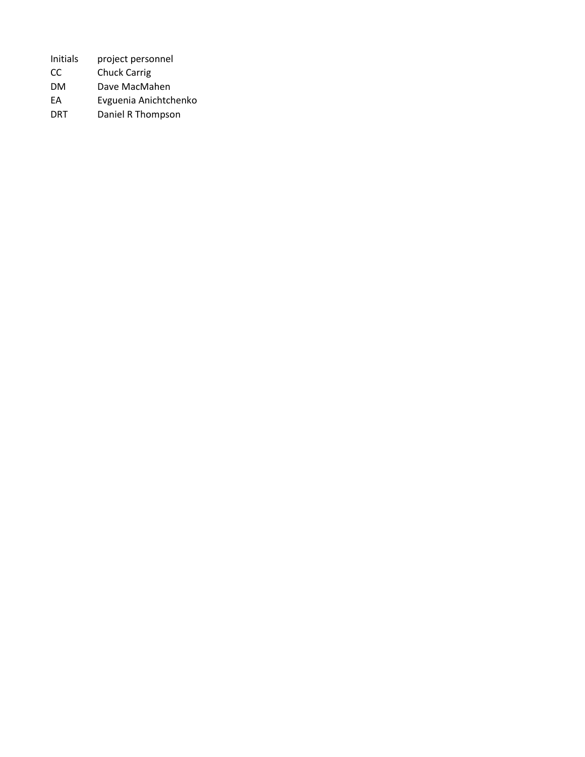| Initials | project personnel |
| --- | --- |
| CC | Chuck Carrig |
| DM | Dave MacMahen |
| EA | Evguenia Anichtchenko |
| DRT | Daniel R Thompson |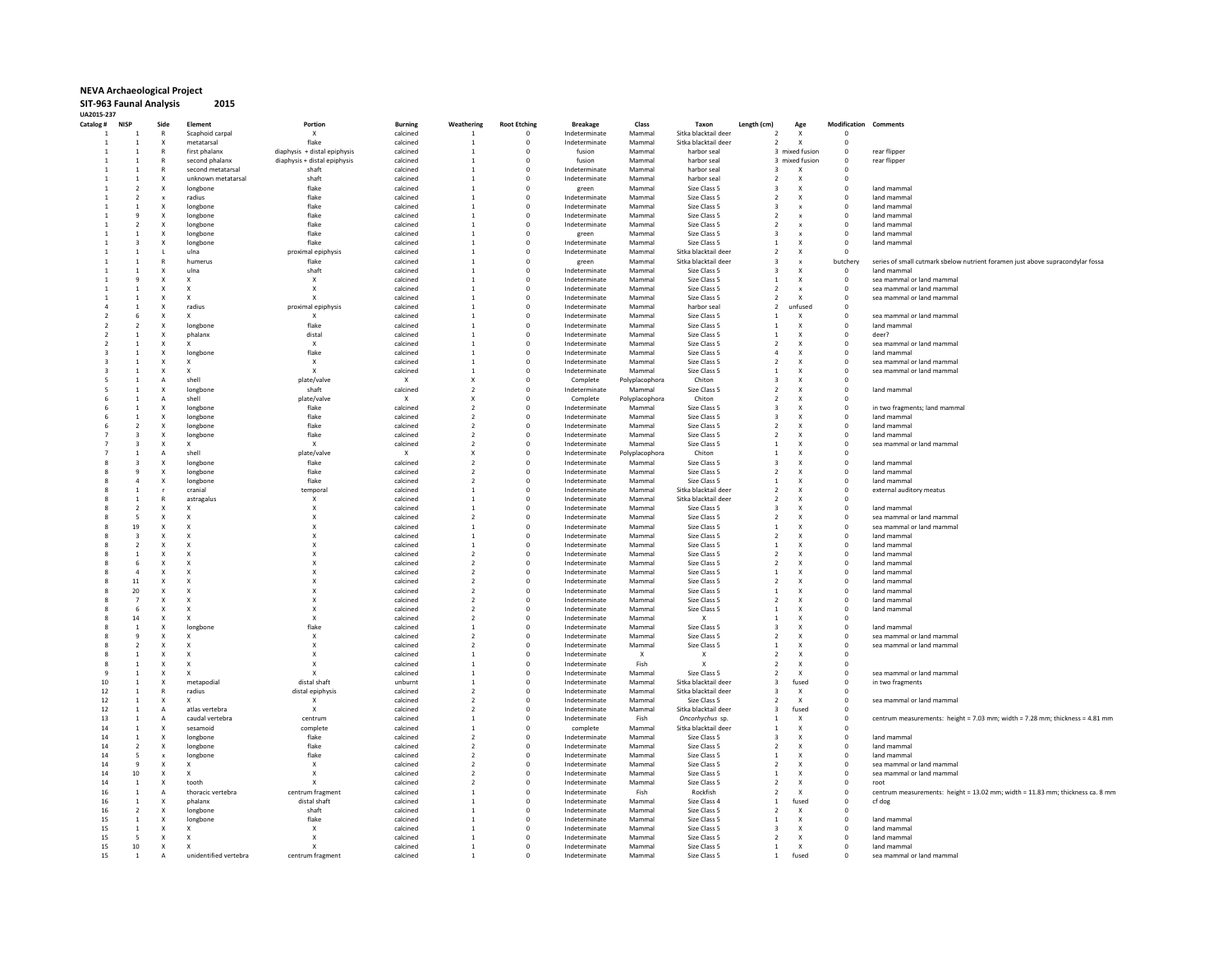**NEVA Archaeological Project**

**SIT-963 Faunal Analysis 2015**

**UA2015-237**

| Catalog # | NISP | Side | Element | Portion | Burning | Weathering | Root Etching | Breakage | Class | Taxon | Length (cm) | Age | Modification | Comments |
|---|---|---|---|---|---|---|---|---|---|---|---|---|---|---|
| 1 | 1 | R | Scaphoid carpal | X | calcined | 1 | 0 | Indeterminate | Mammal | Sitka blacktail deer | 2 | X | 0 | |
| 1 | 1 | X | metatarsal | flake | calcined | 1 | 0 | Indeterminate | Mammal | Sitka blacktail deer | 2 | X | 0 | |
| 1 | 1 | R | first phalanx | diaphysis + distal epiphysis | calcined | 1 | 0 | fusion | Mammal | harbor seal | 3 | mixed fusion | 0 | rear flipper |
| 1 | 1 | R | second phalanx | diaphysis + distal epiphysis | calcined | 1 | 0 | fusion | Mammal | harbor seal | 3 | mixed fusion | 0 | rear flipper |
| 1 | 1 | R | second phalanx | shaft | calcined | 1 | 0 | Indeterminate | Mammal | harbor seal | 3 | X | 0 | |
| 1 | 1 | X | unknown metatarsal | shaft | calcined | 1 | 0 | Indeterminate | Mammal | harbor seal | 2 | X | 0 | |
| 1 | 2 | X | longbone | flake | calcined | 1 | 0 | green | Mammal | Size Class 5 | 3 | X | 0 | land mammal |
| 1 | 2 | x | radius | flake | calcined | 1 | 0 | Indeterminate | Mammal | Size Class 5 | 2 | X | 0 | land mammal |
| 1 | 1 | X | longbone | flake | calcined | 1 | 0 | Indeterminate | Mammal | Size Class 5 | 3 | x | 0 | land mammal |
| 1 | 9 | X | longbone | flake | calcined | 1 | 0 | Indeterminate | Mammal | Size Class 5 | 2 | x | 0 | land mammal |
| 1 | 2 | X | longbone | flake | calcined | 1 | 0 | Indeterminate | Mammal | Size Class 5 | 2 | x | 0 | land mammal |
| 1 | 1 | X | longbone | flake | calcined | 1 | 0 | green | Mammal | Size Class 5 | 3 | x | 0 | land mammal |
| 1 | 3 | X | longbone | flake | calcined | 1 | 0 | Indeterminate | Mammal | Size Class 5 | 1 | X | 0 | land mammal |
| 1 | 1 | L | ulna | proximal epiphysis | calcined | 1 | 0 | Indeterminate | Mammal | Sitka blacktail deer | 2 | X | 0 | |
| 1 | 1 | R | humerus | flake | calcined | 1 | 0 | green | Mammal | Sitka blacktail deer | 3 | x | butchery | series of small cutmark sbelow nutrient foramen just above supracondylar fossa |
| 1 | 1 | X | ulna | shaft | calcined | 1 | 0 | Indeterminate | Mammal | Size Class 5 | 3 | X | 0 | land mammal |
| 1 | 9 | X | X | X | calcined | 1 | 0 | Indeterminate | Mammal | Size Class 5 | 1 | X | 0 | sea mammal or land mammal |
| 1 | 1 | X | X | X | calcined | 1 | 0 | Indeterminate | Mammal | Size Class 5 | 2 | x | 0 | sea mammal or land mammal |
| 1 | 1 | X | X | X | calcined | 1 | 0 | Indeterminate | Mammal | Size Class 5 | 2 | X | 0 | sea mammal or land mammal |
| 4 | 1 | X | radius | proximal epiphysis | calcined | 1 | 0 | Indeterminate | Mammal | harbor seal | 2 | unfused | 0 | |
| 2 | 6 | X | X | X | calcined | 1 | 0 | Indeterminate | Mammal | Size Class 5 | 1 | X | 0 | sea mammal or land mammal |
| 2 | 2 | X | longbone | flake | calcined | 1 | 0 | Indeterminate | Mammal | Size Class 5 | 1 | X | 0 | land mammal |
| 2 | 1 | X | phalanx | distal | calcined | 1 | 0 | Indeterminate | Mammal | Size Class 5 | 1 | X | 0 | deer? |
| 2 | 1 | X | X | X | calcined | 1 | 0 | Indeterminate | Mammal | Size Class 5 | 2 | X | 0 | sea mammal or land mammal |
| 3 | 1 | X | longbone | flake | calcined | 1 | 0 | Indeterminate | Mammal | Size Class 5 | 4 | X | 0 | land mammal |
| 3 | 1 | X | X | X | calcined | 1 | 0 | Indeterminate | Mammal | Size Class 5 | 2 | X | 0 | sea mammal or land mammal |
| 3 | 1 | X | X | X | calcined | 1 | 0 | Indeterminate | Mammal | Size Class 5 | 1 | X | 0 | sea mammal or land mammal |
| 5 | 1 | A | shell | plate/valve | X | X | 0 | Complete | Polyplacophora | Chiton | 3 | X | 0 | |
| 5 | 1 | X | longbone | shaft | calcined | 2 | 0 | Indeterminate | Mammal | Size Class 5 | 2 | X | 0 | land mammal |
| 6 | 1 | A | shell | plate/valve | X | X | 0 | Complete | Polyplacophora | Chiton | 2 | X | 0 | |
| 6 | 1 | X | longbone | flake | calcined | 2 | 0 | Indeterminate | Mammal | Size Class 5 | 3 | X | 0 | in two fragments; land mammal |
| 6 | 1 | X | longbone | flake | calcined | 2 | 0 | Indeterminate | Mammal | Size Class 5 | 3 | X | 0 | land mammal |
| 6 | 2 | X | longbone | flake | calcined | 2 | 0 | Indeterminate | Mammal | Size Class 5 | 2 | X | 0 | land mammal |
| 7 | 3 | X | longbone | flake | calcined | 2 | 0 | Indeterminate | Mammal | Size Class 5 | 2 | X | 0 | land mammal |
| 7 | 3 | X | X | X | calcined | 2 | 0 | Indeterminate | Mammal | Size Class 5 | 1 | X | 0 | sea mammal or land mammal |
| 7 | 1 | A | shell | plate/valve | X | X | 0 | Indeterminate | Polyplacophora | Chiton | 1 | X | 0 | |
| 8 | 3 | X | longbone | flake | calcined | 2 | 0 | Indeterminate | Mammal | Size Class 5 | 3 | X | 0 | land mammal |
| 8 | 9 | X | longbone | flake | calcined | 2 | 0 | Indeterminate | Mammal | Size Class 5 | 2 | X | 0 | land mammal |
| 8 | 4 | X | longbone | flake | calcined | 2 | 0 | Indeterminate | Mammal | Size Class 5 | 1 | X | 0 | land mammal |
| 8 | 1 | r | cranial | temporal | calcined | 1 | 0 | Indeterminate | Mammal | Sitka blacktail deer | 2 | X | 0 | external auditory meatus |
| 8 | 1 | R | astragalus | X | calcined | 1 | 0 | Indeterminate | Mammal | Sitka blacktail deer | 2 | X | 0 | |
| 8 | 2 | X | X | X | calcined | 1 | 0 | Indeterminate | Mammal | Size Class 5 | 3 | X | 0 | land mammal |
| 8 | 5 | X | X | X | calcined | 2 | 0 | Indeterminate | Mammal | Size Class 5 | 2 | X | 0 | sea mammal or land mammal |
| 8 | 19 | X | X | X | calcined | 1 | 0 | Indeterminate | Mammal | Size Class 5 | 1 | X | 0 | sea mammal or land mammal |
| 8 | 3 | X | X | X | calcined | 1 | 0 | Indeterminate | Mammal | Size Class 5 | 2 | X | 0 | land mammal |
| 8 | 2 | X | X | X | calcined | 1 | 0 | Indeterminate | Mammal | Size Class 5 | 1 | X | 0 | land mammal |
| 8 | 1 | X | X | X | calcined | 2 | 0 | Indeterminate | Mammal | Size Class 5 | 2 | X | 0 | land mammal |
| 8 | 6 | X | X | X | calcined | 2 | 0 | Indeterminate | Mammal | Size Class 5 | 2 | X | 0 | land mammal |
| 8 | 4 | X | X | X | calcined | 2 | 0 | Indeterminate | Mammal | Size Class 5 | 1 | X | 0 | land mammal |
| 8 | 11 | X | X | X | calcined | 2 | 0 | Indeterminate | Mammal | Size Class 5 | 2 | X | 0 | land mammal |
| 8 | 20 | X | X | X | calcined | 2 | 0 | Indeterminate | Mammal | Size Class 5 | 1 | X | 0 | land mammal |
| 8 | 7 | X | X | X | calcined | 2 | 0 | Indeterminate | Mammal | Size Class 5 | 2 | X | 0 | land mammal |
| 8 | 6 | X | X | X | calcined | 2 | 0 | Indeterminate | Mammal | Size Class 5 | 1 | X | 0 | land mammal |
| 8 | 14 | X | X | X | calcined | 2 | 0 | Indeterminate | Mammal | X | 1 | X | 0 | |
| 8 | 1 | X | longbone | flake | calcined | 1 | 0 | Indeterminate | Mammal | Size Class 5 | 3 | X | 0 | land mammal |
| 8 | 9 | X | X | X | calcined | 2 | 0 | Indeterminate | Mammal | Size Class 5 | 2 | X | 0 | sea mammal or land mammal |
| 8 | 2 | X | X | X | calcined | 2 | 0 | Indeterminate | Mammal | Size Class 5 | 1 | X | 0 | sea mammal or land mammal |
| 8 | 1 | X | X | X | calcined | 1 | 0 | Indeterminate | X | X | 2 | X | 0 | |
| 8 | 1 | X | X | X | calcined | 1 | 0 | Indeterminate | Fish | X | 2 | X | 0 | |
| 9 | 1 | X | X | X | calcined | 1 | 0 | Indeterminate | Mammal | Size Class 5 | 2 | X | 0 | sea mammal or land mammal |
| 10 | 1 | X | metapodial | distal shaft | unburnt | 1 | 0 | Indeterminate | Mammal | Sitka blacktail deer | 3 | fused | 0 | in two fragments |
| 12 | 1 | R | radius | distal epiphysis | calcined | 2 | 0 | Indeterminate | Mammal | Sitka blacktail deer | 3 | X | 0 | |
| 12 | 1 | X | X | X | calcined | 2 | 0 | Indeterminate | Mammal | Size Class 5 | 2 | X | 0 | sea mammal or land mammal |
| 12 | 1 | A | atlas vertebra | X | calcined | 2 | 0 | Indeterminate | Mammal | Sitka blacktail deer | 3 | fused | 0 | |
| 13 | 1 | A | caudal vertebra | centrum | calcined | 1 | 0 | Indeterminate | Fish | *Oncorhychus* sp. | 1 | X | 0 | centrum measurements: height = 7.03 mm; width = 7.28 mm; thickness = 4.81 mm |
| 14 | 1 | X | sesamoid | complete | calcined | 1 | 0 | complete | Mammal | Sitka blacktail deer | 1 | X | 0 | |
| 14 | 1 | X | longbone | flake | calcined | 2 | 0 | Indeterminate | Mammal | Size Class 5 | 3 | X | 0 | land mammal |
| 14 | 2 | X | longbone | flake | calcined | 2 | 0 | Indeterminate | Mammal | Size Class 5 | 2 | X | 0 | land mammal |
| 14 | 5 | x | longbone | flake | calcined | 2 | 0 | Indeterminate | Mammal | Size Class 5 | 1 | X | 0 | land mammal |
| 14 | 9 | X | X | X | calcined | 2 | 0 | Indeterminate | Mammal | Size Class 5 | 2 | X | 0 | sea mammal or land mammal |
| 14 | 10 | X | X | X | calcined | 2 | 0 | Indeterminate | Mammal | Size Class 5 | 1 | X | 0 | sea mammal or land mammal |
| 14 | 1 | X | tooth | X | calcined | 2 | 0 | Indeterminate | Mammal | Size Class 5 | 2 | X | 0 | root |
| 16 | 1 | A | thoracic vertebra | centrum fragment | calcined | 1 | 0 | Indeterminate | Fish | Rockfish | 2 | X | 0 | centrum measurements: height = 13.02 mm; width = 11.83 mm; thickness ca. 8 mm |
| 16 | 1 | X | phalanx | distal shaft | calcined | 1 | 0 | Indeterminate | Mammal | Size Class 4 | 1 | fused | 0 | cf dog |
| 16 | 2 | X | longbone | shaft | calcined | 1 | 0 | Indeterminate | Mammal | Size Class 5 | 2 | X | 0 | |
| 15 | 1 | X | longbone | flake | calcined | 1 | 0 | Indeterminate | Mammal | Size Class 5 | 1 | X | 0 | land mammal |
| 15 | 1 | X | X | X | calcined | 1 | 0 | Indeterminate | Mammal | Size Class 5 | 3 | X | 0 | land mammal |
| 15 | 5 | X | X | X | calcined | 1 | 0 | Indeterminate | Mammal | Size Class 5 | 2 | X | 0 | land mammal |
| 15 | 10 | X | X | X | calcined | 1 | 0 | Indeterminate | Mammal | Size Class 5 | 1 | X | 0 | land mammal |
| 15 | 1 | A | unidentified vertebra | centrum fragment | calcined | 1 | 0 | Indeterminate | Mammal | Size Class 5 | 1 | fused | 0 | sea mammal or land mammal |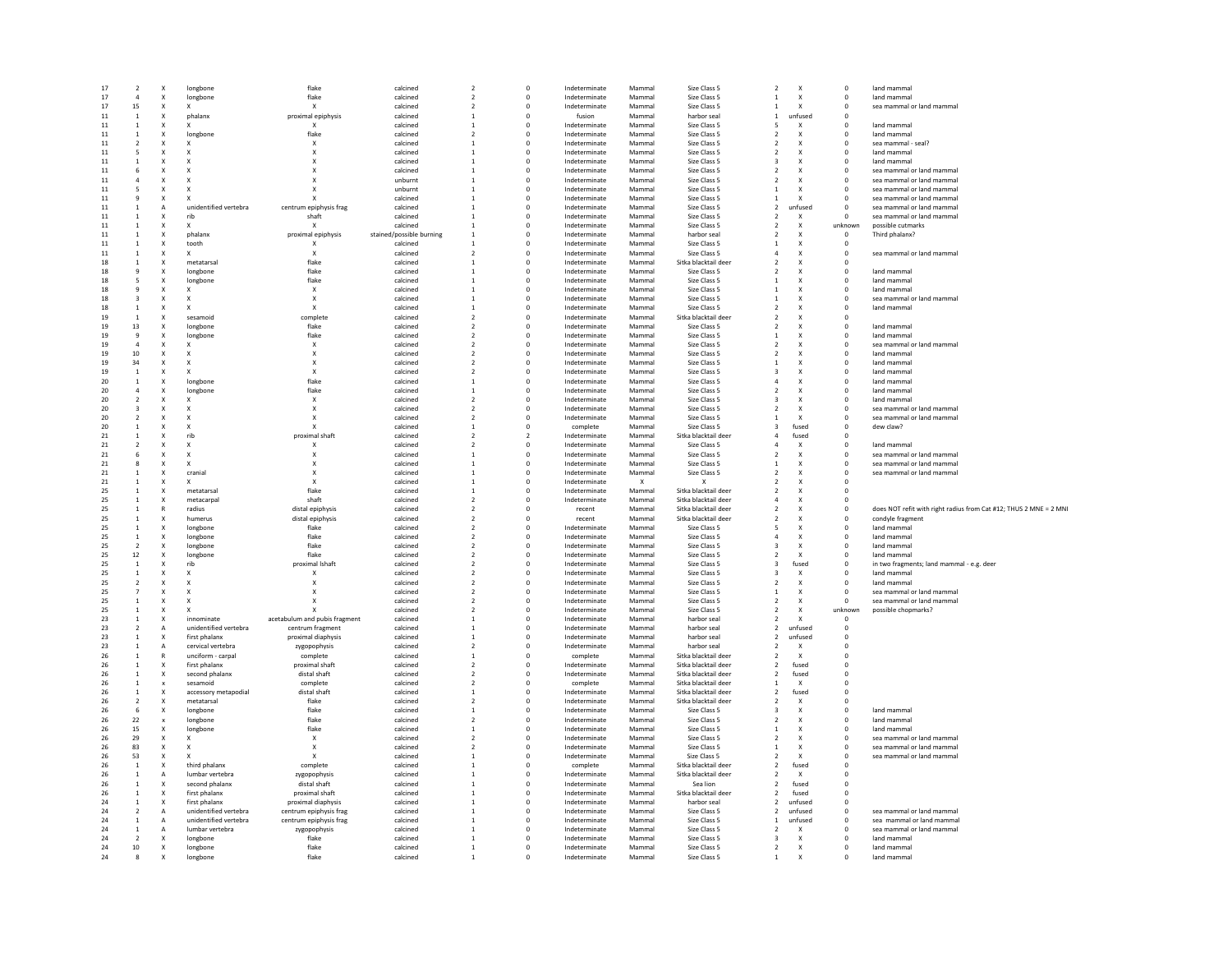| | | | | | | | | | | | | | | |
|---|---|---|---|---|---|---|---|---|---|---|---|---|---|---|
| 17 | 2 | X | longbone | flake | calcined | 2 | 0 | Indeterminate | Mammal | Size Class 5 | 2 | X | 0 | land mammal |
| 17 | 4 | X | longbone | flake | calcined | 2 | 0 | Indeterminate | Mammal | Size Class 5 | 1 | X | 0 | land mammal |
| 17 | 15 | X | X | X | calcined | 2 | 0 | Indeterminate | Mammal | Size Class 5 | 1 | X | 0 | sea mammal or land mammal |
| 11 | 1 | X | phalanx | proximal epiphysis | calcined | 1 | 0 | fusion | Mammal | harbor seal | 1 | unfused | 0 | |
| 11 | 1 | X | X | X | calcined | 1 | 0 | Indeterminate | Mammal | Size Class 5 | 5 | X | 0 | land mammal |
| 11 | 1 | X | longbone | flake | calcined | 2 | 0 | Indeterminate | Mammal | Size Class 5 | 2 | X | 0 | land mammal |
| 11 | 2 | X | X | X | calcined | 1 | 0 | Indeterminate | Mammal | Size Class 5 | 2 | X | 0 | sea mammal - seal? |
| 11 | 5 | X | X | X | calcined | 1 | 0 | Indeterminate | Mammal | Size Class 5 | 2 | X | 0 | land mammal |
| 11 | 1 | X | X | X | calcined | 1 | 0 | Indeterminate | Mammal | Size Class 5 | 3 | X | 0 | land mammal |
| 11 | 6 | X | X | X | calcined | 1 | 0 | Indeterminate | Mammal | Size Class 5 | 2 | X | 0 | sea mammal or land mammal |
| 11 | 4 | X | X | X | unburnt | 1 | 0 | Indeterminate | Mammal | Size Class 5 | 2 | X | 0 | sea mammal or land mammal |
| 11 | 5 | X | X | X | unburnt | 1 | 0 | Indeterminate | Mammal | Size Class 5 | 1 | X | 0 | sea mammal or land mammal |
| 11 | 9 | X | X | X | calcined | 1 | 0 | Indeterminate | Mammal | Size Class 5 | 1 | X | 0 | sea mammal or land mammal |
| 11 | 1 | A | unidentified vertebra | centrum epiphysis frag | calcined | 1 | 0 | Indeterminate | Mammal | Size Class 5 | 2 | unfused | 0 | sea mammal or land mammal |
| 11 | 1 | X | rib | shaft | calcined | 1 | 0 | Indeterminate | Mammal | Size Class 5 | 2 | X | 0 | sea mammal or land mammal |
| 11 | 1 | X | X | X | calcined | 1 | 0 | Indeterminate | Mammal | Size Class 5 | 2 | X | unknown | possible cutmarks |
| 11 | 1 | X | phalanx | proximal epiphysis | stained/possible burning | 1 | 0 | Indeterminate | Mammal | harbor seal | 2 | X | 0 | Third phalanx? |
| 11 | 1 | X | tooth | X | calcined | 1 | 0 | Indeterminate | Mammal | Size Class 5 | 1 | X | 0 | |
| 11 | 1 | X | X | X | calcined | 2 | 0 | Indeterminate | Mammal | Size Class 5 | 4 | X | 0 | sea mammal or land mammal |
| 18 | 1 | X | metatarsal | flake | calcined | 1 | 0 | Indeterminate | Mammal | Sitka blacktail deer | 2 | X | 0 | |
| 18 | 9 | X | longbone | flake | calcined | 1 | 0 | Indeterminate | Mammal | Size Class 5 | 2 | X | 0 | land mammal |
| 18 | 5 | X | longbone | flake | calcined | 1 | 0 | Indeterminate | Mammal | Size Class 5 | 1 | X | 0 | land mammal |
| 18 | 9 | X | X | X | calcined | 1 | 0 | Indeterminate | Mammal | Size Class 5 | 1 | X | 0 | land mammal |
| 18 | 3 | X | X | X | calcined | 1 | 0 | Indeterminate | Mammal | Size Class 5 | 1 | X | 0 | sea mammal or land mammal |
| 18 | 1 | X | X | X | calcined | 1 | 0 | Indeterminate | Mammal | Size Class 5 | 2 | X | 0 | land mammal |
| 19 | 1 | X | sesamoid | complete | calcined | 2 | 0 | Indeterminate | Mammal | Sitka blacktail deer | 2 | X | 0 | |
| 19 | 13 | X | longbone | flake | calcined | 2 | 0 | Indeterminate | Mammal | Size Class 5 | 2 | X | 0 | land mammal |
| 19 | 9 | X | longbone | flake | calcined | 2 | 0 | Indeterminate | Mammal | Size Class 5 | 1 | X | 0 | land mammal |
| 19 | 4 | X | X | X | calcined | 2 | 0 | Indeterminate | Mammal | Size Class 5 | 2 | X | 0 | sea mammal or land mammal |
| 19 | 10 | X | X | X | calcined | 2 | 0 | Indeterminate | Mammal | Size Class 5 | 2 | X | 0 | land mammal |
| 19 | 34 | X | X | X | calcined | 2 | 0 | Indeterminate | Mammal | Size Class 5 | 1 | X | 0 | land mammal |
| 19 | 1 | X | X | X | calcined | 2 | 0 | Indeterminate | Mammal | Size Class 5 | 3 | X | 0 | land mammal |
| 20 | 1 | X | longbone | flake | calcined | 1 | 0 | Indeterminate | Mammal | Size Class 5 | 4 | X | 0 | land mammal |
| 20 | 4 | X | longbone | flake | calcined | 1 | 0 | Indeterminate | Mammal | Size Class 5 | 2 | X | 0 | land mammal |
| 20 | 2 | X | X | X | calcined | 2 | 0 | Indeterminate | Mammal | Size Class 5 | 3 | X | 0 | land mammal |
| 20 | 3 | X | X | X | calcined | 2 | 0 | Indeterminate | Mammal | Size Class 5 | 2 | X | 0 | sea mammal or land mammal |
| 20 | 2 | X | X | X | calcined | 2 | 0 | Indeterminate | Mammal | Size Class 5 | 1 | X | 0 | sea mammal or land mammal |
| 20 | 1 | X | X | X | calcined | 1 | 0 | complete | Mammal | Size Class 5 | 3 | fused | 0 | dew claw? |
| 21 | 1 | X | rib | proximal shaft | calcined | 2 | 2 | Indeterminate | Mammal | Sitka blacktail deer | 4 | fused | 0 | |
| 21 | 2 | X | X | X | calcined | 2 | 0 | Indeterminate | Mammal | Size Class 5 | 4 | X | 0 | land mammal |
| 21 | 6 | X | X | X | calcined | 1 | 0 | Indeterminate | Mammal | Size Class 5 | 2 | X | 0 | sea mammal or land mammal |
| 21 | 8 | X | X | X | calcined | 1 | 0 | Indeterminate | Mammal | Size Class 5 | 1 | X | 0 | sea mammal or land mammal |
| 21 | 1 | X | cranial | X | calcined | 1 | 0 | Indeterminate | Mammal | Size Class 5 | 2 | X | 0 | sea mammal or land mammal |
| 21 | 1 | X | X | X | calcined | 1 | 0 | Indeterminate | X | X | 2 | X | 0 | |
| 25 | 1 | X | metatarsal | flake | calcined | 1 | 0 | Indeterminate | Mammal | Sitka blacktail deer | 2 | X | 0 | |
| 25 | 1 | X | metacarpal | shaft | calcined | 2 | 0 | Indeterminate | Mammal | Sitka blacktail deer | 4 | X | 0 | |
| 25 | 1 | R | radius | distal epiphysis | calcined | 2 | 0 | recent | Mammal | Sitka blacktail deer | 2 | X | 0 | does NOT refit with right radius from Cat #12; THUS 2 MNE = 2 MNI |
| 25 | 1 | X | humerus | distal epiphysis | calcined | 2 | 0 | recent | Mammal | Sitka blacktail deer | 2 | X | 0 | condyle fragment |
| 25 | 1 | X | longbone | flake | calcined | 2 | 0 | Indeterminate | Mammal | Size Class 5 | 5 | X | 0 | land mammal |
| 25 | 1 | X | longbone | flake | calcined | 2 | 0 | Indeterminate | Mammal | Size Class 5 | 4 | X | 0 | land mammal |
| 25 | 2 | X | longbone | flake | calcined | 2 | 0 | Indeterminate | Mammal | Size Class 5 | 3 | X | 0 | land mammal |
| 25 | 12 | X | longbone | flake | calcined | 2 | 0 | Indeterminate | Mammal | Size Class 5 | 2 | X | 0 | land mammal |
| 25 | 1 | X | rib | proximal lshaft | calcined | 2 | 0 | Indeterminate | Mammal | Size Class 5 | 3 | fused | 0 | in two fragments; land mammal - e.g. deer |
| 25 | 1 | X | X | X | calcined | 2 | 0 | Indeterminate | Mammal | Size Class 5 | 3 | X | 0 | land mammal |
| 25 | 2 | X | X | X | calcined | 2 | 0 | Indeterminate | Mammal | Size Class 5 | 2 | X | 0 | land mammal |
| 25 | 7 | X | X | X | calcined | 2 | 0 | Indeterminate | Mammal | Size Class 5 | 1 | X | 0 | sea mammal or land mammal |
| 25 | 1 | X | X | X | calcined | 2 | 0 | Indeterminate | Mammal | Size Class 5 | 2 | X | 0 | sea mammal or land mammal |
| 25 | 1 | X | X | X | calcined | 2 | 0 | Indeterminate | Mammal | Size Class 5 | 2 | X | unknown | possible chopmarks? |
| 23 | 1 | X | innominate | acetabulum and pubis fragment | calcined | 1 | 0 | Indeterminate | Mammal | harbor seal | 2 | X | 0 | |
| 23 | 2 | A | unidentified vertebra | centrum fragment | calcined | 1 | 0 | Indeterminate | Mammal | harbor seal | 2 | unfused | 0 | |
| 23 | 1 | X | first phalanx | proximal diaphysis | calcined | 1 | 0 | Indeterminate | Mammal | harbor seal | 2 | unfused | 0 | |
| 23 | 1 | A | cervical vertebra | zygopophysis | calcined | 2 | 0 | Indeterminate | Mammal | harbor seal | 2 | X | 0 | |
| 26 | 1 | R | unciform - carpal | complete | calcined | 1 | 0 | complete | Mammal | Sitka blacktail deer | 2 | X | 0 | |
| 26 | 1 | X | first phalanx | proximal shaft | calcined | 2 | 0 | Indeterminate | Mammal | Sitka blacktail deer | 2 | fused | 0 | |
| 26 | 1 | X | second phalanx | distal shaft | calcined | 2 | 0 | Indeterminate | Mammal | Sitka blacktail deer | 2 | fused | 0 | |
| 26 | 1 | x | sesamoid | complete | calcined | 2 | 0 | complete | Mammal | Sitka blacktail deer | 1 | X | 0 | |
| 26 | 1 | X | accessory metapodial | distal shaft | calcined | 1 | 0 | Indeterminate | Mammal | Sitka blacktail deer | 2 | fused | 0 | |
| 26 | 2 | X | metatarsal | flake | calcined | 2 | 0 | Indeterminate | Mammal | Sitka blacktail deer | 2 | X | 0 | |
| 26 | 6 | X | longbone | flake | calcined | 1 | 0 | Indeterminate | Mammal | Size Class 5 | 3 | X | 0 | land mammal |
| 26 | 22 | x | longbone | flake | calcined | 2 | 0 | Indeterminate | Mammal | Size Class 5 | 2 | X | 0 | land mammal |
| 26 | 15 | X | longbone | flake | calcined | 1 | 0 | Indeterminate | Mammal | Size Class 5 | 1 | X | 0 | land mammal |
| 26 | 29 | X | X | X | calcined | 2 | 0 | Indeterminate | Mammal | Size Class 5 | 2 | X | 0 | sea mammal or land mammal |
| 26 | 83 | X | X | X | calcined | 2 | 0 | Indeterminate | Mammal | Size Class 5 | 1 | X | 0 | sea mammal or land mammal |
| 26 | 53 | X | X | X | calcined | 1 | 0 | Indeterminate | Mammal | Size Class 5 | 2 | X | 0 | sea mammal or land mammal |
| 26 | 1 | X | third phalanx | complete | calcined | 1 | 0 | complete | Mammal | Sitka blacktail deer | 2 | fused | 0 | |
| 26 | 1 | A | lumbar vertebra | zygopophysis | calcined | 1 | 0 | Indeterminate | Mammal | Sitka blacktail deer | 2 | X | 0 | |
| 26 | 1 | X | second phalanx | distal shaft | calcined | 1 | 0 | Indeterminate | Mammal | Sea lion | 2 | fused | 0 | |
| 26 | 1 | X | first phalanx | proximal shaft | calcined | 1 | 0 | Indeterminate | Mammal | Sitka blacktail deer | 2 | fused | 0 | |
| 24 | 1 | X | first phalanx | proximal diaphysis | calcined | 1 | 0 | Indeterminate | Mammal | harbor seal | 2 | unfused | 0 | |
| 24 | 2 | A | unidentified vertebra | centrum epiphysis frag | calcined | 1 | 0 | Indeterminate | Mammal | Size Class 5 | 2 | unfused | 0 | sea mammal or land mammal |
| 24 | 1 | A | unidentified vertebra | centrum epiphysis frag | calcined | 1 | 0 | Indeterminate | Mammal | Size Class 5 | 1 | unfused | 0 | sea mammal or land mammal |
| 24 | 1 | A | lumbar vertebra | zygopophysis | calcined | 1 | 0 | Indeterminate | Mammal | Size Class 5 | 2 | X | 0 | sea mammal or land mammal |
| 24 | 2 | X | longbone | flake | calcined | 1 | 0 | Indeterminate | Mammal | Size Class 5 | 3 | X | 0 | land mammal |
| 24 | 10 | X | longbone | flake | calcined | 1 | 0 | Indeterminate | Mammal | Size Class 5 | 2 | X | 0 | land mammal |
| 24 | 8 | X | longbone | flake | calcined | 1 | 0 | Indeterminate | Mammal | Size Class 5 | 1 | X | 0 | land mammal |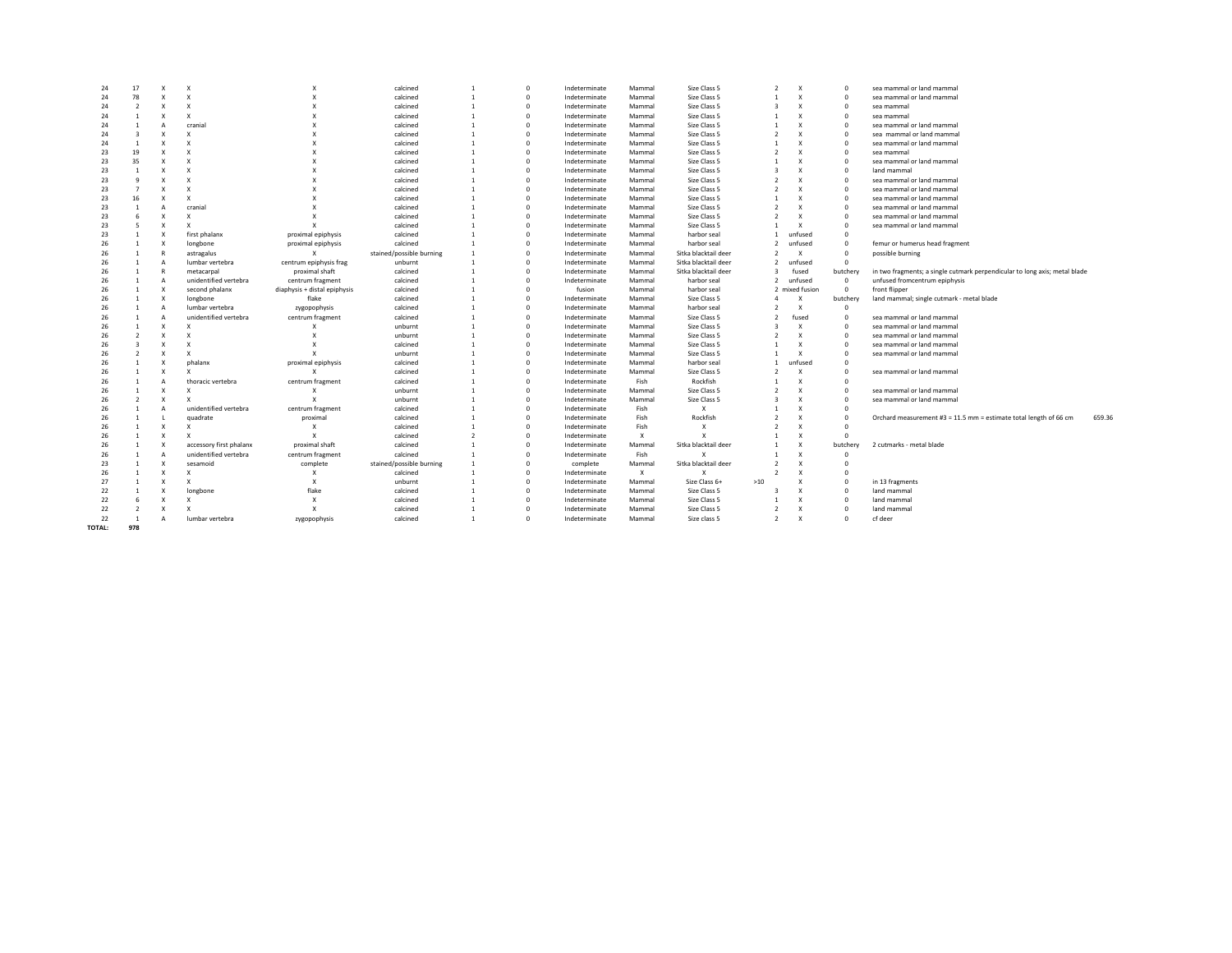| | | | | | | | | | | | | | | | | |
|---|---|---|---|---|---|---|---|---|---|---|---|---|---|---|---|---|
| 24 | 17 | X | X | X | calcined | 1 | 0 | Indeterminate | Mammal | Size Class 5 | | 2 | X | 0 | sea mammal or land mammal | |
| 24 | 78 | X | X | X | calcined | 1 | 0 | Indeterminate | Mammal | Size Class 5 | | 1 | X | 0 | sea mammal or land mammal | |
| 24 | 2 | X | X | X | calcined | 1 | 0 | Indeterminate | Mammal | Size Class 5 | | 3 | X | 0 | sea mammal | |
| 24 | 1 | X | X | X | calcined | 1 | 0 | Indeterminate | Mammal | Size Class 5 | | 1 | X | 0 | sea mammal | |
| 24 | 1 | A | cranial | X | calcined | 1 | 0 | Indeterminate | Mammal | Size Class 5 | | 1 | X | 0 | sea mammal or land mammal | |
| 24 | 3 | X | X | X | calcined | 1 | 0 | Indeterminate | Mammal | Size Class 5 | | 2 | X | 0 | sea mammal or land mammal | |
| 24 | 1 | X | X | X | calcined | 1 | 0 | Indeterminate | Mammal | Size Class 5 | | 1 | X | 0 | sea mammal or land mammal | |
| 23 | 19 | X | X | X | calcined | 1 | 0 | Indeterminate | Mammal | Size Class 5 | | 2 | X | 0 | sea mammal | |
| 23 | 35 | X | X | X | calcined | 1 | 0 | Indeterminate | Mammal | Size Class 5 | | 1 | X | 0 | sea mammal or land mammal | |
| 23 | 1 | X | X | X | calcined | 1 | 0 | Indeterminate | Mammal | Size Class 5 | | 3 | X | 0 | land mammal | |
| 23 | 9 | X | X | X | calcined | 1 | 0 | Indeterminate | Mammal | Size Class 5 | | 2 | X | 0 | sea mammal or land mammal | |
| 23 | 7 | X | X | X | calcined | 1 | 0 | Indeterminate | Mammal | Size Class 5 | | 2 | X | 0 | sea mammal or land mammal | |
| 23 | 16 | X | X | X | calcined | 1 | 0 | Indeterminate | Mammal | Size Class 5 | | 1 | X | 0 | sea mammal or land mammal | |
| 23 | 1 | A | cranial | X | calcined | 1 | 0 | Indeterminate | Mammal | Size Class 5 | | 2 | X | 0 | sea mammal or land mammal | |
| 23 | 6 | X | X | X | calcined | 1 | 0 | Indeterminate | Mammal | Size Class 5 | | 2 | X | 0 | sea mammal or land mammal | |
| 23 | 5 | X | X | X | calcined | 1 | 0 | Indeterminate | Mammal | Size Class 5 | | 1 | X | 0 | sea mammal or land mammal | |
| 23 | 1 | X | first phalanx | proximal epiphysis | calcined | 1 | 0 | Indeterminate | Mammal | harbor seal | | 1 | unfused | 0 | | |
| 26 | 1 | X | longbone | proximal epiphysis | calcined | 1 | 0 | Indeterminate | Mammal | harbor seal | | 2 | unfused | 0 | femur or humerus head fragment | |
| 26 | 1 | R | astragalus | X | stained/possible burning | 1 | 0 | Indeterminate | Mammal | Sitka blacktail deer | | 2 | X | 0 | possible burning | |
| 26 | 1 | A | lumbar vertebra | centrum epiphysis frag | unburnt | 1 | 0 | Indeterminate | Mammal | Sitka blacktail deer | | 2 | unfused | 0 | | |
| 26 | 1 | R | metacarpal | proximal shaft | calcined | 1 | 0 | Indeterminate | Mammal | Sitka blacktail deer | | 3 | fused | butchery | in two fragments; a single cutmark perpendicular to long axis; metal blade | |
| 26 | 1 | A | unidentified vertebra | centrum fragment | calcined | 1 | 0 | Indeterminate | Mammal | harbor seal | | 2 | unfused | 0 | unfused fromcentrum epiphysis | |
| 26 | 1 | X | second phalanx | diaphysis + distal epiphysis | calcined | 1 | 0 | fusion | Mammal | harbor seal | | 2 | mixed fusion | 0 | front flipper | |
| 26 | 1 | X | longbone | flake | calcined | 1 | 0 | Indeterminate | Mammal | Size Class 5 | | 4 | X | butchery | land mammal; single cutmark - metal blade | |
| 26 | 1 | A | lumbar vertebra | zygopophysis | calcined | 1 | 0 | Indeterminate | Mammal | harbor seal | | 2 | X | 0 | | |
| 26 | 1 | A | unidentified vertebra | centrum fragment | calcined | 1 | 0 | Indeterminate | Mammal | Size Class 5 | | 2 | fused | 0 | sea mammal or land mammal | |
| 26 | 1 | X | X | X | unburnt | 1 | 0 | Indeterminate | Mammal | Size Class 5 | | 3 | X | 0 | sea mammal or land mammal | |
| 26 | 2 | X | X | X | unburnt | 1 | 0 | Indeterminate | Mammal | Size Class 5 | | 2 | X | 0 | sea mammal or land mammal | |
| 26 | 3 | X | X | X | calcined | 1 | 0 | Indeterminate | Mammal | Size Class 5 | | 1 | X | 0 | sea mammal or land mammal | |
| 26 | 2 | X | X | X | unburnt | 1 | 0 | Indeterminate | Mammal | Size Class 5 | | 1 | X | 0 | sea mammal or land mammal | |
| 26 | 1 | X | phalanx | proximal epiphysis | calcined | 1 | 0 | Indeterminate | Mammal | harbor seal | | 1 | unfused | 0 | | |
| 26 | 1 | X | X | X | calcined | 1 | 0 | Indeterminate | Mammal | Size Class 5 | | 2 | X | 0 | sea mammal or land mammal | |
| 26 | 1 | A | thoracic vertebra | centrum fragment | calcined | 1 | 0 | Indeterminate | Fish | Rockfish | | 1 | X | 0 | | |
| 26 | 1 | X | X | X | unburnt | 1 | 0 | Indeterminate | Mammal | Size Class 5 | | 2 | X | 0 | sea mammal or land mammal | |
| 26 | 2 | X | X | X | unburnt | 1 | 0 | Indeterminate | Mammal | Size Class 5 | | 3 | X | 0 | sea mammal or land mammal | |
| 26 | 1 | A | unidentified vertebra | centrum fragment | calcined | 1 | 0 | Indeterminate | Fish | X | | 1 | X | 0 | | |
| 26 | 1 | L | quadrate | proximal | calcined | 1 | 0 | Indeterminate | Fish | Rockfish | | 2 | X | 0 | Orchard measurement #3 = 11.5 mm = estimate total length of 66 cm | 659.36 |
| 26 | 1 | X | X | X | calcined | 1 | 0 | Indeterminate | Fish | X | | 2 | X | 0 | | |
| 26 | 1 | X | X | X | calcined | 2 | 0 | Indeterminate | X | X | | 1 | X | 0 | | |
| 26 | 1 | X | accessory first phalanx | proximal shaft | calcined | 1 | 0 | Indeterminate | Mammal | Sitka blacktail deer | | 1 | X | butchery | 2 cutmarks - metal blade | |
| 26 | 1 | A | unidentified vertebra | centrum fragment | calcined | 1 | 0 | Indeterminate | Fish | X | | 1 | X | 0 | | |
| 23 | 1 | X | sesamoid | complete | stained/possible burning | 1 | 0 | complete | Mammal | Sitka blacktail deer | | 2 | X | 0 | | |
| 26 | 1 | X | X | X | calcined | 1 | 0 | Indeterminate | X | X | | 2 | X | 0 | | |
| 27 | 1 | X | X | X | unburnt | 1 | 0 | Indeterminate | Mammal | Size Class 6+ | >10 | | X | 0 | in 13 fragments | |
| 22 | 1 | X | longbone | flake | calcined | 1 | 0 | Indeterminate | Mammal | Size Class 5 | | 3 | X | 0 | land mammal | |
| 22 | 6 | X | X | X | calcined | 1 | 0 | Indeterminate | Mammal | Size Class 5 | | 1 | X | 0 | land mammal | |
| 22 | 2 | X | X | X | calcined | 1 | 0 | Indeterminate | Mammal | Size Class 5 | | 2 | X | 0 | land mammal | |
| 22 | 1 | A | lumbar vertebra | zygopophysis | calcined | 1 | 0 | Indeterminate | Mammal | Size class 5 | | 2 | X | 0 | cf deer | |
| **TOTAL:** | **978** | | | | | | | | | | | | | | | |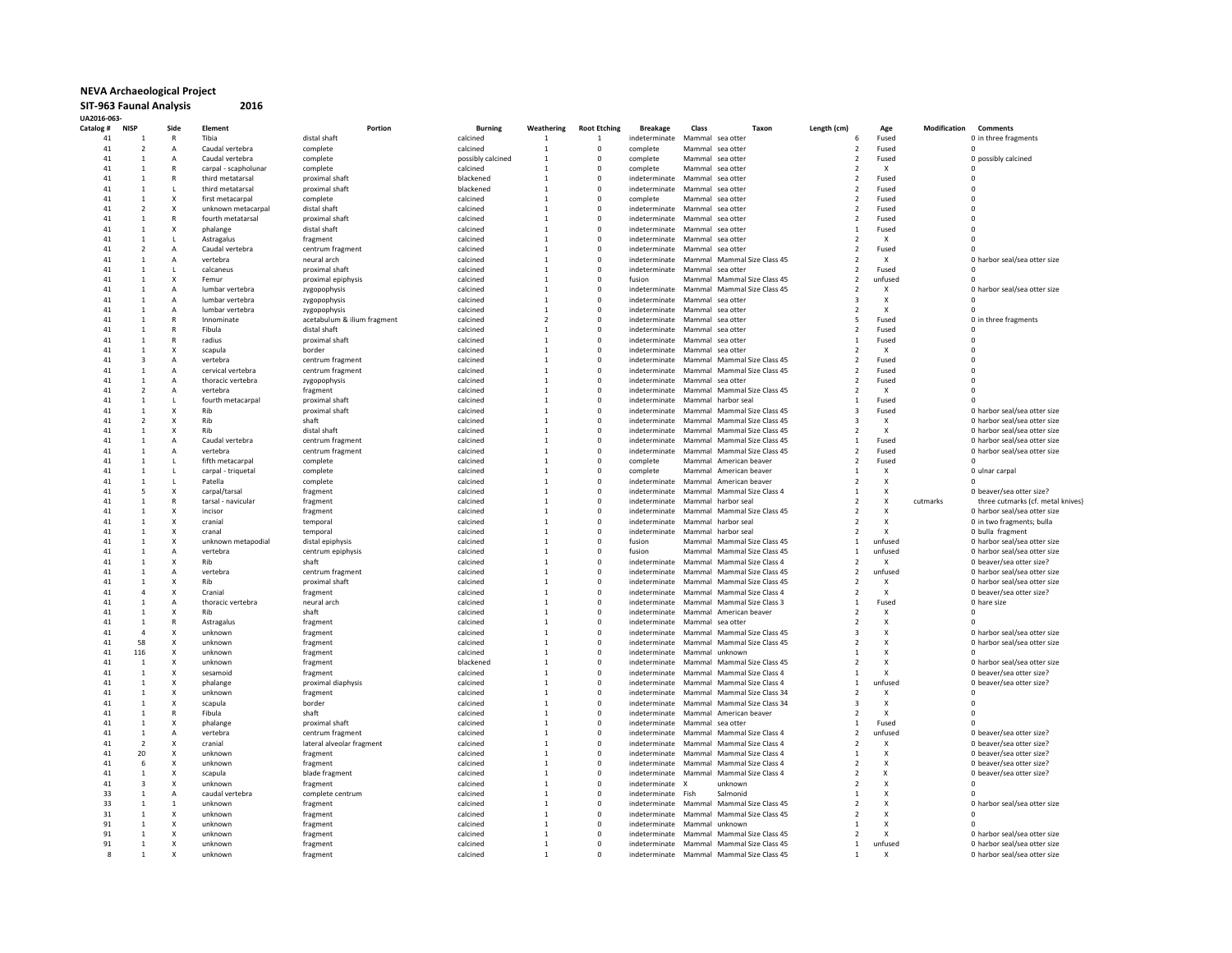**NEVA Archaeological Project**

**SIT-963 Faunal Analysis 2016**

**UA2016-063-**

| Catalog # | NISP | Side | Element | Portion | Burning | Weathering | Root Etching | Breakage | Class | Taxon | Length (cm) | Age | Modification | Comments |
|---|---|---|---|---|---|---|---|---|---|---|---|---|---|---|
| 41 | 1 | R | Tibia | distal shaft | calcined | 1 | 1 | indeterminate | Mammal | sea otter | 6 | Fused | | 0 in three fragments |
| 41 | 2 | A | Caudal vertebra | complete | calcined | 1 | 0 | complete | Mammal | sea otter | 2 | Fused | | 0 |
| 41 | 1 | A | Caudal vertebra | complete | possibly calcined | 1 | 0 | complete | Mammal | sea otter | 2 | Fused | | 0 possibly calcined |
| 41 | 1 | R | carpal - scapholunar | complete | calcined | 1 | 0 | complete | Mammal | sea otter | 2 | X | | 0 |
| 41 | 1 | R | third metatarsal | proximal shaft | blackened | 1 | 0 | indeterminate | Mammal | sea otter | 2 | Fused | | 0 |
| 41 | 1 | L | third metatarsal | proximal shaft | blackened | 1 | 0 | indeterminate | Mammal | sea otter | 2 | Fused | | 0 |
| 41 | 1 | X | first metacarpal | complete | calcined | 1 | 0 | complete | Mammal | sea otter | 2 | Fused | | 0 |
| 41 | 2 | X | unknown metacarpal | distal shaft | calcined | 1 | 0 | indeterminate | Mammal | sea otter | 2 | Fused | | 0 |
| 41 | 1 | R | fourth metatarsal | proximal shaft | calcined | 1 | 0 | indeterminate | Mammal | sea otter | 2 | Fused | | 0 |
| 41 | 1 | X | phalange | distal shaft | calcined | 1 | 0 | indeterminate | Mammal | sea otter | 1 | Fused | | 0 |
| 41 | 1 | L | Astragalus | fragment | calcined | 1 | 0 | indeterminate | Mammal | sea otter | 2 | X | | 0 |
| 41 | 2 | A | Caudal vertebra | centrum fragment | calcined | 1 | 0 | indeterminate | Mammal | sea otter | 2 | Fused | | 0 |
| 41 | 1 | A | vertebra | neural arch | calcined | 1 | 0 | indeterminate | Mammal | Mammal Size Class 45 | 2 | X | | 0 harbor seal/sea otter size |
| 41 | 1 | L | calcaneus | proximal shaft | calcined | 1 | 0 | indeterminate | Mammal | sea otter | 2 | Fused | | 0 |
| 41 | 1 | X | Femur | proximal epiphysis | calcined | 1 | 0 | fusion | Mammal | Mammal Size Class 45 | 2 | unfused | | 0 |
| 41 | 1 | A | lumbar vertebra | zygopophysis | calcined | 1 | 0 | indeterminate | Mammal | Mammal Size Class 45 | 2 | X | | 0 harbor seal/sea otter size |
| 41 | 1 | A | lumbar vertebra | zygopophysis | calcined | 1 | 0 | indeterminate | Mammal | sea otter | 3 | X | | 0 |
| 41 | 1 | A | lumbar vertebra | zygopophysis | calcined | 1 | 0 | indeterminate | Mammal | sea otter | 2 | X | | 0 |
| 41 | 1 | R | Innominate | acetabulum & ilium fragment | calcined | 2 | 0 | indeterminate | Mammal | sea otter | 5 | Fused | | 0 in three fragments |
| 41 | 1 | R | Fibula | distal shaft | calcined | 1 | 0 | indeterminate | Mammal | sea otter | 2 | Fused | | 0 |
| 41 | 1 | R | radius | proximal shaft | calcined | 1 | 0 | indeterminate | Mammal | sea otter | 1 | Fused | | 0 |
| 41 | 1 | X | scapula | border | calcined | 1 | 0 | indeterminate | Mammal | sea otter | 2 | X | | 0 |
| 41 | 3 | A | vertebra | centrum fragment | calcined | 1 | 0 | indeterminate | Mammal | Mammal Size Class 45 | 2 | Fused | | 0 |
| 41 | 1 | A | cervical vertebra | centrum fragment | calcined | 1 | 0 | indeterminate | Mammal | Mammal Size Class 45 | 2 | Fused | | 0 |
| 41 | 1 | A | thoracic vertebra | zygopophysis | calcined | 1 | 0 | indeterminate | Mammal | sea otter | 2 | Fused | | 0 |
| 41 | 2 | A | vertebra | fragment | calcined | 1 | 0 | indeterminate | Mammal | Mammal Size Class 45 | 2 | X | | 0 |
| 41 | 1 | L | fourth metacarpal | proximal shaft | calcined | 1 | 0 | indeterminate | Mammal | harbor seal | 1 | Fused | | 0 |
| 41 | 1 | X | Rib | proximal shaft | calcined | 1 | 0 | indeterminate | Mammal | Mammal Size Class 45 | 3 | Fused | | 0 harbor seal/sea otter size |
| 41 | 2 | X | Rib | shaft | calcined | 1 | 0 | indeterminate | Mammal | Mammal Size Class 45 | 3 | X | | 0 harbor seal/sea otter size |
| 41 | 1 | X | Rib | distal shaft | calcined | 1 | 0 | indeterminate | Mammal | Mammal Size Class 45 | 2 | X | | 0 harbor seal/sea otter size |
| 41 | 1 | A | Caudal vertebra | centrum fragment | calcined | 1 | 0 | indeterminate | Mammal | Mammal Size Class 45 | 1 | Fused | | 0 harbor seal/sea otter size |
| 41 | 1 | A | vertebra | centrum fragment | calcined | 1 | 0 | indeterminate | Mammal | Mammal Size Class 45 | 2 | Fused | | 0 harbor seal/sea otter size |
| 41 | 1 | L | fifth metacarpal | complete | calcined | 1 | 0 | complete | Mammal | American beaver | 2 | Fused | | 0 |
| 41 | 1 | L | carpal - triquetal | complete | calcined | 1 | 0 | complete | Mammal | American beaver | 1 | X | | 0 ulnar carpal |
| 41 | 1 | L | Patella | complete | calcined | 1 | 0 | indeterminate | Mammal | American beaver | 2 | X | | 0 |
| 41 | 5 | X | carpal/tarsal | fragment | calcined | 1 | 0 | indeterminate | Mammal | Mammal Size Class 4 | 1 | X | | 0 beaver/sea otter size? |
| 41 | 1 | R | tarsal - navicular | fragment | calcined | 1 | 0 | indeterminate | Mammal | harbor seal | 2 | X | cutmarks | three cutmarks (cf. metal knives) |
| 41 | 1 | X | incisor | fragment | calcined | 1 | 0 | indeterminate | Mammal | Mammal Size Class 45 | 2 | X | | 0 harbor seal/sea otter size |
| 41 | 1 | X | cranial | temporal | calcined | 1 | 0 | indeterminate | Mammal | harbor seal | 2 | X | | 0 in two fragments; bulla |
| 41 | 1 | X | cranal | temporal | calcined | 1 | 0 | indeterminate | Mammal | harbor seal | 2 | X | | 0 bulla fragment |
| 41 | 1 | X | unknown metapodial | distal epiphysis | calcined | 1 | 0 | fusion | Mammal | Mammal Size Class 45 | 1 | unfused | | 0 harbor seal/sea otter size |
| 41 | 1 | A | vertebra | centrum epiphysis | calcined | 1 | 0 | fusion | Mammal | Mammal Size Class 45 | 1 | unfused | | 0 harbor seal/sea otter size |
| 41 | 1 | X | Rib | shaft | calcined | 1 | 0 | indeterminate | Mammal | Mammal Size Class 4 | 2 | X | | 0 beaver/sea otter size? |
| 41 | 1 | A | vertebra | centrum fragment | calcined | 1 | 0 | indeterminate | Mammal | Mammal Size Class 45 | 2 | unfused | | 0 harbor seal/sea otter size |
| 41 | 1 | X | Rib | proximal shaft | calcined | 1 | 0 | indeterminate | Mammal | Mammal Size Class 45 | 2 | X | | 0 harbor seal/sea otter size |
| 41 | 4 | X | Cranial | fragment | calcined | 1 | 0 | indeterminate | Mammal | Mammal Size Class 4 | 2 | X | | 0 beaver/sea otter size? |
| 41 | 1 | A | thoracic vertebra | neural arch | calcined | 1 | 0 | indeterminate | Mammal | Mammal Size Class 3 | 1 | Fused | | 0 hare size |
| 41 | 1 | X | Rib | shaft | calcined | 1 | 0 | indeterminate | Mammal | American beaver | 2 | X | | 0 |
| 41 | 1 | R | Astragalus | fragment | calcined | 1 | 0 | indeterminate | Mammal | sea otter | 2 | X | | 0 |
| 41 | 4 | X | unknown | fragment | calcined | 1 | 0 | indeterminate | Mammal | Mammal Size Class 45 | 3 | X | | 0 harbor seal/sea otter size |
| 41 | 58 | X | unknown | fragment | calcined | 1 | 0 | indeterminate | Mammal | Mammal Size Class 45 | 2 | X | | 0 harbor seal/sea otter size |
| 41 | 116 | X | unknown | fragment | calcined | 1 | 0 | indeterminate | Mammal | unknown | 1 | X | | 0 |
| 41 | 1 | X | unknown | fragment | blackened | 1 | 0 | indeterminate | Mammal | Mammal Size Class 45 | 2 | X | | 0 harbor seal/sea otter size |
| 41 | 1 | X | sesamoid | fragment | calcined | 1 | 0 | indeterminate | Mammal | Mammal Size Class 4 | 1 | X | | 0 beaver/sea otter size? |
| 41 | 1 | X | phalange | proximal diaphysis | calcined | 1 | 0 | indeterminate | Mammal | Mammal Size Class 4 | 1 | unfused | | 0 beaver/sea otter size? |
| 41 | 1 | X | unknown | fragment | calcined | 1 | 0 | indeterminate | Mammal | Mammal Size Class 34 | 2 | X | | 0 |
| 41 | 1 | X | scapula | border | calcined | 1 | 0 | indeterminate | Mammal | Mammal Size Class 34 | 3 | X | | 0 |
| 41 | 1 | R | Fibula | shaft | calcined | 1 | 0 | indeterminate | Mammal | American beaver | 2 | X | | 0 |
| 41 | 1 | X | phalange | proximal shaft | calcined | 1 | 0 | indeterminate | Mammal | sea otter | 1 | Fused | | 0 |
| 41 | 1 | A | vertebra | centrum fragment | calcined | 1 | 0 | indeterminate | Mammal | Mammal Size Class 4 | 2 | unfused | | 0 beaver/sea otter size? |
| 41 | 2 | X | cranial | lateral alveolar fragment | calcined | 1 | 0 | indeterminate | Mammal | Mammal Size Class 4 | 2 | X | | 0 beaver/sea otter size? |
| 41 | 20 | X | unknown | fragment | calcined | 1 | 0 | indeterminate | Mammal | Mammal Size Class 4 | 1 | X | | 0 beaver/sea otter size? |
| 41 | 6 | X | unknown | fragment | calcined | 1 | 0 | indeterminate | Mammal | Mammal Size Class 4 | 2 | X | | 0 beaver/sea otter size? |
| 41 | 1 | X | scapula | blade fragment | calcined | 1 | 0 | indeterminate | Mammal | Mammal Size Class 4 | 2 | X | | 0 beaver/sea otter size? |
| 41 | 3 | X | unknown | fragment | calcined | 1 | 0 | indeterminate | X | unknown | 2 | X | | 0 |
| 33 | 1 | A | caudal vertebra | complete centrum | calcined | 1 | 0 | indeterminate | Fish | Salmonid | 1 | X | | 0 |
| 33 | 1 | 1 | unknown | fragment | calcined | 1 | 0 | indeterminate | Mammal | Mammal Size Class 45 | 2 | X | | 0 harbor seal/sea otter size |
| 31 | 1 | X | unknown | fragment | calcined | 1 | 0 | indeterminate | Mammal | Mammal Size Class 45 | 2 | X | | 0 |
| 91 | 1 | X | unknown | fragment | calcined | 1 | 0 | indeterminate | Mammal | unknown | 1 | X | | 0 |
| 91 | 1 | X | unknown | fragment | calcined | 1 | 0 | indeterminate | Mammal | Mammal Size Class 45 | 2 | X | | 0 harbor seal/sea otter size |
| 91 | 1 | X | unknown | fragment | calcined | 1 | 0 | indeterminate | Mammal | Mammal Size Class 45 | 1 | unfused | | 0 harbor seal/sea otter size |
| 8 | 1 | X | unknown | fragment | calcined | 1 | 0 | indeterminate | Mammal | Mammal Size Class 45 | 1 | X | | 0 harbor seal/sea otter size |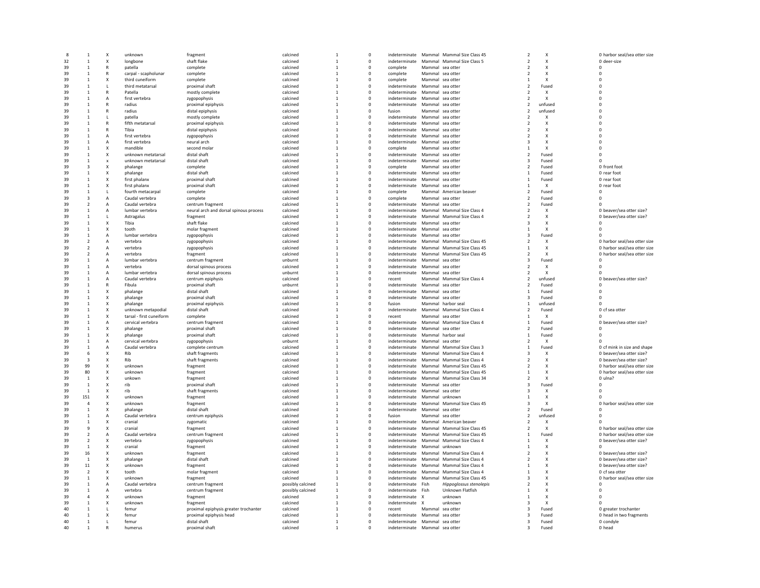| | | | | | | | | | | | | | |
|---|---|---|---|---|---|---|---|---|---|---|---|---|---|
| 8 | 1 | X | unknown | fragment | calcined | 1 | 0 | indeterminate | Mammal | Mammal Size Class 45 | 2 | X | 0 harbor seal/sea otter size |
| 32 | 1 | X | longbone | shaft flake | calcined | 1 | 0 | indeterminate | Mammal | Mammal Size Class 5 | 2 | X | 0 deer-size |
| 39 | 1 | R | patella | complete | calcined | 1 | 0 | complete | Mammal | sea otter | 2 | X | 0 |
| 39 | 1 | R | carpal - scapholunar | complete | calcined | 1 | 0 | complete | Mammal | sea otter | 2 | X | 0 |
| 39 | 1 | X | third cuneiform | complete | calcined | 1 | 0 | complete | Mammal | sea otter | 1 | X | 0 |
| 39 | 1 | L | third metatarsal | proximal shaft | calcined | 1 | 0 | indeterminate | Mammal | sea otter | 2 | Fused | 0 |
| 39 | 1 | R | Patella | mostly complete | calcined | 1 | 0 | indeterminate | Mammal | sea otter | 2 | X | 0 |
| 39 | 1 | A | first vertebra | zygopophysis | calcined | 1 | 0 | indeterminate | Mammal | sea otter | 2 | X | 0 |
| 39 | 1 | R | radius | proximal epiphysis | calcined | 1 | 0 | indeterminate | Mammal | sea otter | 2 | unfused | 0 |
| 39 | 1 | R | radius | distal epiphysis | calcined | 1 | 0 | fusion | Mammal | sea otter | 2 | unfused | 0 |
| 39 | 1 | L | patella | mostly complete | calcined | 1 | 0 | indeterminate | Mammal | sea otter | 2 | X | 0 |
| 39 | 1 | R | fifth metatarsal | proximal epiphysis | calcined | 1 | 0 | indeterminate | Mammal | sea otter | 2 | X | 0 |
| 39 | 1 | R | Tibia | distal epiphysis | calcined | 1 | 0 | indeterminate | Mammal | sea otter | 2 | X | 0 |
| 39 | 1 | A | first vertebra | zygopophysis | calcined | 1 | 0 | indeterminate | Mammal | sea otter | 2 | X | 0 |
| 39 | 1 | A | first vertebra | neural arch | calcined | 1 | 0 | indeterminate | Mammal | sea otter | 3 | X | 0 |
| 39 | 1 | X | mandible | second molar | calcined | 1 | 0 | complete | Mammal | sea otter | 1 | X | 0 |
| 39 | 1 | X | unknown metatarsal | distal shaft | calcined | 1 | 0 | indeterminate | Mammal | sea otter | 2 | Fused | 0 |
| 39 | 1 | x | unknown metatarsal | distal shaft | calcined | 1 | 0 | indeterminate | Mammal | sea otter | 3 | Fused | 0 |
| 39 | 3 | X | phalange | complete | calcined | 1 | 0 | complete | Mammal | sea otter | 2 | Fused | 0 front foot |
| 39 | 1 | X | phalange | distal shaft | calcined | 1 | 0 | indeterminate | Mammal | sea otter | 1 | Fused | 0 rear foot |
| 39 | 1 | X | first phalanx | proximal shaft | calcined | 1 | 0 | indeterminate | Mammal | sea otter | 1 | Fused | 0 rear foot |
| 39 | 1 | X | first phalanx | proximal shaft | calcined | 1 | 0 | indeterminate | Mammal | sea otter | 1 | X | 0 rear foot |
| 39 | 1 | L | fourth metacarpal | complete | calcined | 1 | 0 | complete | Mammal | American beaver | 2 | Fused | 0 |
| 39 | 3 | A | Caudal vertebra | complete | calcined | 1 | 0 | complete | Mammal | sea otter | 2 | Fused | 0 |
| 39 | 2 | A | Caudal vertebra | centrum fragment | calcined | 1 | 0 | indeterminate | Mammal | sea otter | 2 | Fused | 0 |
| 39 | 1 | A | lumbar vertebra | neural arch and dorsal spinous process | calcined | 1 | 0 | indeterminate | Mammal | Mammal Size Class 4 | 2 | X | 0 beaver/sea otter size? |
| 39 | 1 | L | Astragalus | fragment | calcined | 1 | 0 | indeterminate | Mammal | Mammal Size Class 4 | 2 | X | 0 beaver/sea otter size? |
| 39 | 1 | X | Tibia | shaft flake | calcined | 1 | 0 | indeterminate | Mammal | sea otter | 3 | X | 0 |
| 39 | 1 | X | tooth | molar fragment | calcined | 1 | 0 | indeterminate | Mammal | sea otter | 1 | X | 0 |
| 39 | 1 | A | lumbar vertebra | zygopophysis | calcined | 1 | 0 | indeterminate | Mammal | sea otter | 3 | Fused | 0 |
| 39 | 2 | A | vertebra | zygopophysis | calcined | 1 | 0 | indeterminate | Mammal | Mammal Size Class 45 | 2 | X | 0 harbor seal/sea otter size |
| 39 | 2 | A | vertebra | zygopophysis | calcined | 1 | 0 | indeterminate | Mammal | Mammal Size Class 45 | 1 | X | 0 harbor seal/sea otter size |
| 39 | 2 | A | vertebra | fragment | calcined | 1 | 0 | indeterminate | Mammal | Mammal Size Class 45 | 2 | X | 0 harbor seal/sea otter size |
| 39 | 1 | A | lumbar vertebra | centrum fragment | unburnt | 1 | 0 | indeterminate | Mammal | sea otter | 3 | Fused | 0 |
| 39 | 1 | A | vertebra | dorsal spinous process | calcined | 1 | 0 | indeterminate | Mammal | sea otter | 2 | X | 0 |
| 39 | 1 | A | lumbar vertebra | dorsal spinous process | unburnt | 1 | 0 | indeterminate | Mammal | sea otter | 2 | X | 0 |
| 39 | 1 | A | Caudal vertebra | centrum epiphysis | calcined | 1 | 0 | recent | Mammal | Mammal Size Class 4 | 2 | unfused | 0 beaver/sea otter size? |
| 39 | 1 | R | Fibula | proximal shaft | unburnt | 1 | 0 | indeterminate | Mammal | sea otter | 2 | Fused | 0 |
| 39 | 1 | X | phalange | distal shaft | calcined | 1 | 0 | indeterminate | Mammal | sea otter | 1 | Fused | 0 |
| 39 | 1 | X | phalange | proximal shaft | calcined | 1 | 0 | indeterminate | Mammal | sea otter | 3 | Fused | 0 |
| 39 | 1 | X | phalange | proximal epiphysis | calcined | 1 | 0 | fusion | Mammal | harbor seal | 1 | unfused | 0 |
| 39 | 1 | X | unknown metapodial | distal shaft | calcined | 1 | 0 | indeterminate | Mammal | Mammal Size Class 4 | 2 | Fused | 0 cf sea otter |
| 39 | 1 | X | tarsal - first cuneiform | complete | calcined | 1 | 0 | recent | Mammal | sea otter | 1 | X | 0 |
| 39 | 1 | A | cervical vertebra | centrum fragment | calcined | 1 | 0 | indeterminate | Mammal | Mammal Size Class 4 | 1 | Fused | 0 beaver/sea otter size? |
| 39 | 1 | X | phalange | proximal shaft | calcined | 1 | 0 | indeterminate | Mammal | sea otter | 2 | Fused | 0 |
| 39 | 1 | X | phalange | proximal shaft | calcined | 1 | 0 | indeterminate | Mammal | harbor seal | 1 | Fused | 0 |
| 39 | 1 | A | cervical vertebra | zygopophysis | unburnt | 1 | 0 | indeterminate | Mammal | sea otter | 2 | X | 0 |
| 39 | 1 | A | Caudal vertebra | complete centrum | calcined | 1 | 0 | indeterminate | Mammal | Mammal Size Class 3 | 1 | Fused | 0 cf mink in size and shape |
| 39 | 6 | X | Rib | shaft fragments | calcined | 1 | 0 | indeterminate | Mammal | Mammal Size Class 4 | 3 | X | 0 beaver/sea otter size? |
| 39 | 3 | X | Rib | shaft fragments | calcined | 1 | 0 | indeterminate | Mammal | Mammal Size Class 4 | 2 | X | 0 beaver/sea otter size? |
| 39 | 99 | X | unknown | fragment | calcined | 1 | 0 | indeterminate | Mammal | Mammal Size Class 45 | 2 | X | 0 harbor seal/sea otter size |
| 39 | 80 | X | unknown | fragment | calcined | 1 | 0 | indeterminate | Mammal | Mammal Size Class 45 | 1 | X | 0 harbor seal/sea otter size |
| 39 | 1 | X | unkown | fragment | calcined | 1 | 0 | indeterminate | Mammal | Mammal Size Class 34 | 2 | X | 0 ulna? |
| 39 | 1 | X | rib | proximal shaft | calcined | 1 | 0 | indeterminate | Mammal | sea otter | 3 | Fused | 0 |
| 39 | 1 | X | rib | shaft fragments | calcined | 1 | 0 | indeterminate | Mammal | sea otter | 3 | X | 0 |
| 39 | 151 | X | unknown | fragment | calcined | 1 | 0 | indeterminate | Mammal | unknown | 1 | X | 0 |
| 39 | 4 | X | unknown | fragment | calcined | 1 | 0 | indeterminate | Mammal | Mammal Size Class 45 | 3 | X | 0 harbor seal/sea otter size |
| 39 | 1 | X | phalange | distal shaft | calcined | 1 | 0 | indeterminate | Mammal | sea otter | 2 | Fused | 0 |
| 39 | 1 | A | Caudal vertebra | centrum epiphysis | calcined | 1 | 0 | fusion | Mammal | sea otter | 2 | unfused | 0 |
| 39 | 1 | X | cranial | zygomatic | calcined | 1 | 0 | indeterminate | Mammal | American beaver | 2 | X | 0 |
| 39 | 9 | X | cranial | fragment | calcined | 1 | 0 | indeterminate | Mammal | Mammal Size Class 45 | 2 | X | 0 harbor seal/sea otter size |
| 39 | 2 | A | Caudal vertebra | centrum fragment | calcined | 1 | 0 | indeterminate | Mammal | Mammal Size Class 45 | 1 | Fused | 0 harbor seal/sea otter size |
| 39 | 2 | X | vertebra | zygopophysis | calcined | 1 | 0 | indeterminate | Mammal | Mammal Size Class 4 | 1 | X | 0 beaver/sea otter size? |
| 39 | 1 | X | cranial | fragment | calcined | 1 | 0 | indeterminate | Mammal | unknown | 1 | X | 0 |
| 39 | 16 | X | unknown | fragment | calcined | 1 | 0 | indeterminate | Mammal | Mammal Size Class 4 | 2 | X | 0 beaver/sea otter size? |
| 39 | 1 | X | phalange | distal shaft | calcined | 1 | 0 | indeterminate | Mammal | Mammal Size Class 4 | 2 | X | 0 beaver/sea otter size? |
| 39 | 11 | X | unknown | fragment | calcined | 1 | 0 | indeterminate | Mammal | Mammal Size Class 4 | 1 | X | 0 beaver/sea otter size? |
| 39 | 2 | X | tooth | molar fragment | calcined | 1 | 0 | indeterminate | Mammal | Mammal Size Class 4 | 1 | X | 0 cf sea otter |
| 39 | 1 | X | unknown | fragment | calcined | 1 | 0 | indeterminate | Mammal | Mammal Size Class 45 | 3 | X | 0 harbor seal/sea otter size |
| 39 | 1 | A | Caudal vertebra | centrum fragment | possibly calcined | 1 | 0 | indeterminate | Fish | *Hippoglossus stenolepis* | 2 | X | 0 |
| 39 | 1 | A | vertebra | centrum fragment | possibly calcined | 1 | 0 | indeterminate | Fish | Unknown Flatfish | 1 | X | 0 |
| 39 | 4 | X | unknown | fragment | calcined | 1 | 0 | indeterminate | X | unknown | 1 | X | 0 |
| 39 | 1 | X | unknown | fragment | calcined | 1 | 0 | indeterminate | X | unknown | 3 | X | 0 |
| 40 | 1 | L | femur | proximal epiphysis greater trochanter | calcined | 1 | 0 | recent | Mammal | sea otter | 3 | Fused | 0 greater trochanter |
| 40 | 1 | X | femur | proximal epiphysis head | calcined | 1 | 0 | indeterminate | Mammal | sea otter | 3 | Fused | 0 head in two fragments |
| 40 | 1 | L | femur | distal shaft | calcined | 1 | 0 | indeterminate | Mammal | sea otter | 3 | Fused | 0 condyle |
| 40 | 1 | R | humerus | proximal shaft | calcined | 1 | 0 | indeterminate | Mammal | sea otter | 3 | Fused | 0 head |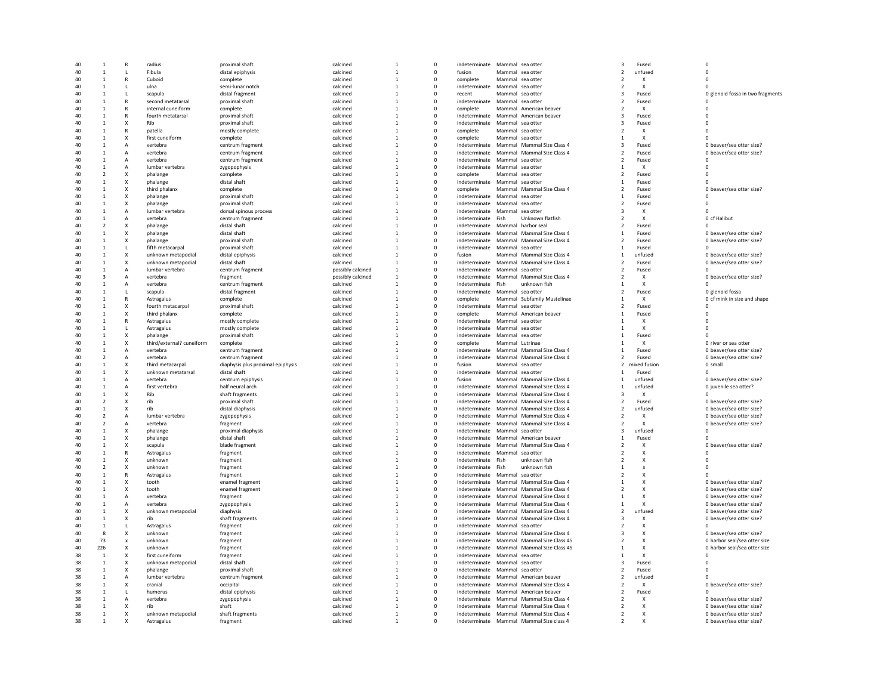| | | | | | | | | | | | | | |
|---|---|---|---|---|---|---|---|---|---|---|---|---|---|
| 40 | 1 | R | radius | proximal shaft | calcined | 1 | 0 | indeterminate | Mammal | sea otter | 3 | Fused | 0 |
| 40 | 1 | L | Fibula | distal epiphysis | calcined | 1 | 0 | fusion | Mammal | sea otter | 2 | unfused | 0 |
| 40 | 1 | R | Cuboid | complete | calcined | 1 | 0 | complete | Mammal | sea otter | 2 | X | 0 |
| 40 | 1 | L | ulna | semi-lunar notch | calcined | 1 | 0 | indeterminate | Mammal | sea otter | 2 | X | 0 |
| 40 | 1 | L | scapula | distal fragment | calcined | 1 | 0 | recent | Mammal | sea otter | 3 | Fused | 0 glenoid fossa in two fragments |
| 40 | 1 | R | second metatarsal | proximal shaft | calcined | 1 | 0 | indeterminate | Mammal | sea otter | 2 | Fused | 0 |
| 40 | 1 | R | internal cuneiform | complete | calcined | 1 | 0 | complete | Mammal | American beaver | 2 | X | 0 |
| 40 | 1 | R | fourth metatarsal | proximal shaft | calcined | 1 | 0 | indeterminate | Mammal | American beaver | 3 | Fused | 0 |
| 40 | 1 | X | Rib | proximal shaft | calcined | 1 | 0 | indeterminate | Mammal | sea otter | 3 | Fused | 0 |
| 40 | 1 | R | patella | mostly complete | calcined | 1 | 0 | complete | Mammal | sea otter | 2 | X | 0 |
| 40 | 1 | X | first cuneiform | complete | calcined | 1 | 0 | complete | Mammal | sea otter | 1 | X | 0 |
| 40 | 1 | A | vertebra | centrum fragment | calcined | 1 | 0 | indeterminate | Mammal | Mammal Size Class 4 | 3 | Fused | 0 beaver/sea otter size? |
| 40 | 1 | A | vertebra | centrum fragment | calcined | 1 | 0 | indeterminate | Mammal | Mammal Size Class 4 | 2 | Fused | 0 beaver/sea otter size? |
| 40 | 1 | A | vertebra | centrum fragment | calcined | 1 | 0 | indeterminate | Mammal | sea otter | 2 | Fused | 0 |
| 40 | 1 | A | lumbar vertebra | zygopophysis | calcined | 1 | 0 | indeterminate | Mammal | sea otter | 1 | X | 0 |
| 40 | 2 | X | phalange | complete | calcined | 1 | 0 | complete | Mammal | sea otter | 2 | Fused | 0 |
| 40 | 1 | X | phalange | distal shaft | calcined | 1 | 0 | indeterminate | Mammal | sea otter | 1 | Fused | 0 |
| 40 | 1 | X | third phalanx | complete | calcined | 1 | 0 | complete | Mammal | Mammal Size Class 4 | 2 | Fused | 0 beaver/sea otter size? |
| 40 | 1 | X | phalange | proximal shaft | calcined | 1 | 0 | indeterminate | Mammal | sea otter | 1 | Fused | 0 |
| 40 | 1 | X | phalange | proximal shaft | calcined | 1 | 0 | indeterminate | Mammal | sea otter | 2 | Fused | 0 |
| 40 | 1 | A | lumbar vertebra | dorsal spinous process | calcined | 1 | 0 | indeterminate | Mammal | sea otter | 3 | X | 0 |
| 40 | 1 | A | vertebra | centrum fragment | calcined | 1 | 0 | indeterminate | Fish | Unknown flatfish | 2 | X | 0 cf Halibut |
| 40 | 2 | X | phalange | distal shaft | calcined | 1 | 0 | indeterminate | Mammal | harbor seal | 2 | Fused | 0 |
| 40 | 1 | X | phalange | distal shaft | calcined | 1 | 0 | indeterminate | Mammal | Mammal Size Class 4 | 1 | Fused | 0 beaver/sea otter size? |
| 40 | 1 | X | phalange | proximal shaft | calcined | 1 | 0 | indeterminate | Mammal | Mammal Size Class 4 | 2 | Fused | 0 beaver/sea otter size? |
| 40 | 1 | L | fifth metacarpal | proximal shaft | calcined | 1 | 0 | indeterminate | Mammal | sea otter | 1 | Fused | 0 |
| 40 | 1 | X | unknown metapodial | distal epiphysis | calcined | 1 | 0 | fusion | Mammal | Mammal Size Class 4 | 1 | unfused | 0 beaver/sea otter size? |
| 40 | 1 | X | unknown metapodial | distal shaft | calcined | 1 | 0 | indeterminate | Mammal | Mammal Size Class 4 | 2 | Fused | 0 beaver/sea otter size? |
| 40 | 1 | A | lumbar vertebra | centrum fragment | possibly calcined | 1 | 0 | indeterminate | Mammal | sea otter | 2 | Fused | 0 |
| 40 | 3 | A | vertebra | fragment | possibly calcined | 1 | 0 | indeterminate | Mammal | Mammal Size Class 4 | 2 | X | 0 beaver/sea otter size? |
| 40 | 1 | A | vertebra | centrum fragment | calcined | 1 | 0 | indeterminate | Fish | unknown fish | 1 | X | 0 |
| 40 | 1 | L | scapula | distal fragment | calcined | 1 | 0 | indeterminate | Mammal | sea otter | 2 | Fused | 0 glenoid fossa |
| 40 | 1 | R | Astragalus | complete | calcined | 1 | 0 | complete | Mammal | Subfamily Mustelinae | 1 | X | 0 cf mink in size and shape |
| 40 | 1 | X | fourth metacarpal | proximal shaft | calcined | 1 | 0 | indeterminate | Mammal | sea otter | 2 | Fused | 0 |
| 40 | 1 | X | third phalanx | complete | calcined | 1 | 0 | complete | Mammal | American beaver | 1 | Fused | 0 |
| 40 | 1 | R | Astragalus | mostly complete | calcined | 1 | 0 | indeterminate | Mammal | sea otter | 1 | X | 0 |
| 40 | 1 | L | Astragalus | mostly complete | calcined | 1 | 0 | indeterminate | Mammal | sea otter | 1 | X | 0 |
| 40 | 1 | X | phalange | proximal shaft | calcined | 1 | 0 | indeterminate | Mammal | sea otter | 1 | Fused | 0 |
| 40 | 1 | X | third/external? cuneiform | complete | calcined | 1 | 0 | complete | Mammal | Lutrinae | 1 | X | 0 river or sea otter |
| 40 | 1 | A | vertebra | centrum fragment | calcined | 1 | 0 | indeterminate | Mammal | Mammal Size Class 4 | 1 | Fused | 0 beaver/sea otter size? |
| 40 | 2 | A | vertebra | centrum fragment | calcined | 1 | 0 | indeterminate | Mammal | Mammal Size Class 4 | 2 | Fused | 0 beaver/sea otter size? |
| 40 | 1 | X | third metacarpal | diaphysis plus proximal epiphysis | calcined | 1 | 0 | fusion | Mammal | sea otter | 2 | mixed fusion | 0 small |
| 40 | 1 | X | unknown metatarsal | distal shaft | calcined | 1 | 0 | indeterminate | Mammal | sea otter | 1 | Fused | 0 |
| 40 | 1 | A | vertebra | centrum epiphysis | calcined | 1 | 0 | fusion | Mammal | Mammal Size Class 4 | 1 | unfused | 0 beaver/sea otter size? |
| 40 | 1 | A | first vertebra | half neural arch | calcined | 1 | 0 | indeterminate | Mammal | Mammal Size Class 4 | 1 | unfused | 0 juvenile sea otter? |
| 40 | 1 | X | Rib | shaft fragments | calcined | 1 | 0 | indeterminate | Mammal | Mammal Size Class 4 | 3 | X | 0 |
| 40 | 2 | X | rib | proximal shaft | calcined | 1 | 0 | indeterminate | Mammal | Mammal Size Class 4 | 2 | Fused | 0 beaver/sea otter size? |
| 40 | 1 | X | rib | distal diaphysis | calcined | 1 | 0 | indeterminate | Mammal | Mammal Size Class 4 | 2 | unfused | 0 beaver/sea otter size? |
| 40 | 2 | A | lumbar vertebra | zygopophysis | calcined | 1 | 0 | indeterminate | Mammal | Mammal Size Class 4 | 2 | X | 0 beaver/sea otter size? |
| 40 | 2 | A | vertebra | fragment | calcined | 1 | 0 | indeterminate | Mammal | Mammal Size Class 4 | 2 | X | 0 beaver/sea otter size? |
| 40 | 1 | X | phalange | proximal diaphysis | calcined | 1 | 0 | indeterminate | Mammal | sea otter | 3 | unfused | 0 |
| 40 | 1 | X | phalange | distal shaft | calcined | 1 | 0 | indeterminate | Mammal | American beaver | 1 | Fused | 0 |
| 40 | 1 | X | scapula | blade fragment | calcined | 1 | 0 | indeterminate | Mammal | Mammal Size Class 4 | 2 | X | 0 beaver/sea otter size? |
| 40 | 1 | R | Astragalus | fragment | calcined | 1 | 0 | indeterminate | Mammal | sea otter | 2 | X | 0 |
| 40 | 1 | X | unknown | fragment | calcined | 1 | 0 | indeterminate | Fish | unknown fish | 2 | X | 0 |
| 40 | 2 | X | unknown | fragment | calcined | 1 | 0 | indeterminate | Fish | unknown fish | 1 | x | 0 |
| 40 | 1 | R | Astragalus | fragment | calcined | 1 | 0 | indeterminate | Mammal | sea otter | 2 | X | 0 |
| 40 | 1 | X | tooth | enamel fragment | calcined | 1 | 0 | indeterminate | Mammal | Mammal Size Class 4 | 1 | X | 0 beaver/sea otter size? |
| 40 | 1 | X | tooth | enamel fragment | calcined | 1 | 0 | indeterminate | Mammal | Mammal Size Class 4 | 2 | X | 0 beaver/sea otter size? |
| 40 | 1 | A | vertebra | fragment | calcined | 1 | 0 | indeterminate | Mammal | Mammal Size Class 4 | 1 | X | 0 beaver/sea otter size? |
| 40 | 1 | A | vertebra | zygopophysis | calcined | 1 | 0 | indeterminate | Mammal | Mammal Size Class 4 | 1 | X | 0 beaver/sea otter size? |
| 40 | 1 | X | unknown metapodial | diaphysis | calcined | 1 | 0 | indeterminate | Mammal | Mammal Size Class 4 | 2 | unfused | 0 beaver/sea otter size? |
| 40 | 1 | X | rib | shaft fragments | calcined | 1 | 0 | indeterminate | Mammal | Mammal Size Class 4 | 3 | X | 0 beaver/sea otter size? |
| 40 | 1 | L | Astragalus | fragment | calcined | 1 | 0 | indeterminate | Mammal | sea otter | 2 | X | 0 |
| 40 | 8 | X | unknown | fragment | calcined | 1 | 0 | indeterminate | Mammal | Mammal Size Class 4 | 3 | X | 0 beaver/sea otter size? |
| 40 | 73 | x | unknown | fragment | calcined | 1 | 0 | indeterminate | Mammal | Mammal Size Class 45 | 2 | X | 0 harbor seal/sea otter size |
| 40 | 226 | X | unknown | fragment | calcined | 1 | 0 | indeterminate | Mammal | Mammal Size Class 45 | 1 | X | 0 harbor seal/sea otter size |
| 38 | 1 | X | first cuneiform | fragment | calcined | 1 | 0 | indeterminate | Mammal | sea otter | 1 | X | 0 |
| 38 | 1 | X | unknown metapodial | distal shaft | calcined | 1 | 0 | indeterminate | Mammal | sea otter | 3 | Fused | 0 |
| 38 | 1 | X | phalange | proximal shaft | calcined | 1 | 0 | indeterminate | Mammal | sea otter | 2 | Fused | 0 |
| 38 | 1 | A | lumbar vertebra | centrum fragment | calcined | 1 | 0 | indeterminate | Mammal | American beaver | 2 | unfused | 0 |
| 38 | 1 | X | cranial | occipital | calcined | 1 | 0 | indeterminate | Mammal | Mammal Size Class 4 | 2 | X | 0 beaver/sea otter size? |
| 38 | 1 | L | humerus | distal epiphysis | calcined | 1 | 0 | indeterminate | Mammal | American beaver | 2 | Fused | 0 |
| 38 | 1 | A | vertebra | zygopophysis | calcined | 1 | 0 | indeterminate | Mammal | Mammal Size Class 4 | 2 | X | 0 beaver/sea otter size? |
| 38 | 1 | X | rib | shaft | calcined | 1 | 0 | indeterminate | Mammal | Mammal Size Class 4 | 2 | X | 0 beaver/sea otter size? |
| 38 | 1 | X | unknown metapodial | shaft fragments | calcined | 1 | 0 | indeterminate | Mammal | Mammal Size Class 4 | 2 | X | 0 beaver/sea otter size? |
| 38 | 1 | X | Astragalus | fragment | calcined | 1 | 0 | indeterminate | Mammal | Mammal Size class 4 | 2 | X | 0 beaver/sea otter size? |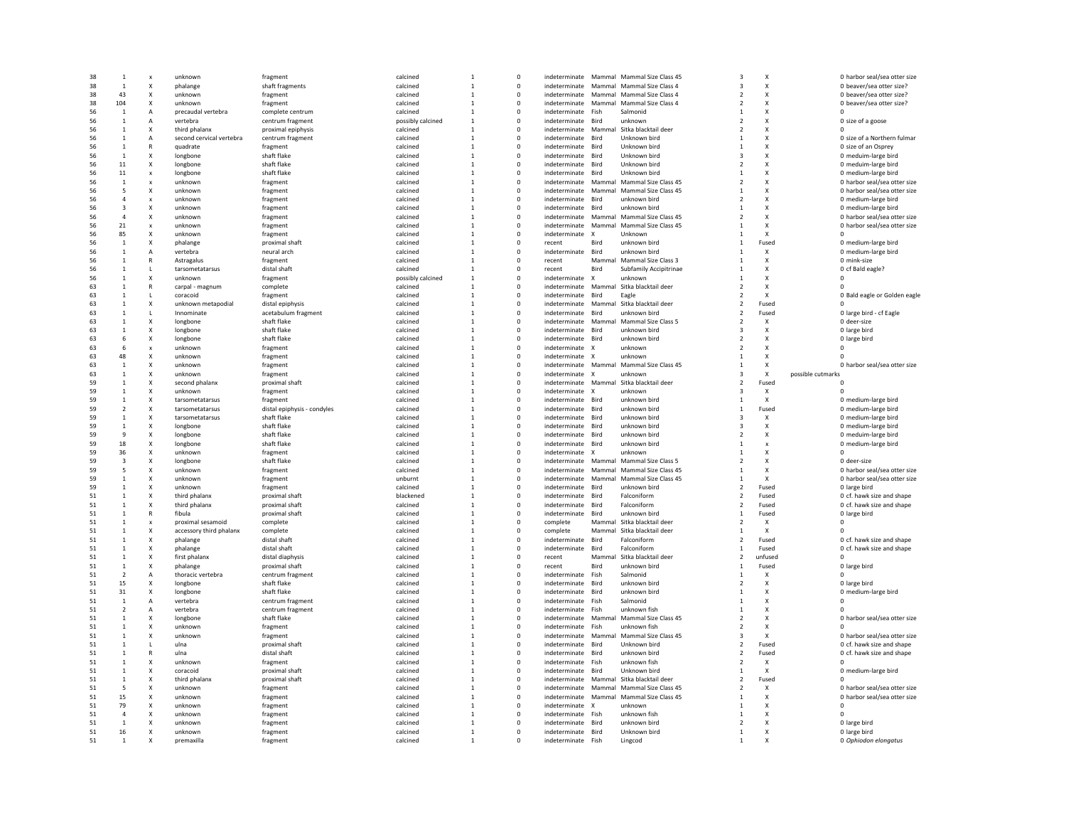| | | | | | | | | | | | | | | | |
|---|---|---|---|---|---|---|---|---|---|---|---|---|---|---|---|
| 38 | 1 | x | unknown | fragment | calcined | 1 | 0 | indeterminate | Mammal | Mammal Size Class 45 | 3 | X | | 0 | harbor seal/sea otter size |
| 38 | 1 | X | phalange | shaft fragments | calcined | 1 | 0 | indeterminate | Mammal | Mammal Size Class 4 | 3 | X | | 0 | beaver/sea otter size? |
| 38 | 43 | X | unknown | fragment | calcined | 1 | 0 | indeterminate | Mammal | Mammal Size Class 4 | 2 | X | | 0 | beaver/sea otter size? |
| 38 | 104 | X | unknown | fragment | calcined | 1 | 0 | indeterminate | Mammal | Mammal Size Class 4 | 2 | X | | 0 | beaver/sea otter size? |
| 56 | 1 | A | precaudal vertebra | complete centrum | calcined | 1 | 0 | indeterminate | Fish | Salmonid | 1 | X | | 0 | |
| 56 | 1 | A | vertebra | centrum fragment | possibly calcined | 1 | 0 | indeterminate | Bird | unknown | 2 | X | | 0 | size of a goose |
| 56 | 1 | X | third phalanx | proximal epiphysis | calcined | 1 | 0 | indeterminate | Mammal | Sitka blacktail deer | 2 | X | | 0 | |
| 56 | 1 | A | second cervical vertebra | centrum fragment | calcined | 1 | 0 | indeterminate | Bird | Unknown bird | 1 | X | | 0 | size of a Northern fulmar |
| 56 | 1 | R | quadrate | fragment | calcined | 1 | 0 | indeterminate | Bird | Unknown bird | 1 | X | | 0 | size of an Osprey |
| 56 | 1 | X | longbone | shaft flake | calcined | 1 | 0 | indeterminate | Bird | Unknown bird | 3 | X | | 0 | meduim-large bird |
| 56 | 11 | X | longbone | shaft flake | calcined | 1 | 0 | indeterminate | Bird | Unknown bird | 2 | X | | 0 | meduim-large bird |
| 56 | 11 | x | longbone | shaft flake | calcined | 1 | 0 | indeterminate | Bird | Unknown bird | 1 | X | | 0 | medium-large bird |
| 56 | 1 | x | unknown | fragment | calcined | 1 | 0 | indeterminate | Mammal | Mammal Size Class 45 | 2 | X | | 0 | harbor seal/sea otter size |
| 56 | 5 | X | unknown | fragment | calcined | 1 | 0 | indeterminate | Mammal | Mammal Size Class 45 | 1 | X | | 0 | harbor seal/sea otter size |
| 56 | 4 | x | unknown | fragment | calcined | 1 | 0 | indeterminate | Bird | unknown bird | 2 | X | | 0 | medium-large bird |
| 56 | 3 | X | unknown | fragment | calcined | 1 | 0 | indeterminate | Bird | unknown bird | 1 | X | | 0 | medium-large bird |
| 56 | 4 | X | unknown | fragment | calcined | 1 | 0 | indeterminate | Mammal | Mammal Size Class 45 | 2 | X | | 0 | harbor seal/sea otter size |
| 56 | 21 | x | unknown | fragment | calcined | 1 | 0 | indeterminate | Mammal | Mammal Size Class 45 | 1 | X | | 0 | harbor seal/sea otter size |
| 56 | 85 | X | unknown | fragment | calcined | 1 | 0 | indeterminate | X | Unknown | 1 | X | | 0 | |
| 56 | 1 | X | phalange | proximal shaft | calcined | 1 | 0 | recent | Bird | unknown bird | 1 | Fused | | 0 | medium-large bird |
| 56 | 1 | A | vertebra | neural arch | calcined | 1 | 0 | indeterminate | Bird | unknown bird | 1 | X | | 0 | medium-large bird |
| 56 | 1 | R | Astragalus | fragment | calcined | 1 | 0 | recent | Mammal | Mammal Size Class 3 | 1 | X | | 0 | mink-size |
| 56 | 1 | L | tarsometatarsus | distal shaft | calcined | 1 | 0 | recent | Bird | Subfamily Accipitrinae | 1 | X | | 0 | cf Bald eagle? |
| 56 | 1 | X | unknown | fragment | possibly calcined | 1 | 0 | indeterminate | X | unknown | 1 | X | | 0 | |
| 63 | 1 | R | carpal - magnum | complete | calcined | 1 | 0 | indeterminate | Mammal | Sitka blacktail deer | 2 | X | | 0 | |
| 63 | 1 | L | coracoid | fragment | calcined | 1 | 0 | indeterminate | Bird | Eagle | 2 | X | | 0 | Bald eagle or Golden eagle |
| 63 | 1 | X | unknown metapodial | distal epiphysis | calcined | 1 | 0 | indeterminate | Mammal | Sitka blacktail deer | 2 | Fused | | 0 | |
| 63 | 1 | L | Innominate | acetabulum fragment | calcined | 1 | 0 | indeterminate | Bird | unknown bird | 2 | Fused | | 0 | large bird - cf Eagle |
| 63 | 1 | X | longbone | shaft flake | calcined | 1 | 0 | indeterminate | Mammal | Mammal Size Class 5 | 2 | X | | 0 | deer-size |
| 63 | 1 | X | longbone | shaft flake | calcined | 1 | 0 | indeterminate | Bird | unknown bird | 3 | X | | 0 | large bird |
| 63 | 6 | X | longbone | shaft flake | calcined | 1 | 0 | indeterminate | Bird | unknown bird | 2 | X | | 0 | large bird |
| 63 | 6 | x | unknown | fragment | calcined | 1 | 0 | indeterminate | X | unknown | 2 | X | | 0 | |
| 63 | 48 | X | unknown | fragment | calcined | 1 | 0 | indeterminate | X | unknown | 1 | X | | 0 | |
| 63 | 1 | X | unknown | fragment | calcined | 1 | 0 | indeterminate | Mammal | Mammal Size Class 45 | 1 | X | | 0 | harbor seal/sea otter size |
| 63 | 1 | X | unknown | fragment | calcined | 1 | 0 | indeterminate | X | unknown | 3 | X | possible cutmarks | | |
| 59 | 1 | X | second phalanx | proximal shaft | calcined | 1 | 0 | indeterminate | Mammal | Sitka blacktail deer | 2 | Fused | | 0 | |
| 59 | 1 | X | unknown | fragment | calcined | 1 | 0 | indeterminate | X | unknown | 3 | X | | 0 | |
| 59 | 1 | X | tarsometatarsus | fragment | calcined | 1 | 0 | indeterminate | Bird | unknown bird | 1 | X | | 0 | medium-large bird |
| 59 | 2 | X | tarsometatarsus | distal epiphysis - condyles | calcined | 1 | 0 | indeterminate | Bird | unknown bird | 1 | Fused | | 0 | medium-large bird |
| 59 | 1 | X | tarsometatarsus | shaft flake | calcined | 1 | 0 | indeterminate | Bird | unknown bird | 3 | X | | 0 | medium-large bird |
| 59 | 1 | X | longbone | shaft flake | calcined | 1 | 0 | indeterminate | Bird | unknown bird | 3 | X | | 0 | medium-large bird |
| 59 | 9 | X | longbone | shaft flake | calcined | 1 | 0 | indeterminate | Bird | unknown bird | 2 | X | | 0 | meduim-large bird |
| 59 | 18 | X | longbone | shaft flake | calcined | 1 | 0 | indeterminate | Bird | unknown bird | 1 | x | | 0 | medium-large bird |
| 59 | 36 | X | unknown | fragment | calcined | 1 | 0 | indeterminate | X | unknown | 1 | X | | 0 | |
| 59 | 3 | X | longbone | shaft flake | calcined | 1 | 0 | indeterminate | Mammal | Mammal Size Class 5 | 2 | X | | 0 | deer-size |
| 59 | 5 | X | unknown | fragment | calcined | 1 | 0 | indeterminate | Mammal | Mammal Size Class 45 | 1 | X | | 0 | harbor seal/sea otter size |
| 59 | 1 | X | unknown | fragment | unburnt | 1 | 0 | indeterminate | Mammal | Mammal Size Class 45 | 1 | X | | 0 | harbor seal/sea otter size |
| 59 | 1 | X | unknown | fragment | calcined | 1 | 0 | indeterminate | Bird | unknown bird | 2 | Fused | | 0 | large bird |
| 51 | 1 | X | third phalanx | proximal shaft | blackened | 1 | 0 | indeterminate | Bird | Falconiform | 2 | Fused | | 0 | cf. hawk size and shape |
| 51 | 1 | X | third phalanx | proximal shaft | calcined | 1 | 0 | indeterminate | Bird | Falconiform | 2 | Fused | | 0 | cf. hawk size and shape |
| 51 | 1 | R | fibula | proximal shaft | calcined | 1 | 0 | indeterminate | Bird | unknown bird | 1 | Fused | | 0 | large bird |
| 51 | 1 | x | proximal sesamoid | complete | calcined | 1 | 0 | complete | Mammal | Sitka blacktail deer | 2 | X | | 0 | |
| 51 | 1 | X | accessory third phalanx | complete | calcined | 1 | 0 | complete | Mammal | Sitka blacktail deer | 1 | X | | 0 | |
| 51 | 1 | X | phalange | distal shaft | calcined | 1 | 0 | indeterminate | Bird | Falconiform | 2 | Fused | | 0 | cf. hawk size and shape |
| 51 | 1 | X | phalange | distal shaft | calcined | 1 | 0 | indeterminate | Bird | Falconiform | 1 | Fused | | 0 | cf. hawk size and shape |
| 51 | 1 | X | first phalanx | distal diaphysis | calcined | 1 | 0 | recent | Mammal | Sitka blacktail deer | 2 | unfused | | 0 | |
| 51 | 1 | X | phalange | proximal shaft | calcined | 1 | 0 | recent | Bird | unknown bird | 1 | Fused | | 0 | large bird |
| 51 | 2 | A | thoracic vertebra | centrum fragment | calcined | 1 | 0 | indeterminate | Fish | Salmonid | 1 | X | | 0 | |
| 51 | 15 | X | longbone | shaft flake | calcined | 1 | 0 | indeterminate | Bird | unknown bird | 2 | X | | 0 | large bird |
| 51 | 31 | X | longbone | shaft flake | calcined | 1 | 0 | indeterminate | Bird | unknown bird | 1 | X | | 0 | medium-large bird |
| 51 | 1 | A | vertebra | centrum fragment | calcined | 1 | 0 | indeterminate | Fish | Salmonid | 1 | X | | 0 | |
| 51 | 2 | A | vertebra | centrum fragment | calcined | 1 | 0 | indeterminate | Fish | unknown fish | 1 | X | | 0 | |
| 51 | 1 | X | longbone | shaft flake | calcined | 1 | 0 | indeterminate | Mammal | Mammal Size Class 45 | 2 | X | | 0 | harbor seal/sea otter size |
| 51 | 1 | X | unknown | fragment | calcined | 1 | 0 | indeterminate | Fish | unknown fish | 2 | X | | 0 | |
| 51 | 1 | X | unknown | fragment | calcined | 1 | 0 | indeterminate | Mammal | Mammal Size Class 45 | 3 | X | | 0 | harbor seal/sea otter size |
| 51 | 1 | L | ulna | proximal shaft | calcined | 1 | 0 | indeterminate | Bird | Unknown bird | 2 | Fused | | 0 | cf. hawk size and shape |
| 51 | 1 | R | ulna | distal shaft | calcined | 1 | 0 | indeterminate | Bird | unknown bird | 2 | Fused | | 0 | cf. hawk size and shape |
| 51 | 1 | X | unknown | fragment | calcined | 1 | 0 | indeterminate | Fish | unknown fish | 2 | X | | 0 | |
| 51 | 1 | X | coracoid | proximal shaft | calcined | 1 | 0 | indeterminate | Bird | Unknown bird | 1 | X | | 0 | medium-large bird |
| 51 | 1 | X | third phalanx | proximal shaft | calcined | 1 | 0 | indeterminate | Mammal | Sitka blacktail deer | 2 | Fused | | 0 | |
| 51 | 5 | X | unknown | fragment | calcined | 1 | 0 | indeterminate | Mammal | Mammal Size Class 45 | 2 | X | | 0 | harbor seal/sea otter size |
| 51 | 15 | X | unknown | fragment | calcined | 1 | 0 | indeterminate | Mammal | Mammal Size Class 45 | 1 | X | | 0 | harbor seal/sea otter size |
| 51 | 79 | X | unknown | fragment | calcined | 1 | 0 | indeterminate | X | unknown | 1 | X | | 0 | |
| 51 | 4 | X | unknown | fragment | calcined | 1 | 0 | indeterminate | Fish | unknown fish | 1 | X | | 0 | |
| 51 | 1 | X | unknown | fragment | calcined | 1 | 0 | indeterminate | Bird | unknown bird | 2 | X | | 0 | large bird |
| 51 | 16 | X | unknown | fragment | calcined | 1 | 0 | indeterminate | Bird | Unknown bird | 1 | X | | 0 | large bird |
| 51 | 1 | X | premaxilla | fragment | calcined | 1 | 0 | indeterminate | Fish | Lingcod | 1 | X | | 0 | *Ophiodon elongatus* |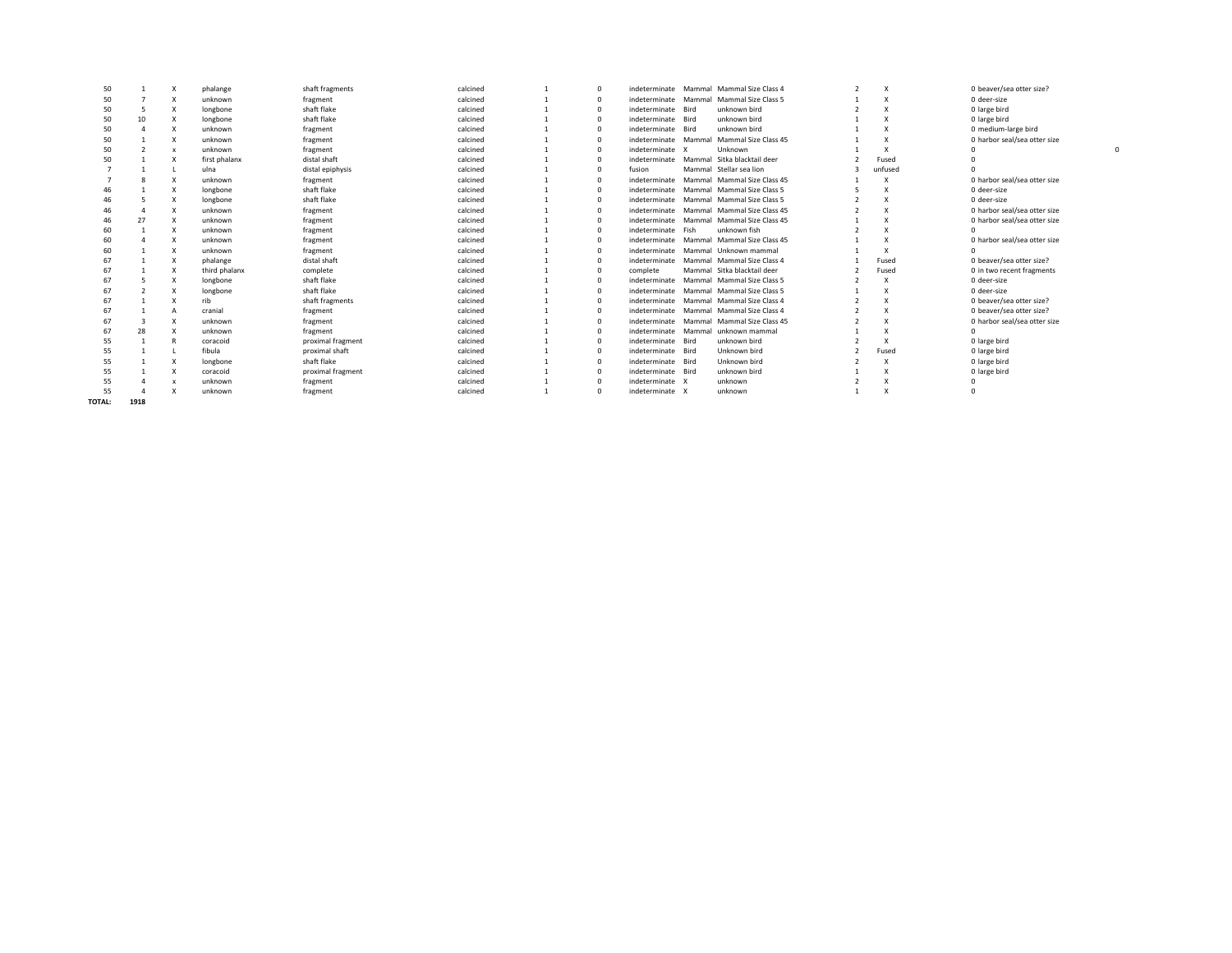| | | | | | | | | | | | | | | | |
|---|---|---|---|---|---|---|---|---|---|---|---|---|---|---|---|
| 50 | 1 | X | phalange | shaft fragments | calcined | 1 | 0 | indeterminate | Mammal | Mammal Size Class 4 | 2 | X | 0 | beaver/sea otter size? | |
| 50 | 7 | X | unknown | fragment | calcined | 1 | 0 | indeterminate | Mammal | Mammal Size Class 5 | 1 | X | 0 | deer-size | |
| 50 | 5 | X | longbone | shaft flake | calcined | 1 | 0 | indeterminate | Bird | unknown bird | 2 | X | 0 | large bird | |
| 50 | 10 | X | longbone | shaft flake | calcined | 1 | 0 | indeterminate | Bird | unknown bird | 1 | X | 0 | large bird | |
| 50 | 4 | X | unknown | fragment | calcined | 1 | 0 | indeterminate | Bird | unknown bird | 1 | X | 0 | medium-large bird | |
| 50 | 1 | X | unknown | fragment | calcined | 1 | 0 | indeterminate | Mammal | Mammal Size Class 45 | 1 | X | 0 | harbor seal/sea otter size | |
| 50 | 2 | x | unknown | fragment | calcined | 1 | 0 | indeterminate | X | Unknown | 1 | X | 0 | | 0 |
| 50 | 1 | X | first phalanx | distal shaft | calcined | 1 | 0 | indeterminate | Mammal | Sitka blacktail deer | 2 | Fused | 0 | | |
| 7 | 1 | L | ulna | distal epiphysis | calcined | 1 | 0 | fusion | Mammal | Stellar sea lion | 3 | unfused | 0 | | |
| 7 | 8 | X | unknown | fragment | calcined | 1 | 0 | indeterminate | Mammal | Mammal Size Class 45 | 1 | X | 0 | harbor seal/sea otter size | |
| 46 | 1 | X | longbone | shaft flake | calcined | 1 | 0 | indeterminate | Mammal | Mammal Size Class 5 | 5 | X | 0 | deer-size | |
| 46 | 5 | X | longbone | shaft flake | calcined | 1 | 0 | indeterminate | Mammal | Mammal Size Class 5 | 2 | X | 0 | deer-size | |
| 46 | 4 | X | unknown | fragment | calcined | 1 | 0 | indeterminate | Mammal | Mammal Size Class 45 | 2 | X | 0 | harbor seal/sea otter size | |
| 46 | 27 | X | unknown | fragment | calcined | 1 | 0 | indeterminate | Mammal | Mammal Size Class 45 | 1 | X | 0 | harbor seal/sea otter size | |
| 60 | 1 | X | unknown | fragment | calcined | 1 | 0 | indeterminate | Fish | unknown fish | 2 | X | 0 | | |
| 60 | 4 | X | unknown | fragment | calcined | 1 | 0 | indeterminate | Mammal | Mammal Size Class 45 | 1 | X | 0 | harbor seal/sea otter size | |
| 60 | 1 | X | unknown | fragment | calcined | 1 | 0 | indeterminate | Mammal | Unknown mammal | 1 | X | 0 | | |
| 67 | 1 | X | phalange | distal shaft | calcined | 1 | 0 | indeterminate | Mammal | Mammal Size Class 4 | 1 | Fused | 0 | beaver/sea otter size? | |
| 67 | 1 | X | third phalanx | complete | calcined | 1 | 0 | complete | Mammal | Sitka blacktail deer | 2 | Fused | 0 | in two recent fragments | |
| 67 | 5 | X | longbone | shaft flake | calcined | 1 | 0 | indeterminate | Mammal | Mammal Size Class 5 | 2 | X | 0 | deer-size | |
| 67 | 2 | X | longbone | shaft flake | calcined | 1 | 0 | indeterminate | Mammal | Mammal Size Class 5 | 1 | X | 0 | deer-size | |
| 67 | 1 | X | rib | shaft fragments | calcined | 1 | 0 | indeterminate | Mammal | Mammal Size Class 4 | 2 | X | 0 | beaver/sea otter size? | |
| 67 | 1 | A | cranial | fragment | calcined | 1 | 0 | indeterminate | Mammal | Mammal Size Class 4 | 2 | X | 0 | beaver/sea otter size? | |
| 67 | 3 | X | unknown | fragment | calcined | 1 | 0 | indeterminate | Mammal | Mammal Size Class 45 | 2 | X | 0 | harbor seal/sea otter size | |
| 67 | 28 | X | unknown | fragment | calcined | 1 | 0 | indeterminate | Mammal | unknown mammal | 1 | X | 0 | | |
| 55 | 1 | R | coracoid | proximal fragment | calcined | 1 | 0 | indeterminate | Bird | unknown bird | 2 | X | 0 | large bird | |
| 55 | 1 | L | fibula | proximal shaft | calcined | 1 | 0 | indeterminate | Bird | Unknown bird | 2 | Fused | 0 | large bird | |
| 55 | 1 | X | longbone | shaft flake | calcined | 1 | 0 | indeterminate | Bird | Unknown bird | 2 | X | 0 | large bird | |
| 55 | 1 | X | coracoid | proximal fragment | calcined | 1 | 0 | indeterminate | Bird | unknown bird | 1 | X | 0 | large bird | |
| 55 | 4 | x | unknown | fragment | calcined | 1 | 0 | indeterminate | X | unknown | 2 | X | 0 | | |
| 55 | 4 | X | unknown | fragment | calcined | 1 | 0 | indeterminate | X | unknown | 1 | X | 0 | | |
| **TOTAL:** | **1918** | | | | | | | | | | | | | | |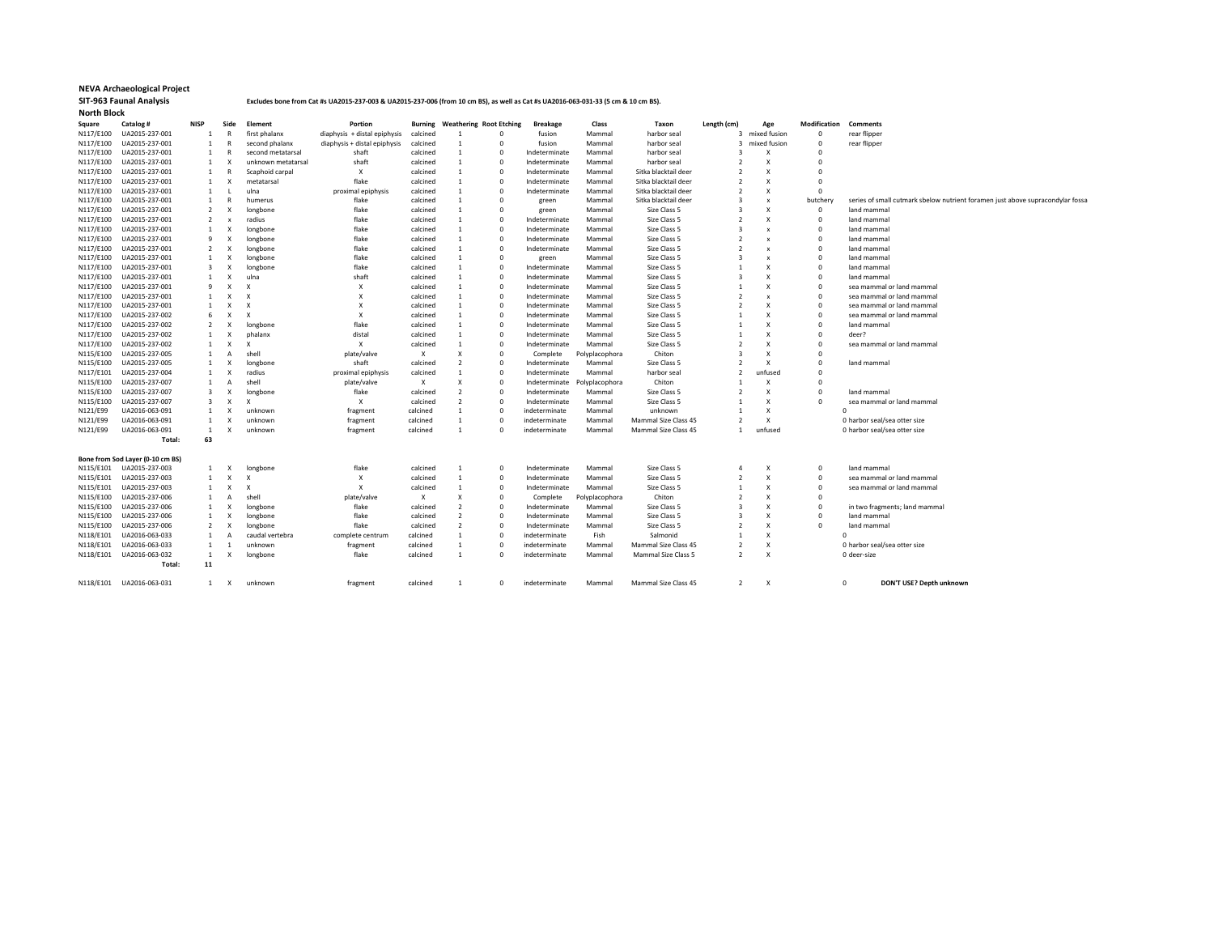**NEVA Archaeological Project**

**SIT-963 Faunal Analysis**

**Excludes bone from Cat #s UA2015-237-003 & UA2015-237-006 (from 10 cm BS), as well as Cat #s UA2016-063-031-33 (5 cm & 10 cm BS).**

**North Block**

| Square | Catalog # | NISP | Side | Element | Portion | Burning | Weathering | Root Etching | Breakage | Class | Taxon | Length (cm) | Age | Modification | Comments |
|---|---|---|---|---|---|---|---|---|---|---|---|---|---|---|---|
| N117/E100 | UA2015-237-001 | 1 | R | first phalanx | diaphysis + distal epiphysis | calcined | 1 | 0 | fusion | Mammal | harbor seal | 3 | mixed fusion | 0 | rear flipper |
| N117/E100 | UA2015-237-001 | 1 | R | second phalanx | diaphysis + distal epiphysis | calcined | 1 | 0 | fusion | Mammal | harbor seal | 3 | mixed fusion | 0 | rear flipper |
| N117/E100 | UA2015-237-001 | 1 | R | second metatarsal | shaft | calcined | 1 | 0 | Indeterminate | Mammal | harbor seal | 3 | X | 0 | |
| N117/E100 | UA2015-237-001 | 1 | X | unknown metatarsal | shaft | calcined | 1 | 0 | Indeterminate | Mammal | harbor seal | 2 | X | 0 | |
| N117/E100 | UA2015-237-001 | 1 | R | Scaphoid carpal | X | calcined | 1 | 0 | Indeterminate | Mammal | Sitka blacktail deer | 2 | X | 0 | |
| N117/E100 | UA2015-237-001 | 1 | X | metatarsal | flake | calcined | 1 | 0 | Indeterminate | Mammal | Sitka blacktail deer | 2 | X | 0 | |
| N117/E100 | UA2015-237-001 | 1 | L | ulna | proximal epiphysis | calcined | 1 | 0 | Indeterminate | Mammal | Sitka blacktail deer | 2 | X | 0 | |
| N117/E100 | UA2015-237-001 | 1 | R | humerus | flake | calcined | 1 | 0 | green | Mammal | Sitka blacktail deer | 3 | x | butchery | series of small cutmark sbelow nutrient foramen just above supracondylar fossa |
| N117/E100 | UA2015-237-001 | 2 | X | longbone | flake | calcined | 1 | 0 | green | Mammal | Size Class 5 | 3 | X | 0 | land mammal |
| N117/E100 | UA2015-237-001 | 2 | x | radius | flake | calcined | 1 | 0 | Indeterminate | Mammal | Size Class 5 | 2 | X | 0 | land mammal |
| N117/E100 | UA2015-237-001 | 1 | X | longbone | flake | calcined | 1 | 0 | Indeterminate | Mammal | Size Class 5 | 3 | x | 0 | land mammal |
| N117/E100 | UA2015-237-001 | 9 | X | longbone | flake | calcined | 1 | 0 | Indeterminate | Mammal | Size Class 5 | 2 | x | 0 | land mammal |
| N117/E100 | UA2015-237-001 | 2 | X | longbone | flake | calcined | 1 | 0 | Indeterminate | Mammal | Size Class 5 | 2 | x | 0 | land mammal |
| N117/E100 | UA2015-237-001 | 1 | X | longbone | flake | calcined | 1 | 0 | green | Mammal | Size Class 5 | 3 | x | 0 | land mammal |
| N117/E100 | UA2015-237-001 | 3 | X | longbone | flake | calcined | 1 | 0 | Indeterminate | Mammal | Size Class 5 | 1 | X | 0 | land mammal |
| N117/E100 | UA2015-237-001 | 1 | X | ulna | shaft | calcined | 1 | 0 | Indeterminate | Mammal | Size Class 5 | 3 | X | 0 | land mammal |
| N117/E100 | UA2015-237-001 | 9 | X | X | X | calcined | 1 | 0 | Indeterminate | Mammal | Size Class 5 | 1 | X | 0 | sea mammal or land mammal |
| N117/E100 | UA2015-237-001 | 1 | X | X | X | calcined | 1 | 0 | Indeterminate | Mammal | Size Class 5 | 2 | x | 0 | sea mammal or land mammal |
| N117/E100 | UA2015-237-001 | 1 | X | X | X | calcined | 1 | 0 | Indeterminate | Mammal | Size Class 5 | 2 | X | 0 | sea mammal or land mammal |
| N117/E100 | UA2015-237-002 | 6 | X | X | X | calcined | 1 | 0 | Indeterminate | Mammal | Size Class 5 | 1 | X | 0 | sea mammal or land mammal |
| N117/E100 | UA2015-237-002 | 2 | X | longbone | flake | calcined | 1 | 0 | Indeterminate | Mammal | Size Class 5 | 1 | X | 0 | land mammal |
| N117/E100 | UA2015-237-002 | 1 | X | phalanx | distal | calcined | 1 | 0 | Indeterminate | Mammal | Size Class 5 | 1 | X | 0 | deer? |
| N117/E100 | UA2015-237-002 | 1 | X | X | X | calcined | 1 | 0 | Indeterminate | Mammal | Size Class 5 | 2 | X | 0 | sea mammal or land mammal |
| N115/E100 | UA2015-237-005 | 1 | A | shell | plate/valve | X | X | 0 | Complete | Polyplacophora | Chiton | 3 | X | 0 | |
| N115/E100 | UA2015-237-005 | 1 | X | longbone | shaft | calcined | 2 | 0 | Indeterminate | Mammal | Size Class 5 | 2 | X | 0 | land mammal |
| N117/E101 | UA2015-237-004 | 1 | X | radius | proximal epiphysis | calcined | 1 | 0 | Indeterminate | Mammal | harbor seal | 2 | unfused | 0 | |
| N115/E100 | UA2015-237-007 | 1 | A | shell | plate/valve | X | X | 0 | Indeterminate | Polyplacophora | Chiton | 1 | X | 0 | |
| N115/E100 | UA2015-237-007 | 3 | X | longbone | flake | calcined | 2 | 0 | Indeterminate | Mammal | Size Class 5 | 2 | X | 0 | land mammal |
| N115/E100 | UA2015-237-007 | 3 | X | X | X | calcined | 2 | 0 | Indeterminate | Mammal | Size Class 5 | 1 | X | 0 | sea mammal or land mammal |
| N121/E99 | UA2016-063-091 | 1 | X | unknown | fragment | calcined | 1 | 0 | indeterminate | Mammal | unknown | 1 | X | 0 | |
| N121/E99 | UA2016-063-091 | 1 | X | unknown | fragment | calcined | 1 | 0 | indeterminate | Mammal | Mammal Size Class 45 | 2 | X | 0 | harbor seal/sea otter size |
| N121/E99 | UA2016-063-091 | 1 | X | unknown | fragment | calcined | 1 | 0 | indeterminate | Mammal | Mammal Size Class 45 | 1 | unfused | 0 | harbor seal/sea otter size |
| | **Total:** | **63** | | | | | | | | | | | | | |

**Bone from Sod Layer (0-10 cm BS)**

| Square | Catalog # | NISP | Side | Element | Portion | Burning | Weathering | Root Etching | Breakage | Class | Taxon | Length (cm) | Age | Modification | Comments |
|---|---|---|---|---|---|---|---|---|---|---|---|---|---|---|---|
| N115/E101 | UA2015-237-003 | 1 | X | longbone | flake | calcined | 1 | 0 | Indeterminate | Mammal | Size Class 5 | 4 | X | 0 | land mammal |
| N115/E101 | UA2015-237-003 | 1 | X | X | X | calcined | 1 | 0 | Indeterminate | Mammal | Size Class 5 | 2 | X | 0 | sea mammal or land mammal |
| N115/E101 | UA2015-237-003 | 1 | X | X | X | calcined | 1 | 0 | Indeterminate | Mammal | Size Class 5 | 1 | X | 0 | sea mammal or land mammal |
| N115/E100 | UA2015-237-006 | 1 | A | shell | plate/valve | X | X | 0 | Complete | Polyplacophora | Chiton | 2 | X | 0 | |
| N115/E100 | UA2015-237-006 | 1 | X | longbone | flake | calcined | 2 | 0 | Indeterminate | Mammal | Size Class 5 | 3 | X | 0 | in two fragments; land mammal |
| N115/E100 | UA2015-237-006 | 1 | X | longbone | flake | calcined | 2 | 0 | Indeterminate | Mammal | Size Class 5 | 3 | X | 0 | land mammal |
| N115/E100 | UA2015-237-006 | 2 | X | longbone | flake | calcined | 2 | 0 | Indeterminate | Mammal | Size Class 5 | 2 | X | 0 | land mammal |
| N118/E101 | UA2016-063-033 | 1 | A | caudal vertebra | complete centrum | calcined | 1 | 0 | indeterminate | Fish | Salmonid | 1 | X | 0 | |
| N118/E101 | UA2016-063-033 | 1 | 1 | unknown | fragment | calcined | 1 | 0 | indeterminate | Mammal | Mammal Size Class 45 | 2 | X | 0 | harbor seal/sea otter size |
| N118/E101 | UA2016-063-032 | 1 | X | longbone | flake | calcined | 1 | 0 | indeterminate | Mammal | Mammal Size Class 5 | 2 | X | 0 | deer-size |
| | **Total:** | **11** | | | | | | | | | | | | | |

| Square | Catalog # | NISP | Side | Element | Portion | Burning | Weathering | Root Etching | Breakage | Class | Taxon | Length (cm) | Age | Modification | Comments |
|---|---|---|---|---|---|---|---|---|---|---|---|---|---|---|---|
| N118/E101 | UA2016-063-031 | 1 | X | unknown | fragment | calcined | 1 | 0 | indeterminate | Mammal | Mammal Size Class 45 | 2 | X | 0 | **DON'T USE? Depth unknown** |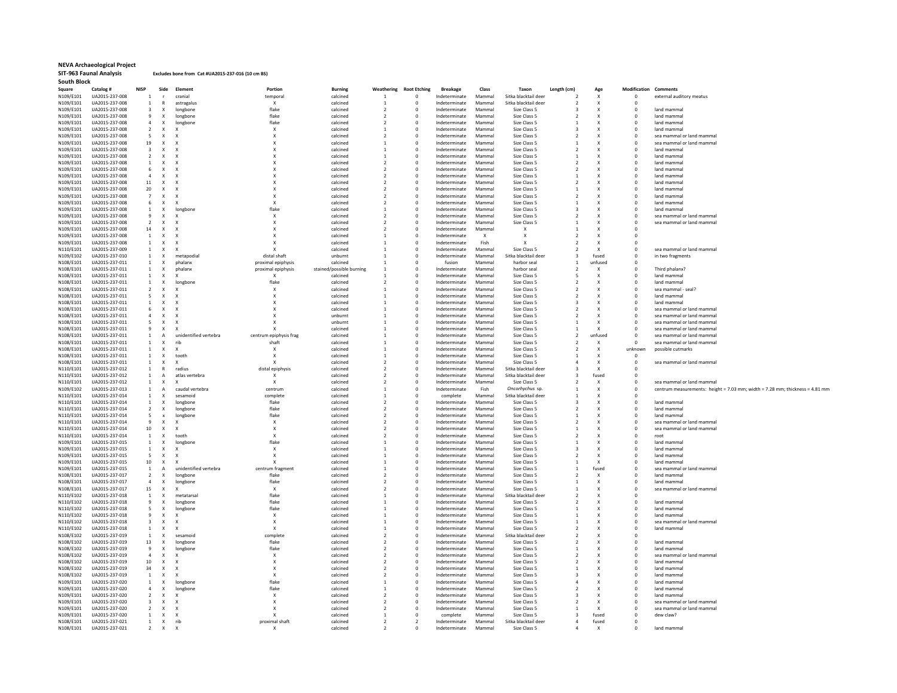**NEVA Archaeological Project**

**SIT-963 Faunal Analysis** Excludes bone from Cat #UA2015-237-016 (10 cm BS)

**South Block**

| Square | Catalog # | NISP | Side | Element | Portion | Burning | Weathering | Root Etching | Breakage | Class | Taxon | Length (cm) | Age | Modification | Comments |
|---|---|---|---|---|---|---|---|---|---|---|---|---|---|---|---|
| N109/E101 | UA2015-237-008 | 1 | r | cranial | temporal | calcined | 1 | 0 | Indeterminate | Mammal | Sitka blacktail deer | 2 | X | 0 | external auditory meatus |
| N109/E101 | UA2015-237-008 | 1 | R | astragalus | X | calcined | 1 | 0 | Indeterminate | Mammal | Sitka blacktail deer | 2 | X | 0 | |
| N109/E101 | UA2015-237-008 | 3 | X | longbone | flake | calcined | 2 | 0 | Indeterminate | Mammal | Size Class 5 | 3 | X | 0 | land mammal |
| N109/E101 | UA2015-237-008 | 9 | X | longbone | flake | calcined | 2 | 0 | Indeterminate | Mammal | Size Class 5 | 2 | X | 0 | land mammal |
| N109/E101 | UA2015-237-008 | 4 | X | longbone | flake | calcined | 2 | 0 | Indeterminate | Mammal | Size Class 5 | 1 | X | 0 | land mammal |
| N109/E101 | UA2015-237-008 | 2 | X | X | X | calcined | 1 | 0 | Indeterminate | Mammal | Size Class 5 | 3 | X | 0 | land mammal |
| N109/E101 | UA2015-237-008 | 5 | X | X | X | calcined | 2 | 0 | Indeterminate | Mammal | Size Class 5 | 2 | X | 0 | sea mammal or land mammal |
| N109/E101 | UA2015-237-008 | 19 | X | X | X | calcined | 1 | 0 | Indeterminate | Mammal | Size Class 5 | 1 | X | 0 | sea mammal or land mammal |
| N109/E101 | UA2015-237-008 | 3 | X | X | X | calcined | 1 | 0 | Indeterminate | Mammal | Size Class 5 | 2 | X | 0 | land mammal |
| N109/E101 | UA2015-237-008 | 2 | X | X | X | calcined | 1 | 0 | Indeterminate | Mammal | Size Class 5 | 1 | X | 0 | land mammal |
| N109/E101 | UA2015-237-008 | 1 | X | X | X | calcined | 2 | 0 | Indeterminate | Mammal | Size Class 5 | 2 | X | 0 | land mammal |
| N109/E101 | UA2015-237-008 | 6 | X | X | X | calcined | 2 | 0 | Indeterminate | Mammal | Size Class 5 | 2 | X | 0 | land mammal |
| N109/E101 | UA2015-237-008 | 4 | X | X | X | calcined | 2 | 0 | Indeterminate | Mammal | Size Class 5 | 1 | X | 0 | land mammal |
| N109/E101 | UA2015-237-008 | 11 | X | X | X | calcined | 2 | 0 | Indeterminate | Mammal | Size Class 5 | 2 | X | 0 | land mammal |
| N109/E101 | UA2015-237-008 | 20 | X | X | X | calcined | 2 | 0 | Indeterminate | Mammal | Size Class 5 | 1 | X | 0 | land mammal |
| N109/E101 | UA2015-237-008 | 7 | X | X | X | calcined | 2 | 0 | Indeterminate | Mammal | Size Class 5 | 2 | X | 0 | land mammal |
| N109/E101 | UA2015-237-008 | 6 | X | X | X | calcined | 2 | 0 | Indeterminate | Mammal | Size Class 5 | 1 | X | 0 | land mammal |
| N109/E101 | UA2015-237-008 | 1 | X | longbone | flake | calcined | 1 | 0 | Indeterminate | Mammal | Size Class 5 | 3 | X | 0 | land mammal |
| N109/E101 | UA2015-237-008 | 9 | X | X | X | calcined | 2 | 0 | Indeterminate | Mammal | Size Class 5 | 2 | X | 0 | sea mammal or land mammal |
| N109/E101 | UA2015-237-008 | 2 | X | X | X | calcined | 2 | 0 | Indeterminate | Mammal | Size Class 5 | 1 | X | 0 | sea mammal or land mammal |
| N109/E101 | UA2015-237-008 | 14 | X | X | X | calcined | 2 | 0 | Indeterminate | Mammal | X | 1 | X | 0 | |
| N109/E101 | UA2015-237-008 | 1 | X | X | X | calcined | 1 | 0 | Indeterminate | X | X | 2 | X | 0 | |
| N109/E101 | UA2015-237-008 | 1 | X | X | X | calcined | 1 | 0 | Indeterminate | Fish | X | 2 | X | 0 | |
| N110/E101 | UA2015-237-009 | 1 | X | X | X | calcined | 1 | 0 | Indeterminate | Mammal | Size Class 5 | 2 | X | 0 | sea mammal or land mammal |
| N109/E102 | UA2015-237-010 | 1 | X | metapodial | distal shaft | unburnt | 1 | 0 | Indeterminate | Mammal | Sitka blacktail deer | 3 | fused | 0 | in two fragments |
| N108/E101 | UA2015-237-011 | 1 | X | phalanx | proximal epiphysis | calcined | 1 | 0 | fusion | Mammal | harbor seal | 1 | unfused | 0 | |
| N108/E101 | UA2015-237-011 | 1 | X | phalanx | proximal epiphysis | stained/possible burning | 1 | 0 | Indeterminate | Mammal | harbor seal | 2 | X | 0 | Third phalanx? |
| N108/E101 | UA2015-237-011 | 1 | X | X | X | calcined | 1 | 0 | Indeterminate | Mammal | Size Class 5 | 5 | X | 0 | land mammal |
| N108/E101 | UA2015-237-011 | 1 | X | longbone | flake | calcined | 2 | 0 | Indeterminate | Mammal | Size Class 5 | 2 | X | 0 | land mammal |
| N108/E101 | UA2015-237-011 | 2 | X | X | X | calcined | 1 | 0 | Indeterminate | Mammal | Size Class 5 | 2 | X | 0 | sea mammal - seal? |
| N108/E101 | UA2015-237-011 | 5 | X | X | X | calcined | 1 | 0 | Indeterminate | Mammal | Size Class 5 | 2 | X | 0 | land mammal |
| N108/E101 | UA2015-237-011 | 1 | X | X | X | calcined | 1 | 0 | Indeterminate | Mammal | Size Class 5 | 3 | X | 0 | land mammal |
| N108/E101 | UA2015-237-011 | 6 | X | X | X | calcined | 1 | 0 | Indeterminate | Mammal | Size Class 5 | 2 | X | 0 | sea mammal or land mammal |
| N108/E101 | UA2015-237-011 | 4 | X | X | X | unburnt | 1 | 0 | Indeterminate | Mammal | Size Class 5 | 2 | X | 0 | sea mammal or land mammal |
| N108/E101 | UA2015-237-011 | 5 | X | X | X | unburnt | 1 | 0 | Indeterminate | Mammal | Size Class 5 | 1 | X | 0 | sea mammal or land mammal |
| N108/E101 | UA2015-237-011 | 9 | X | X | X | calcined | 1 | 0 | Indeterminate | Mammal | Size Class 5 | 1 | X | 0 | sea mammal or land mammal |
| N108/E101 | UA2015-237-011 | 1 | A | unidentified vertebra | centrum epiphysis frag | calcined | 1 | 0 | Indeterminate | Mammal | Size Class 5 | 2 | unfused | 0 | sea mammal or land mammal |
| N108/E101 | UA2015-237-011 | 1 | X | rib | shaft | calcined | 1 | 0 | Indeterminate | Mammal | Size Class 5 | 2 | X | 0 | sea mammal or land mammal |
| N108/E101 | UA2015-237-011 | 1 | X | X | X | calcined | 1 | 0 | Indeterminate | Mammal | Size Class 5 | 2 | X | unknown | possible cutmarks |
| N108/E101 | UA2015-237-011 | 1 | X | tooth | X | calcined | 1 | 0 | Indeterminate | Mammal | Size Class 5 | 1 | X | 0 | |
| N108/E101 | UA2015-237-011 | 1 | X | X | X | calcined | 2 | 0 | Indeterminate | Mammal | Size Class 5 | 4 | X | 0 | sea mammal or land mammal |
| N110/E101 | UA2015-237-012 | 1 | R | radius | distal epiphysis | calcined | 2 | 0 | Indeterminate | Mammal | Sitka blacktail deer | 3 | X | 0 | |
| N110/E101 | UA2015-237-012 | 1 | A | atlas vertebra | X | calcined | 2 | 0 | Indeterminate | Mammal | Sitka blacktail deer | 3 | fused | 0 | |
| N110/E101 | UA2015-237-012 | 1 | X | X | X | calcined | 2 | 0 | Indeterminate | Mammal | Size Class 5 | 2 | X | 0 | sea mammal or land mammal |
| N109/E102 | UA2015-237-013 | 1 | A | caudal vertebra | centrum | calcined | 1 | 0 | Indeterminate | Fish | *Oncorhychus* sp. | 1 | X | 0 | centrum measurements: height = 7.03 mm; width = 7.28 mm; thickness = 4.81 mm |
| N110/E101 | UA2015-237-014 | 1 | X | sesamoid | complete | calcined | 1 | 0 | complete | Mammal | Sitka blacktail deer | 1 | X | 0 | |
| N110/E101 | UA2015-237-014 | 1 | X | longbone | flake | calcined | 2 | 0 | Indeterminate | Mammal | Size Class 5 | 3 | X | 0 | land mammal |
| N110/E101 | UA2015-237-014 | 2 | X | longbone | flake | calcined | 2 | 0 | Indeterminate | Mammal | Size Class 5 | 2 | X | 0 | land mammal |
| N110/E101 | UA2015-237-014 | 5 | x | longbone | flake | calcined | 2 | 0 | Indeterminate | Mammal | Size Class 5 | 1 | X | 0 | land mammal |
| N110/E101 | UA2015-237-014 | 9 | X | X | X | calcined | 2 | 0 | Indeterminate | Mammal | Size Class 5 | 2 | X | 0 | sea mammal or land mammal |
| N110/E101 | UA2015-237-014 | 10 | X | X | X | calcined | 2 | 0 | Indeterminate | Mammal | Size Class 5 | 1 | X | 0 | sea mammal or land mammal |
| N110/E101 | UA2015-237-014 | 1 | X | tooth | X | calcined | 2 | 0 | Indeterminate | Mammal | Size Class 5 | 2 | X | 0 | root |
| N109/E101 | UA2015-237-015 | 1 | X | longbone | flake | calcined | 1 | 0 | Indeterminate | Mammal | Size Class 5 | 1 | X | 0 | land mammal |
| N109/E101 | UA2015-237-015 | 1 | X | X | X | calcined | 1 | 0 | Indeterminate | Mammal | Size Class 5 | 3 | X | 0 | land mammal |
| N109/E101 | UA2015-237-015 | 5 | X | X | X | calcined | 1 | 0 | Indeterminate | Mammal | Size Class 5 | 2 | X | 0 | land mammal |
| N109/E101 | UA2015-237-015 | 10 | X | X | X | calcined | 1 | 0 | Indeterminate | Mammal | Size Class 5 | 1 | X | 0 | land mammal |
| N109/E101 | UA2015-237-015 | 1 | A | unidentified vertebra | centrum fragment | calcined | 1 | 0 | Indeterminate | Mammal | Size Class 5 | 1 | fused | 0 | sea mammal or land mammal |
| N108/E101 | UA2015-237-017 | 2 | X | longbone | flake | calcined | 2 | 0 | Indeterminate | Mammal | Size Class 5 | 2 | X | 0 | land mammal |
| N108/E101 | UA2015-237-017 | 4 | X | longbone | flake | calcined | 2 | 0 | Indeterminate | Mammal | Size Class 5 | 1 | X | 0 | land mammal |
| N108/E101 | UA2015-237-017 | 15 | X | X | X | calcined | 2 | 0 | Indeterminate | Mammal | Size Class 5 | 1 | X | 0 | sea mammal or land mammal |
| N110/E102 | UA2015-237-018 | 1 | X | metatarsal | flake | calcined | 1 | 0 | Indeterminate | Mammal | Sitka blacktail deer | 2 | X | 0 | |
| N110/E102 | UA2015-237-018 | 9 | X | longbone | flake | calcined | 1 | 0 | Indeterminate | Mammal | Size Class 5 | 2 | X | 0 | land mammal |
| N110/E102 | UA2015-237-018 | 5 | X | longbone | flake | calcined | 1 | 0 | Indeterminate | Mammal | Size Class 5 | 1 | X | 0 | land mammal |
| N110/E102 | UA2015-237-018 | 9 | X | X | X | calcined | 1 | 0 | Indeterminate | Mammal | Size Class 5 | 1 | X | 0 | land mammal |
| N110/E102 | UA2015-237-018 | 3 | X | X | X | calcined | 1 | 0 | Indeterminate | Mammal | Size Class 5 | 1 | X | 0 | sea mammal or land mammal |
| N110/E102 | UA2015-237-018 | 1 | X | X | X | calcined | 1 | 0 | Indeterminate | Mammal | Size Class 5 | 2 | X | 0 | land mammal |
| N108/E102 | UA2015-237-019 | 1 | X | sesamoid | complete | calcined | 2 | 0 | Indeterminate | Mammal | Sitka blacktail deer | 2 | X | 0 | |
| N108/E102 | UA2015-237-019 | 13 | X | longbone | flake | calcined | 2 | 0 | Indeterminate | Mammal | Size Class 5 | 2 | X | 0 | land mammal |
| N108/E102 | UA2015-237-019 | 9 | X | longbone | flake | calcined | 2 | 0 | Indeterminate | Mammal | Size Class 5 | 1 | X | 0 | land mammal |
| N108/E102 | UA2015-237-019 | 4 | X | X | X | calcined | 2 | 0 | Indeterminate | Mammal | Size Class 5 | 2 | X | 0 | sea mammal or land mammal |
| N108/E102 | UA2015-237-019 | 10 | X | X | X | calcined | 2 | 0 | Indeterminate | Mammal | Size Class 5 | 2 | X | 0 | land mammal |
| N108/E102 | UA2015-237-019 | 34 | X | X | X | calcined | 2 | 0 | Indeterminate | Mammal | Size Class 5 | 1 | X | 0 | land mammal |
| N108/E102 | UA2015-237-019 | 1 | X | X | X | calcined | 2 | 0 | Indeterminate | Mammal | Size Class 5 | 3 | X | 0 | land mammal |
| N109/E101 | UA2015-237-020 | 1 | X | longbone | flake | calcined | 1 | 0 | Indeterminate | Mammal | Size Class 5 | 4 | X | 0 | land mammal |
| N109/E101 | UA2015-237-020 | 4 | X | longbone | flake | calcined | 1 | 0 | Indeterminate | Mammal | Size Class 5 | 2 | X | 0 | land mammal |
| N109/E101 | UA2015-237-020 | 2 | X | X | X | calcined | 2 | 0 | Indeterminate | Mammal | Size Class 5 | 3 | X | 0 | land mammal |
| N109/E101 | UA2015-237-020 | 3 | X | X | X | calcined | 2 | 0 | Indeterminate | Mammal | Size Class 5 | 2 | X | 0 | sea mammal or land mammal |
| N109/E101 | UA2015-237-020 | 2 | X | X | X | calcined | 2 | 0 | Indeterminate | Mammal | Size Class 5 | 1 | X | 0 | sea mammal or land mammal |
| N109/E101 | UA2015-237-020 | 1 | X | X | X | calcined | 1 | 0 | complete | Mammal | Size Class 5 | 3 | fused | 0 | dew claw? |
| N108/E101 | UA2015-237-021 | 1 | X | rib | proximal shaft | calcined | 2 | 2 | Indeterminate | Mammal | Sitka blacktail deer | 4 | fused | 0 | |
| N108/E101 | UA2015-237-021 | 2 | X | X | X | calcined | 2 | 0 | Indeterminate | Mammal | Size Class 5 | 4 | X | 0 | land mammal |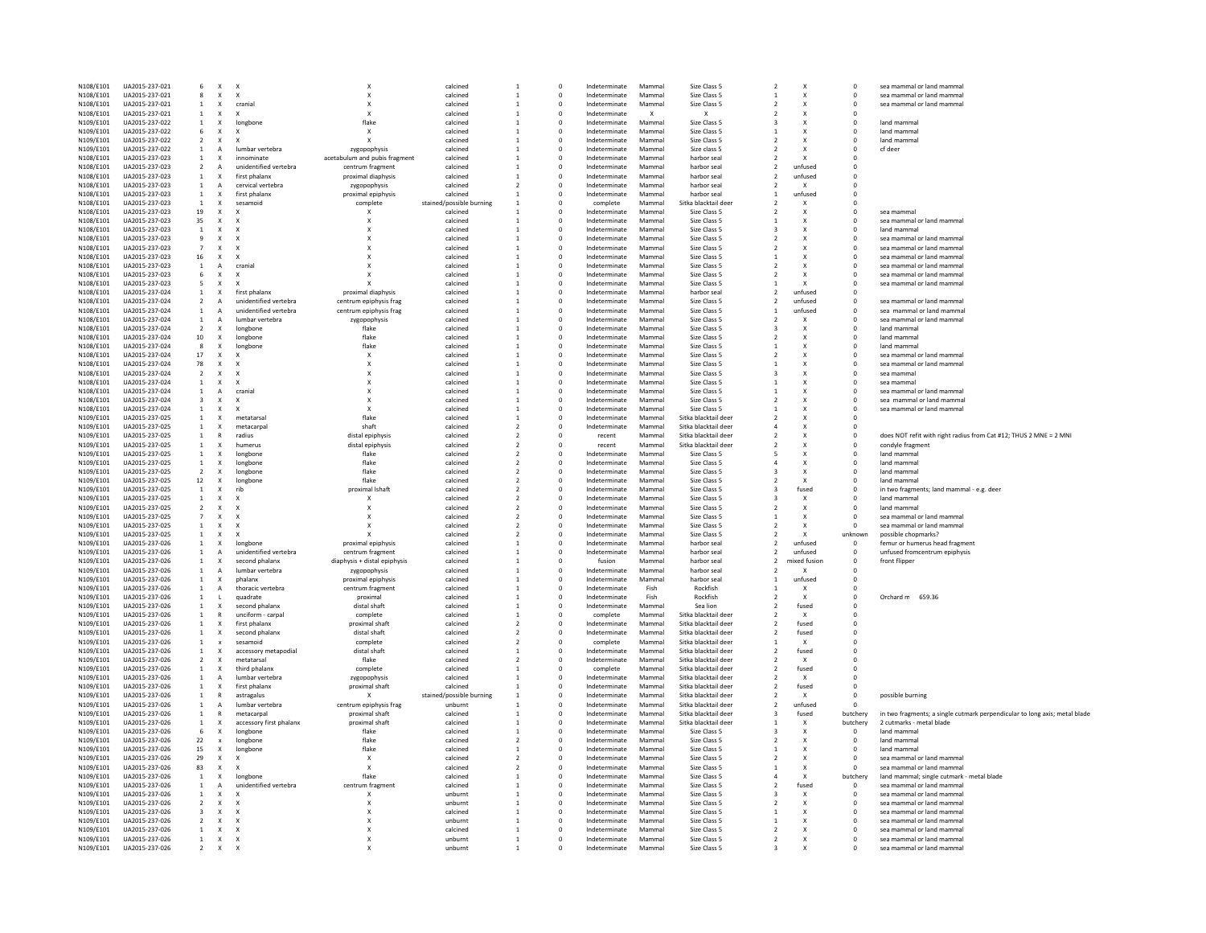| | | | | | | | | | | | | | | | | |
|---|---|---|---|---|---|---|---|---|---|---|---|---|---|---|---|---|
| N108/E101 | UA2015-237-021 | 6 | X | X | X | calcined | 1 | 0 | Indeterminate | Mammal | Size Class 5 | 2 | X | 0 | sea mammal or land mammal |
| N108/E101 | UA2015-237-021 | 8 | X | X | X | calcined | 1 | 0 | Indeterminate | Mammal | Size Class 5 | 1 | X | 0 | sea mammal or land mammal |
| N108/E101 | UA2015-237-021 | 1 | X | cranial | X | calcined | 1 | 0 | Indeterminate | Mammal | Size Class 5 | 2 | X | 0 | sea mammal or land mammal |
| N108/E101 | UA2015-237-021 | 1 | X | X | X | calcined | 1 | 0 | Indeterminate | X | X | 2 | X | 0 | |
| N109/E101 | UA2015-237-022 | 1 | X | longbone | flake | calcined | 1 | 0 | Indeterminate | Mammal | Size Class 5 | 3 | X | 0 | land mammal |
| N109/E101 | UA2015-237-022 | 6 | X | X | X | calcined | 1 | 0 | Indeterminate | Mammal | Size Class 5 | 1 | X | 0 | land mammal |
| N109/E101 | UA2015-237-022 | 2 | X | X | X | calcined | 1 | 0 | Indeterminate | Mammal | Size Class 5 | 2 | X | 0 | land mammal |
| N109/E101 | UA2015-237-022 | 1 | A | lumbar vertebra | zygopophysis | calcined | 1 | 0 | Indeterminate | Mammal | Size class 5 | 2 | X | 0 | cf deer |
| N108/E101 | UA2015-237-023 | 1 | X | innominate | acetabulum and pubis fragment | calcined | 1 | 0 | Indeterminate | Mammal | harbor seal | 2 | X | 0 | |
| N108/E101 | UA2015-237-023 | 2 | A | unidentified vertebra | centrum fragment | calcined | 1 | 0 | Indeterminate | Mammal | harbor seal | 2 | unfused | 0 | |
| N108/E101 | UA2015-237-023 | 1 | X | first phalanx | proximal diaphysis | calcined | 1 | 0 | Indeterminate | Mammal | harbor seal | 2 | unfused | 0 | |
| N108/E101 | UA2015-237-023 | 1 | A | cervical vertebra | zygopophysis | calcined | 2 | 0 | Indeterminate | Mammal | harbor seal | 2 | X | 0 | |
| N108/E101 | UA2015-237-023 | 1 | X | first phalanx | proximal epiphysis | calcined | 1 | 0 | Indeterminate | Mammal | harbor seal | 1 | unfused | 0 | |
| N108/E101 | UA2015-237-023 | 1 | X | sesamoid | complete | stained/possible burning | 1 | 0 | complete | Mammal | Sitka blacktail deer | 2 | X | 0 | |
| N108/E101 | UA2015-237-023 | 19 | X | X | X | calcined | 1 | 0 | Indeterminate | Mammal | Size Class 5 | 2 | X | 0 | sea mammal |
| N108/E101 | UA2015-237-023 | 35 | X | X | X | calcined | 1 | 0 | Indeterminate | Mammal | Size Class 5 | 1 | X | 0 | sea mammal or land mammal |
| N108/E101 | UA2015-237-023 | 1 | X | X | X | calcined | 1 | 0 | Indeterminate | Mammal | Size Class 5 | 3 | X | 0 | land mammal |
| N108/E101 | UA2015-237-023 | 9 | X | X | X | calcined | 1 | 0 | Indeterminate | Mammal | Size Class 5 | 2 | X | 0 | sea mammal or land mammal |
| N108/E101 | UA2015-237-023 | 7 | X | X | X | calcined | 1 | 0 | Indeterminate | Mammal | Size Class 5 | 2 | X | 0 | sea mammal or land mammal |
| N108/E101 | UA2015-237-023 | 16 | X | X | X | calcined | 1 | 0 | Indeterminate | Mammal | Size Class 5 | 1 | X | 0 | sea mammal or land mammal |
| N108/E101 | UA2015-237-023 | 1 | A | cranial | X | calcined | 1 | 0 | Indeterminate | Mammal | Size Class 5 | 2 | X | 0 | sea mammal or land mammal |
| N108/E101 | UA2015-237-023 | 6 | X | X | X | calcined | 1 | 0 | Indeterminate | Mammal | Size Class 5 | 2 | X | 0 | sea mammal or land mammal |
| N108/E101 | UA2015-237-023 | 5 | X | X | X | calcined | 1 | 0 | Indeterminate | Mammal | Size Class 5 | 1 | X | 0 | sea mammal or land mammal |
| N108/E101 | UA2015-237-024 | 1 | X | first phalanx | proximal diaphysis | calcined | 1 | 0 | Indeterminate | Mammal | harbor seal | 2 | unfused | 0 | |
| N108/E101 | UA2015-237-024 | 2 | A | unidentified vertebra | centrum epiphysis frag | calcined | 1 | 0 | Indeterminate | Mammal | Size Class 5 | 2 | unfused | 0 | sea mammal or land mammal |
| N108/E101 | UA2015-237-024 | 1 | A | unidentified vertebra | centrum epiphysis frag | calcined | 1 | 0 | Indeterminate | Mammal | Size Class 5 | 1 | unfused | 0 | sea mammal or land mammal |
| N108/E101 | UA2015-237-024 | 1 | A | lumbar vertebra | zygopophysis | calcined | 1 | 0 | Indeterminate | Mammal | Size Class 5 | 2 | X | 0 | sea mammal or land mammal |
| N108/E101 | UA2015-237-024 | 2 | X | longbone | flake | calcined | 1 | 0 | Indeterminate | Mammal | Size Class 5 | 3 | X | 0 | land mammal |
| N108/E101 | UA2015-237-024 | 10 | X | longbone | flake | calcined | 1 | 0 | Indeterminate | Mammal | Size Class 5 | 2 | X | 0 | land mammal |
| N108/E101 | UA2015-237-024 | 8 | X | longbone | flake | calcined | 1 | 0 | Indeterminate | Mammal | Size Class 5 | 1 | X | 0 | land mammal |
| N108/E101 | UA2015-237-024 | 17 | X | X | X | calcined | 1 | 0 | Indeterminate | Mammal | Size Class 5 | 2 | X | 0 | sea mammal or land mammal |
| N108/E101 | UA2015-237-024 | 78 | X | X | X | calcined | 1 | 0 | Indeterminate | Mammal | Size Class 5 | 1 | X | 0 | sea mammal or land mammal |
| N108/E101 | UA2015-237-024 | 2 | X | X | X | calcined | 1 | 0 | Indeterminate | Mammal | Size Class 5 | 3 | X | 0 | sea mammal |
| N108/E101 | UA2015-237-024 | 1 | X | X | X | calcined | 1 | 0 | Indeterminate | Mammal | Size Class 5 | 1 | X | 0 | sea mammal |
| N108/E101 | UA2015-237-024 | 1 | A | cranial | X | calcined | 1 | 0 | Indeterminate | Mammal | Size Class 5 | 1 | X | 0 | sea mammal or land mammal |
| N108/E101 | UA2015-237-024 | 3 | X | X | X | calcined | 1 | 0 | Indeterminate | Mammal | Size Class 5 | 2 | X | 0 | sea mammal or land mammal |
| N108/E101 | UA2015-237-024 | 1 | X | X | X | calcined | 1 | 0 | Indeterminate | Mammal | Size Class 5 | 1 | X | 0 | sea mammal or land mammal |
| N109/E101 | UA2015-237-025 | 1 | X | metatarsal | flake | calcined | 1 | 0 | Indeterminate | Mammal | Sitka blacktail deer | 2 | X | 0 | |
| N109/E101 | UA2015-237-025 | 1 | X | metacarpal | shaft | calcined | 2 | 0 | Indeterminate | Mammal | Sitka blacktail deer | 4 | X | 0 | |
| N109/E101 | UA2015-237-025 | 1 | R | radius | distal epiphysis | calcined | 2 | 0 | recent | Mammal | Sitka blacktail deer | 2 | X | 0 | does NOT refit with right radius from Cat #12; THUS 2 MNE = 2 MNI |
| N109/E101 | UA2015-237-025 | 1 | X | humerus | distal epiphysis | calcined | 2 | 0 | recent | Mammal | Sitka blacktail deer | 2 | X | 0 | condyle fragment |
| N109/E101 | UA2015-237-025 | 1 | X | longbone | flake | calcined | 2 | 0 | Indeterminate | Mammal | Size Class 5 | 5 | X | 0 | land mammal |
| N109/E101 | UA2015-237-025 | 1 | X | longbone | flake | calcined | 2 | 0 | Indeterminate | Mammal | Size Class 5 | 4 | X | 0 | land mammal |
| N109/E101 | UA2015-237-025 | 2 | X | longbone | flake | calcined | 2 | 0 | Indeterminate | Mammal | Size Class 5 | 3 | X | 0 | land mammal |
| N109/E101 | UA2015-237-025 | 12 | X | longbone | flake | calcined | 2 | 0 | Indeterminate | Mammal | Size Class 5 | 2 | X | 0 | land mammal |
| N109/E101 | UA2015-237-025 | 1 | X | rib | proximal lshaft | calcined | 2 | 0 | Indeterminate | Mammal | Size Class 5 | 3 | fused | 0 | in two fragments; land mammal - e.g. deer |
| N109/E101 | UA2015-237-025 | 1 | X | X | X | calcined | 2 | 0 | Indeterminate | Mammal | Size Class 5 | 3 | X | 0 | land mammal |
| N109/E101 | UA2015-237-025 | 2 | X | X | X | calcined | 2 | 0 | Indeterminate | Mammal | Size Class 5 | 2 | X | 0 | land mammal |
| N109/E101 | UA2015-237-025 | 7 | X | X | X | calcined | 2 | 0 | Indeterminate | Mammal | Size Class 5 | 1 | X | 0 | sea mammal or land mammal |
| N109/E101 | UA2015-237-025 | 1 | X | X | X | calcined | 2 | 0 | Indeterminate | Mammal | Size Class 5 | 2 | X | 0 | sea mammal or land mammal |
| N109/E101 | UA2015-237-025 | 1 | X | X | X | calcined | 2 | 0 | Indeterminate | Mammal | Size Class 5 | 2 | X | unknown | possible chopmarks? |
| N109/E101 | UA2015-237-026 | 1 | X | longbone | proximal epiphysis | calcined | 1 | 0 | Indeterminate | Mammal | harbor seal | 2 | unfused | 0 | femur or humerus head fragment |
| N109/E101 | UA2015-237-026 | 1 | A | unidentified vertebra | centrum fragment | calcined | 1 | 0 | Indeterminate | Mammal | harbor seal | 2 | unfused | 0 | unfused fromcentrum epiphysis |
| N109/E101 | UA2015-237-026 | 1 | X | second phalanx | diaphysis + distal epiphysis | calcined | 1 | 0 | fusion | Mammal | harbor seal | 2 | mixed fusion | 0 | front flipper |
| N109/E101 | UA2015-237-026 | 1 | A | lumbar vertebra | zygopophysis | calcined | 1 | 0 | Indeterminate | Mammal | harbor seal | 2 | X | 0 | |
| N109/E101 | UA2015-237-026 | 1 | X | phalanx | proximal epiphysis | calcined | 1 | 0 | Indeterminate | Mammal | harbor seal | 1 | unfused | 0 | |
| N109/E101 | UA2015-237-026 | 1 | A | thoracic vertebra | centrum fragment | calcined | 1 | 0 | Indeterminate | Fish | Rockfish | 1 | X | 0 | |
| N109/E101 | UA2015-237-026 | 1 | L | quadrate | proximal | calcined | 1 | 0 | Indeterminate | Fish | Rockfish | 2 | X | 0 | Orchard m 659.36 |
| N109/E101 | UA2015-237-026 | 1 | X | second phalanx | distal shaft | calcined | 1 | 0 | Indeterminate | Mammal | Sea lion | 2 | fused | 0 | |
| N109/E101 | UA2015-237-026 | 1 | R | unciform - carpal | complete | calcined | 1 | 0 | complete | Mammal | Sitka blacktail deer | 2 | X | 0 | |
| N109/E101 | UA2015-237-026 | 1 | X | first phalanx | proximal shaft | calcined | 2 | 0 | Indeterminate | Mammal | Sitka blacktail deer | 2 | fused | 0 | |
| N109/E101 | UA2015-237-026 | 1 | X | second phalanx | distal shaft | calcined | 2 | 0 | Indeterminate | Mammal | Sitka blacktail deer | 2 | fused | 0 | |
| N109/E101 | UA2015-237-026 | 1 | x | sesamoid | complete | calcined | 2 | 0 | complete | Mammal | Sitka blacktail deer | 1 | X | 0 | |
| N109/E101 | UA2015-237-026 | 1 | X | accessory metapodial | distal shaft | calcined | 1 | 0 | Indeterminate | Mammal | Sitka blacktail deer | 2 | fused | 0 | |
| N109/E101 | UA2015-237-026 | 2 | X | metatarsal | flake | calcined | 2 | 0 | Indeterminate | Mammal | Sitka blacktail deer | 2 | X | 0 | |
| N109/E101 | UA2015-237-026 | 1 | X | third phalanx | complete | calcined | 1 | 0 | complete | Mammal | Sitka blacktail deer | 2 | fused | 0 | |
| N109/E101 | UA2015-237-026 | 1 | A | lumbar vertebra | zygopophysis | calcined | 1 | 0 | Indeterminate | Mammal | Sitka blacktail deer | 2 | X | 0 | |
| N109/E101 | UA2015-237-026 | 1 | X | first phalanx | proximal shaft | calcined | 1 | 0 | Indeterminate | Mammal | Sitka blacktail deer | 2 | fused | 0 | |
| N109/E101 | UA2015-237-026 | 1 | R | astragalus | X | stained/possible burning | 1 | 0 | Indeterminate | Mammal | Sitka blacktail deer | 2 | X | 0 | possible burning |
| N109/E101 | UA2015-237-026 | 1 | A | lumbar vertebra | centrum epiphysis frag | unburnt | 1 | 0 | Indeterminate | Mammal | Sitka blacktail deer | 2 | unfused | 0 | |
| N109/E101 | UA2015-237-026 | 1 | R | metacarpal | proximal shaft | calcined | 1 | 0 | Indeterminate | Mammal | Sitka blacktail deer | 3 | fused | butchery | in two fragments; a single cutmark perpendicular to long axis; metal blade |
| N109/E101 | UA2015-237-026 | 1 | X | accessory first phalanx | proximal shaft | calcined | 1 | 0 | Indeterminate | Mammal | Sitka blacktail deer | 1 | X | butchery | 2 cutmarks - metal blade |
| N109/E101 | UA2015-237-026 | 6 | X | longbone | flake | calcined | 1 | 0 | Indeterminate | Mammal | Size Class 5 | 3 | X | 0 | land mammal |
| N109/E101 | UA2015-237-026 | 22 | x | longbone | flake | calcined | 2 | 0 | Indeterminate | Mammal | Size Class 5 | 2 | X | 0 | land mammal |
| N109/E101 | UA2015-237-026 | 15 | X | longbone | flake | calcined | 1 | 0 | Indeterminate | Mammal | Size Class 5 | 1 | X | 0 | land mammal |
| N109/E101 | UA2015-237-026 | 29 | X | X | X | calcined | 2 | 0 | Indeterminate | Mammal | Size Class 5 | 2 | X | 0 | sea mammal or land mammal |
| N109/E101 | UA2015-237-026 | 83 | X | X | X | calcined | 2 | 0 | Indeterminate | Mammal | Size Class 5 | 1 | X | 0 | sea mammal or land mammal |
| N109/E101 | UA2015-237-026 | 1 | X | longbone | flake | calcined | 1 | 0 | Indeterminate | Mammal | Size Class 5 | 4 | X | butchery | land mammal; single cutmark - metal blade |
| N109/E101 | UA2015-237-026 | 1 | A | unidentified vertebra | centrum fragment | calcined | 1 | 0 | Indeterminate | Mammal | Size Class 5 | 2 | fused | 0 | sea mammal or land mammal |
| N109/E101 | UA2015-237-026 | 1 | X | X | X | unburnt | 1 | 0 | Indeterminate | Mammal | Size Class 5 | 3 | X | 0 | sea mammal or land mammal |
| N109/E101 | UA2015-237-026 | 2 | X | X | X | unburnt | 1 | 0 | Indeterminate | Mammal | Size Class 5 | 2 | X | 0 | sea mammal or land mammal |
| N109/E101 | UA2015-237-026 | 3 | X | X | X | calcined | 1 | 0 | Indeterminate | Mammal | Size Class 5 | 1 | X | 0 | sea mammal or land mammal |
| N109/E101 | UA2015-237-026 | 2 | X | X | X | unburnt | 1 | 0 | Indeterminate | Mammal | Size Class 5 | 1 | X | 0 | sea mammal or land mammal |
| N109/E101 | UA2015-237-026 | 1 | X | X | X | calcined | 1 | 0 | Indeterminate | Mammal | Size Class 5 | 2 | X | 0 | sea mammal or land mammal |
| N109/E101 | UA2015-237-026 | 1 | X | X | X | unburnt | 1 | 0 | Indeterminate | Mammal | Size Class 5 | 2 | X | 0 | sea mammal or land mammal |
| N109/E101 | UA2015-237-026 | 2 | X | X | X | unburnt | 1 | 0 | Indeterminate | Mammal | Size Class 5 | 3 | X | 0 | sea mammal or land mammal |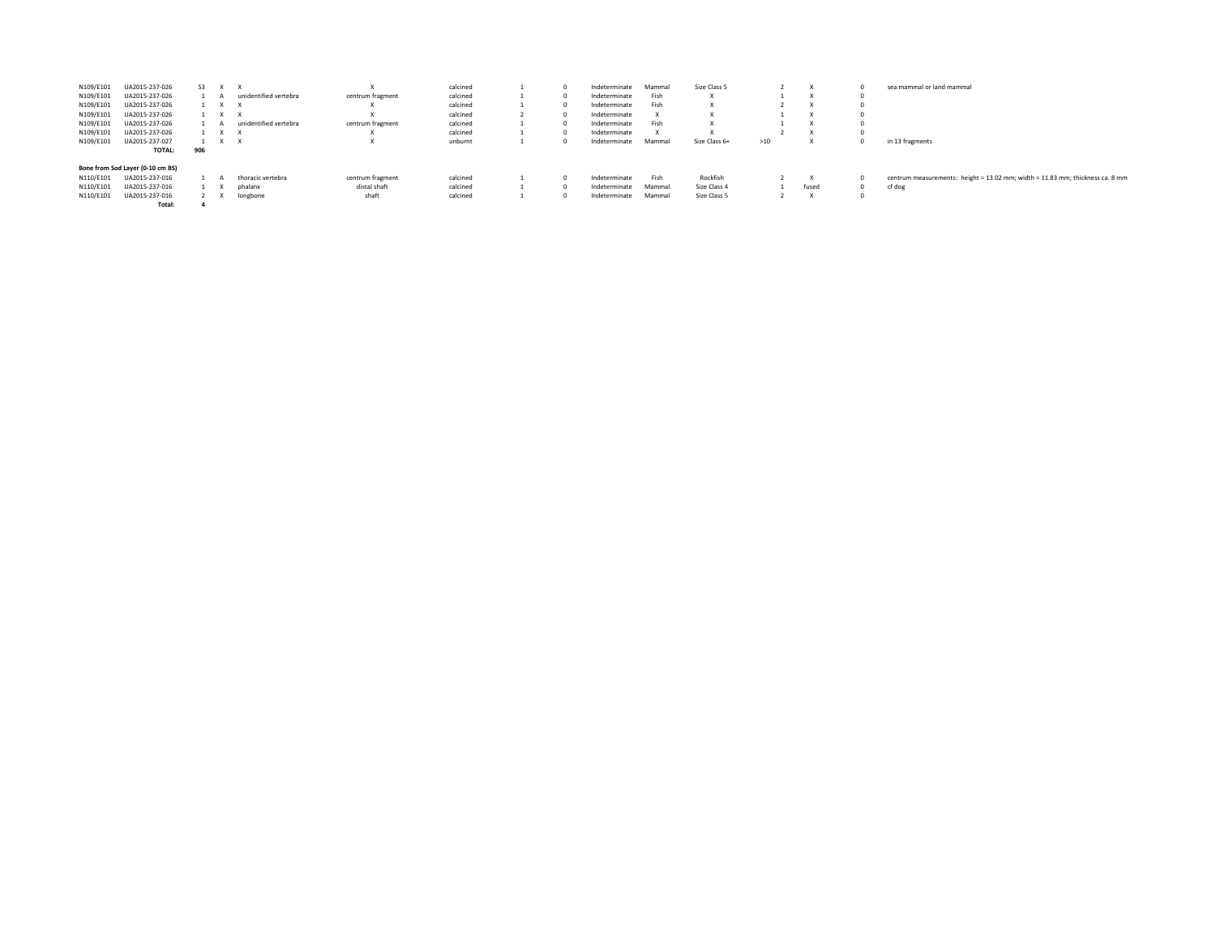| | | | | | | | | | | | | | | | |
|---|---|---|---|---|---|---|---|---|---|---|---|---|---|---|---|
| N109/E101 | UA2015-237-026 | 53 | X | X | X | calcined | 1 | 0 | Indeterminate | Mammal | Size Class 5 | 2 | X | 0 | sea mammal or land mammal |
| N109/E101 | UA2015-237-026 | 1 | A | unidentified vertebra | centrum fragment | calcined | 1 | 0 | Indeterminate | Fish | X | 1 | X | 0 | |
| N109/E101 | UA2015-237-026 | 1 | X | X | X | calcined | 1 | 0 | Indeterminate | Fish | X | 2 | X | 0 | |
| N109/E101 | UA2015-237-026 | 1 | X | X | X | calcined | 2 | 0 | Indeterminate | X | X | 1 | X | 0 | |
| N109/E101 | UA2015-237-026 | 1 | A | unidentified vertebra | centrum fragment | calcined | 1 | 0 | Indeterminate | Fish | X | 1 | X | 0 | |
| N109/E101 | UA2015-237-026 | 1 | X | X | X | calcined | 1 | 0 | Indeterminate | X | X | 2 | X | 0 | |
| N109/E101 | UA2015-237-027 | 1 | X | X | X | unburnt | 1 | 0 | Indeterminate | Mammal | Size Class 6+ | >10 | X | 0 | in 13 fragments |
| | **TOTAL:** | **906** | | | | | | | | | | | | | |

**Bone from Sod Layer (0-10 cm BS)**

| | | | | | | | | | | | | | | | |
|---|---|---|---|---|---|---|---|---|---|---|---|---|---|---|---|
| N110/E101 | UA2015-237-016 | 1 | A | thoracic vertebra | centrum fragment | calcined | 1 | 0 | Indeterminate | Fish | Rockfish | 2 | X | 0 | centrum measurements: height = 13.02 mm; width = 11.83 mm; thickness ca. 8 mm |
| N110/E101 | UA2015-237-016 | 1 | X | phalanx | distal shaft | calcined | 1 | 0 | Indeterminate | Mammal | Size Class 4 | 1 | fused | 0 | cf dog |
| N110/E101 | UA2015-237-016 | 2 | X | longbone | shaft | calcined | 1 | 0 | Indeterminate | Mammal | Size Class 5 | 2 | X | 0 | |
| | **Total:** | **4** | | | | | | | | | | | | | |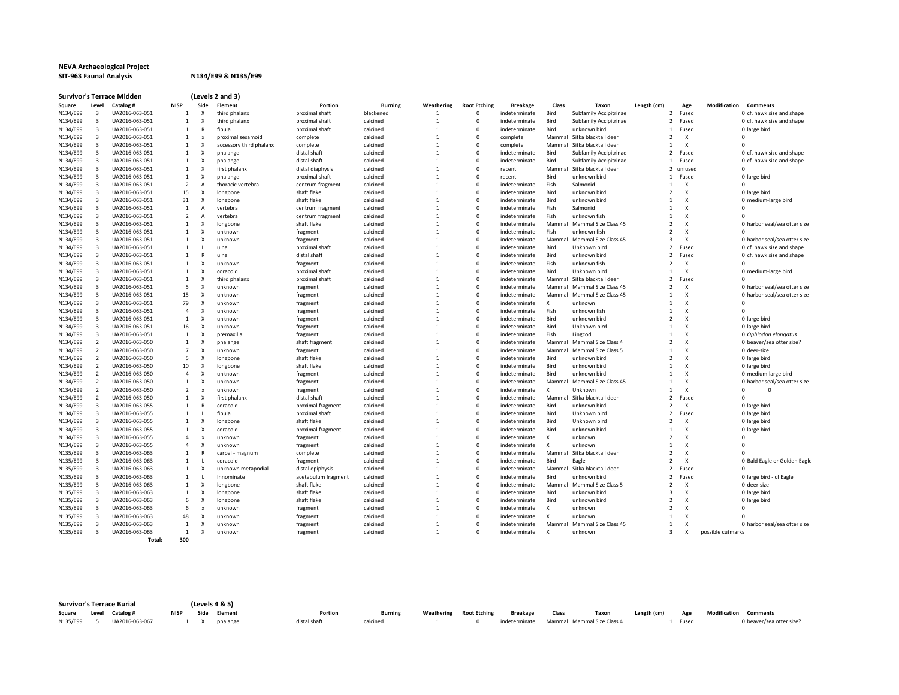**NEVA Archaeological Project**
**SIT-963 Faunal Analysis** **N134/E99 & N135/E99**

**Survivor's Terrace Midden** **(Levels 2 and 3)**

| Square | Level | Catalog # | NISP | Side | Element | Portion | Burning | Weathering | Root Etching | Breakage | Class | Taxon | Length (cm) | Age | Modification | Comments |
|---|---|---|---|---|---|---|---|---|---|---|---|---|---|---|---|---|
| N134/E99 | 3 | UA2016-063-051 | 1 | X | third phalanx | proximal shaft | blackened | 1 | 0 | indeterminate | Bird | Subfamily Accipitrinae | 2 | Fused | 0 | cf. hawk size and shape |
| N134/E99 | 3 | UA2016-063-051 | 1 | X | third phalanx | proximal shaft | calcined | 1 | 0 | indeterminate | Bird | Subfamily Accipitrinae | 2 | Fused | 0 | cf. hawk size and shape |
| N134/E99 | 3 | UA2016-063-051 | 1 | R | fibula | proximal shaft | calcined | 1 | 0 | indeterminate | Bird | unknown bird | 1 | Fused | 0 | large bird |
| N134/E99 | 3 | UA2016-063-051 | 1 | x | proximal sesamoid | complete | calcined | 1 | 0 | complete | Mammal | Sitka blacktail deer | 2 | X | 0 | |
| N134/E99 | 3 | UA2016-063-051 | 1 | X | accessory third phalanx | complete | calcined | 1 | 0 | complete | Mammal | Sitka blacktail deer | 1 | X | 0 | |
| N134/E99 | 3 | UA2016-063-051 | 1 | X | phalange | distal shaft | calcined | 1 | 0 | indeterminate | Bird | Subfamily Accipitrinae | 2 | Fused | 0 | cf. hawk size and shape |
| N134/E99 | 3 | UA2016-063-051 | 1 | X | phalange | distal shaft | calcined | 1 | 0 | indeterminate | Bird | Subfamily Accipitrinae | 1 | Fused | 0 | cf. hawk size and shape |
| N134/E99 | 3 | UA2016-063-051 | 1 | X | first phalanx | distal diaphysis | calcined | 1 | 0 | recent | Mammal | Sitka blacktail deer | 2 | unfused | 0 | |
| N134/E99 | 3 | UA2016-063-051 | 1 | X | phalange | proximal shaft | calcined | 1 | 0 | recent | Bird | unknown bird | 1 | Fused | 0 | large bird |
| N134/E99 | 3 | UA2016-063-051 | 2 | A | thoracic vertebra | centrum fragment | calcined | 1 | 0 | indeterminate | Fish | Salmonid | 1 | X | 0 | |
| N134/E99 | 3 | UA2016-063-051 | 15 | X | longbone | shaft flake | calcined | 1 | 0 | indeterminate | Bird | unknown bird | 2 | X | 0 | large bird |
| N134/E99 | 3 | UA2016-063-051 | 31 | X | longbone | shaft flake | calcined | 1 | 0 | indeterminate | Bird | unknown bird | 1 | X | 0 | medium-large bird |
| N134/E99 | 3 | UA2016-063-051 | 1 | A | vertebra | centrum fragment | calcined | 1 | 0 | indeterminate | Fish | Salmonid | 1 | X | 0 | |
| N134/E99 | 3 | UA2016-063-051 | 2 | A | vertebra | centrum fragment | calcined | 1 | 0 | indeterminate | Fish | unknown fish | 1 | X | 0 | |
| N134/E99 | 3 | UA2016-063-051 | 1 | X | longbone | shaft flake | calcined | 1 | 0 | indeterminate | Mammal | Mammal Size Class 45 | 2 | X | 0 | harbor seal/sea otter size |
| N134/E99 | 3 | UA2016-063-051 | 1 | X | unknown | fragment | calcined | 1 | 0 | indeterminate | Fish | unknown fish | 2 | X | 0 | |
| N134/E99 | 3 | UA2016-063-051 | 1 | X | unknown | fragment | calcined | 1 | 0 | indeterminate | Mammal | Mammal Size Class 45 | 3 | X | 0 | harbor seal/sea otter size |
| N134/E99 | 3 | UA2016-063-051 | 1 | L | ulna | proximal shaft | calcined | 1 | 0 | indeterminate | Bird | Unknown bird | 2 | Fused | 0 | cf. hawk size and shape |
| N134/E99 | 3 | UA2016-063-051 | 1 | R | ulna | distal shaft | calcined | 1 | 0 | indeterminate | Bird | unknown bird | 2 | Fused | 0 | cf. hawk size and shape |
| N134/E99 | 3 | UA2016-063-051 | 1 | X | unknown | fragment | calcined | 1 | 0 | indeterminate | Fish | unknown fish | 2 | X | 0 | |
| N134/E99 | 3 | UA2016-063-051 | 1 | X | coracoid | proximal shaft | calcined | 1 | 0 | indeterminate | Bird | Unknown bird | 1 | X | 0 | medium-large bird |
| N134/E99 | 3 | UA2016-063-051 | 1 | X | third phalanx | proximal shaft | calcined | 1 | 0 | indeterminate | Mammal | Sitka blacktail deer | 2 | Fused | 0 | |
| N134/E99 | 3 | UA2016-063-051 | 5 | X | unknown | fragment | calcined | 1 | 0 | indeterminate | Mammal | Mammal Size Class 45 | 2 | X | 0 | harbor seal/sea otter size |
| N134/E99 | 3 | UA2016-063-051 | 15 | X | unknown | fragment | calcined | 1 | 0 | indeterminate | Mammal | Mammal Size Class 45 | 1 | X | 0 | harbor seal/sea otter size |
| N134/E99 | 3 | UA2016-063-051 | 79 | X | unknown | fragment | calcined | 1 | 0 | indeterminate | X | unknown | 1 | X | 0 | |
| N134/E99 | 3 | UA2016-063-051 | 4 | X | unknown | fragment | calcined | 1 | 0 | indeterminate | Fish | unknown fish | 1 | X | 0 | |
| N134/E99 | 3 | UA2016-063-051 | 1 | X | unknown | fragment | calcined | 1 | 0 | indeterminate | Bird | unknown bird | 2 | X | 0 | large bird |
| N134/E99 | 3 | UA2016-063-051 | 16 | X | unknown | fragment | calcined | 1 | 0 | indeterminate | Bird | Unknown bird | 1 | X | 0 | large bird |
| N134/E99 | 3 | UA2016-063-051 | 1 | X | premaxilla | fragment | calcined | 1 | 0 | indeterminate | Fish | Lingcod | 1 | X | 0 | *Ophiodon elongatus* |
| N134/E99 | 2 | UA2016-063-050 | 1 | X | phalange | shaft fragment | calcined | 1 | 0 | indeterminate | Mammal | Mammal Size Class 4 | 2 | X | 0 | beaver/sea otter size? |
| N134/E99 | 2 | UA2016-063-050 | 7 | X | unknown | fragment | calcined | 1 | 0 | indeterminate | Mammal | Mammal Size Class 5 | 1 | X | 0 | deer-size |
| N134/E99 | 2 | UA2016-063-050 | 5 | X | longbone | shaft flake | calcined | 1 | 0 | indeterminate | Bird | unknown bird | 2 | X | 0 | large bird |
| N134/E99 | 2 | UA2016-063-050 | 10 | X | longbone | shaft flake | calcined | 1 | 0 | indeterminate | Bird | unknown bird | 1 | X | 0 | large bird |
| N134/E99 | 2 | UA2016-063-050 | 4 | X | unknown | fragment | calcined | 1 | 0 | indeterminate | Bird | unknown bird | 1 | X | 0 | medium-large bird |
| N134/E99 | 2 | UA2016-063-050 | 1 | X | unknown | fragment | calcined | 1 | 0 | indeterminate | Mammal | Mammal Size Class 45 | 1 | X | 0 | harbor seal/sea otter size |
| N134/E99 | 2 | UA2016-063-050 | 2 | x | unknown | fragment | calcined | 1 | 0 | indeterminate | X | Unknown | 1 | X | 0 | 0 |
| N134/E99 | 2 | UA2016-063-050 | 1 | X | first phalanx | distal shaft | calcined | 1 | 0 | indeterminate | Mammal | Sitka blacktail deer | 2 | Fused | 0 | |
| N134/E99 | 3 | UA2016-063-055 | 1 | R | coracoid | proximal fragment | calcined | 1 | 0 | indeterminate | Bird | unknown bird | 2 | X | 0 | large bird |
| N134/E99 | 3 | UA2016-063-055 | 1 | L | fibula | proximal shaft | calcined | 1 | 0 | indeterminate | Bird | Unknown bird | 2 | Fused | 0 | large bird |
| N134/E99 | 3 | UA2016-063-055 | 1 | X | longbone | shaft flake | calcined | 1 | 0 | indeterminate | Bird | Unknown bird | 2 | X | 0 | large bird |
| N134/E99 | 3 | UA2016-063-055 | 1 | X | coracoid | proximal fragment | calcined | 1 | 0 | indeterminate | Bird | unknown bird | 1 | X | 0 | large bird |
| N134/E99 | 3 | UA2016-063-055 | 4 | x | unknown | fragment | calcined | 1 | 0 | indeterminate | X | unknown | 2 | X | 0 | |
| N134/E99 | 3 | UA2016-063-055 | 4 | X | unknown | fragment | calcined | 1 | 0 | indeterminate | X | unknown | 1 | X | 0 | |
| N135/E99 | 3 | UA2016-063-063 | 1 | R | carpal - magnum | complete | calcined | 1 | 0 | indeterminate | Mammal | Sitka blacktail deer | 2 | X | 0 | |
| N135/E99 | 3 | UA2016-063-063 | 1 | L | coracoid | fragment | calcined | 1 | 0 | indeterminate | Bird | Eagle | 2 | X | 0 | Bald Eagle or Golden Eagle |
| N135/E99 | 3 | UA2016-063-063 | 1 | X | unknown metapodial | distal epiphysis | calcined | 1 | 0 | indeterminate | Mammal | Sitka blacktail deer | 2 | Fused | 0 | |
| N135/E99 | 3 | UA2016-063-063 | 1 | L | Innominate | acetabulum fragment | calcined | 1 | 0 | indeterminate | Bird | unknown bird | 2 | Fused | 0 | large bird - cf Eagle |
| N135/E99 | 3 | UA2016-063-063 | 1 | X | longbone | shaft flake | calcined | 1 | 0 | indeterminate | Mammal | Mammal Size Class 5 | 2 | X | 0 | deer-size |
| N135/E99 | 3 | UA2016-063-063 | 1 | X | longbone | shaft flake | calcined | 1 | 0 | indeterminate | Bird | unknown bird | 3 | X | 0 | large bird |
| N135/E99 | 3 | UA2016-063-063 | 6 | X | longbone | shaft flake | calcined | 1 | 0 | indeterminate | Bird | unknown bird | 2 | X | 0 | large bird |
| N135/E99 | 3 | UA2016-063-063 | 6 | x | unknown | fragment | calcined | 1 | 0 | indeterminate | X | unknown | 2 | X | 0 | |
| N135/E99 | 3 | UA2016-063-063 | 48 | X | unknown | fragment | calcined | 1 | 0 | indeterminate | X | unknown | 1 | X | 0 | |
| N135/E99 | 3 | UA2016-063-063 | 1 | X | unknown | fragment | calcined | 1 | 0 | indeterminate | Mammal | Mammal Size Class 45 | 1 | X | 0 | harbor seal/sea otter size |
| N135/E99 | 3 | UA2016-063-063 | 1 | X | unknown | fragment | calcined | 1 | 0 | indeterminate | X | unknown | 3 | X | possible cutmarks | |
| | | Total: | 300 | | | | | | | | | | | | | |

**Survivor's Terrace Burial** **(Levels 4 & 5)**

| Square | Level | Catalog # | NISP | Side | Element | Portion | Burning | Weathering | Root Etching | Breakage | Class | Taxon | Length (cm) | Age | Modification | Comments |
|---|---|---|---|---|---|---|---|---|---|---|---|---|---|---|---|---|
| N135/E99 | 5 | UA2016-063-067 | 1 | X | phalange | distal shaft | calcined | 1 | 0 | indeterminate | Mammal | Mammal Size Class 4 | 1 | Fused | 0 | beaver/sea otter size? |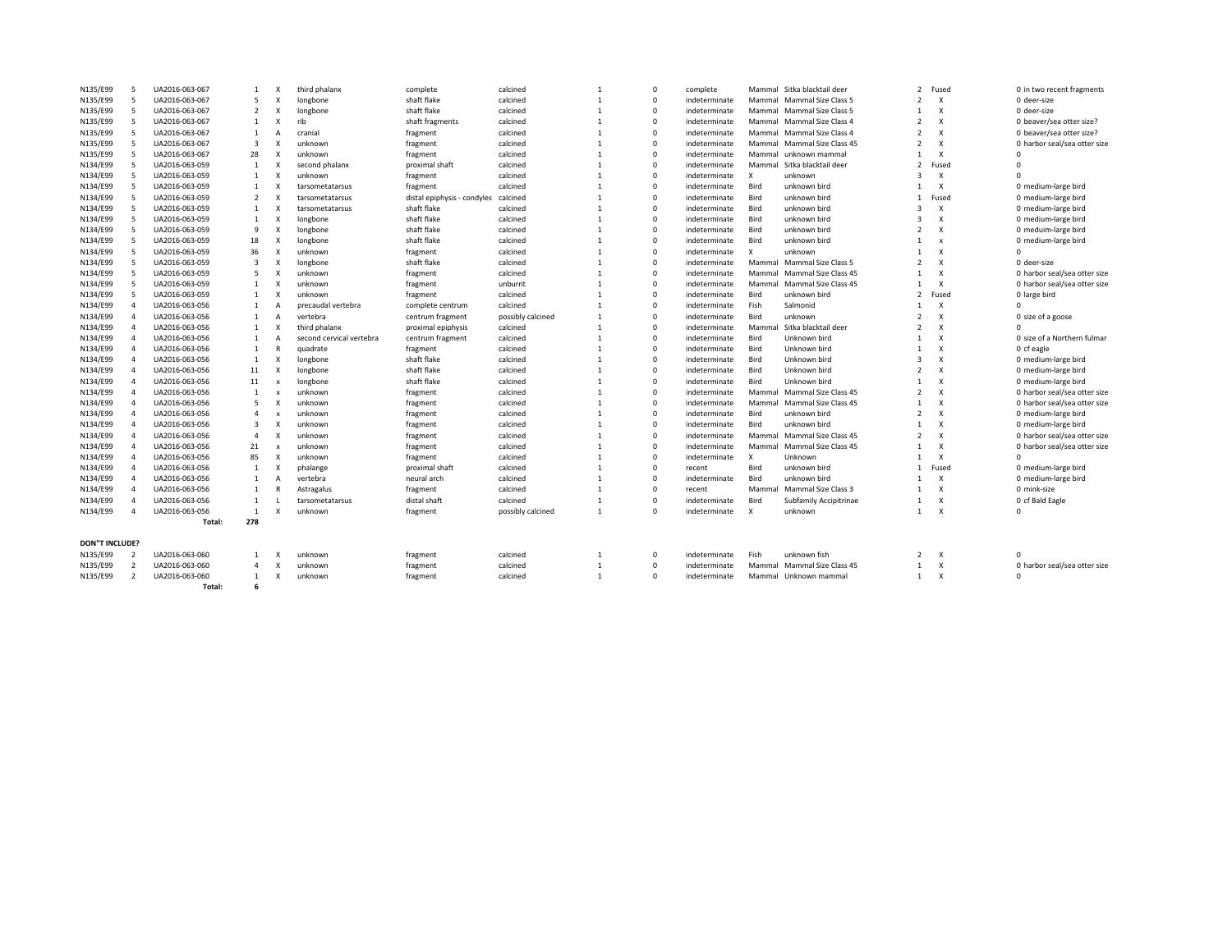| | | | | | | | | | | | | | | | | |
|---|---|---|---|---|---|---|---|---|---|---|---|---|---|---|---|---|
| N135/E99 | 5 | UA2016-063-067 | 1 | X | third phalanx | complete | calcined | 1 | 0 | complete | Mammal | Sitka blacktail deer | 2 | Fused | 0 | in two recent fragments |
| N135/E99 | 5 | UA2016-063-067 | 5 | X | longbone | shaft flake | calcined | 1 | 0 | indeterminate | Mammal | Mammal Size Class 5 | 2 | X | 0 | deer-size |
| N135/E99 | 5 | UA2016-063-067 | 2 | X | longbone | shaft flake | calcined | 1 | 0 | indeterminate | Mammal | Mammal Size Class 5 | 1 | X | 0 | deer-size |
| N135/E99 | 5 | UA2016-063-067 | 1 | X | rib | shaft fragments | calcined | 1 | 0 | indeterminate | Mammal | Mammal Size Class 4 | 2 | X | 0 | beaver/sea otter size? |
| N135/E99 | 5 | UA2016-063-067 | 1 | A | cranial | fragment | calcined | 1 | 0 | indeterminate | Mammal | Mammal Size Class 4 | 2 | X | 0 | beaver/sea otter size? |
| N135/E99 | 5 | UA2016-063-067 | 3 | X | unknown | fragment | calcined | 1 | 0 | indeterminate | Mammal | Mammal Size Class 45 | 2 | X | 0 | harbor seal/sea otter size |
| N135/E99 | 5 | UA2016-063-067 | 28 | X | unknown | fragment | calcined | 1 | 0 | indeterminate | Mammal | unknown mammal | 1 | X | 0 | |
| N134/E99 | 5 | UA2016-063-059 | 1 | X | second phalanx | proximal shaft | calcined | 1 | 0 | indeterminate | Mammal | Sitka blacktail deer | 2 | Fused | 0 | |
| N134/E99 | 5 | UA2016-063-059 | 1 | X | unknown | fragment | calcined | 1 | 0 | indeterminate | X | unknown | 3 | X | 0 | |
| N134/E99 | 5 | UA2016-063-059 | 1 | X | tarsometatarsus | fragment | calcined | 1 | 0 | indeterminate | Bird | unknown bird | 1 | X | 0 | medium-large bird |
| N134/E99 | 5 | UA2016-063-059 | 2 | X | tarsometatarsus | distal epiphysis - condyles | calcined | 1 | 0 | indeterminate | Bird | unknown bird | 1 | Fused | 0 | medium-large bird |
| N134/E99 | 5 | UA2016-063-059 | 1 | X | tarsometatarsus | shaft flake | calcined | 1 | 0 | indeterminate | Bird | unknown bird | 3 | X | 0 | medium-large bird |
| N134/E99 | 5 | UA2016-063-059 | 1 | X | longbone | shaft flake | calcined | 1 | 0 | indeterminate | Bird | unknown bird | 3 | X | 0 | medium-large bird |
| N134/E99 | 5 | UA2016-063-059 | 9 | X | longbone | shaft flake | calcined | 1 | 0 | indeterminate | Bird | unknown bird | 2 | X | 0 | meduim-large bird |
| N134/E99 | 5 | UA2016-063-059 | 18 | X | longbone | shaft flake | calcined | 1 | 0 | indeterminate | Bird | unknown bird | 1 | x | 0 | medium-large bird |
| N134/E99 | 5 | UA2016-063-059 | 36 | X | unknown | fragment | calcined | 1 | 0 | indeterminate | X | unknown | 1 | X | 0 | |
| N134/E99 | 5 | UA2016-063-059 | 3 | X | longbone | shaft flake | calcined | 1 | 0 | indeterminate | Mammal | Mammal Size Class 5 | 2 | X | 0 | deer-size |
| N134/E99 | 5 | UA2016-063-059 | 5 | X | unknown | fragment | calcined | 1 | 0 | indeterminate | Mammal | Mammal Size Class 45 | 1 | X | 0 | harbor seal/sea otter size |
| N134/E99 | 5 | UA2016-063-059 | 1 | X | unknown | fragment | unburnt | 1 | 0 | indeterminate | Mammal | Mammal Size Class 45 | 1 | X | 0 | harbor seal/sea otter size |
| N134/E99 | 5 | UA2016-063-059 | 1 | X | unknown | fragment | calcined | 1 | 0 | indeterminate | Bird | unknown bird | 2 | Fused | 0 | large bird |
| N134/E99 | 4 | UA2016-063-056 | 1 | A | precaudal vertebra | complete centrum | calcined | 1 | 0 | indeterminate | Fish | Salmonid | 1 | X | 0 | |
| N134/E99 | 4 | UA2016-063-056 | 1 | A | vertebra | centrum fragment | possibly calcined | 1 | 0 | indeterminate | Bird | unknown | 2 | X | 0 | size of a goose |
| N134/E99 | 4 | UA2016-063-056 | 1 | X | third phalanx | proximal epiphysis | calcined | 1 | 0 | indeterminate | Mammal | Sitka blacktail deer | 2 | X | 0 | |
| N134/E99 | 4 | UA2016-063-056 | 1 | A | second cervical vertebra | centrum fragment | calcined | 1 | 0 | indeterminate | Bird | Unknown bird | 1 | X | 0 | size of a Northern fulmar |
| N134/E99 | 4 | UA2016-063-056 | 1 | R | quadrate | fragment | calcined | 1 | 0 | indeterminate | Bird | Unknown bird | 1 | X | 0 | cf eagle |
| N134/E99 | 4 | UA2016-063-056 | 1 | X | longbone | shaft flake | calcined | 1 | 0 | indeterminate | Bird | Unknown bird | 3 | X | 0 | medium-large bird |
| N134/E99 | 4 | UA2016-063-056 | 11 | X | longbone | shaft flake | calcined | 1 | 0 | indeterminate | Bird | Unknown bird | 2 | X | 0 | medium-large bird |
| N134/E99 | 4 | UA2016-063-056 | 11 | x | longbone | shaft flake | calcined | 1 | 0 | indeterminate | Bird | Unknown bird | 1 | X | 0 | medium-large bird |
| N134/E99 | 4 | UA2016-063-056 | 1 | x | unknown | fragment | calcined | 1 | 0 | indeterminate | Mammal | Mammal Size Class 45 | 2 | X | 0 | harbor seal/sea otter size |
| N134/E99 | 4 | UA2016-063-056 | 5 | X | unknown | fragment | calcined | 1 | 0 | indeterminate | Mammal | Mammal Size Class 45 | 1 | X | 0 | harbor seal/sea otter size |
| N134/E99 | 4 | UA2016-063-056 | 4 | x | unknown | fragment | calcined | 1 | 0 | indeterminate | Bird | unknown bird | 2 | X | 0 | medium-large bird |
| N134/E99 | 4 | UA2016-063-056 | 3 | X | unknown | fragment | calcined | 1 | 0 | indeterminate | Bird | unknown bird | 1 | X | 0 | medium-large bird |
| N134/E99 | 4 | UA2016-063-056 | 4 | X | unknown | fragment | calcined | 1 | 0 | indeterminate | Mammal | Mammal Size Class 45 | 2 | X | 0 | harbor seal/sea otter size |
| N134/E99 | 4 | UA2016-063-056 | 21 | x | unknown | fragment | calcined | 1 | 0 | indeterminate | Mammal | Mammal Size Class 45 | 1 | X | 0 | harbor seal/sea otter size |
| N134/E99 | 4 | UA2016-063-056 | 85 | X | unknown | fragment | calcined | 1 | 0 | indeterminate | X | Unknown | 1 | X | 0 | |
| N134/E99 | 4 | UA2016-063-056 | 1 | X | phalange | proximal shaft | calcined | 1 | 0 | recent | Bird | unknown bird | 1 | Fused | 0 | medium-large bird |
| N134/E99 | 4 | UA2016-063-056 | 1 | A | vertebra | neural arch | calcined | 1 | 0 | indeterminate | Bird | unknown bird | 1 | X | 0 | medium-large bird |
| N134/E99 | 4 | UA2016-063-056 | 1 | R | Astragalus | fragment | calcined | 1 | 0 | recent | Mammal | Mammal Size Class 3 | 1 | X | 0 | mink-size |
| N134/E99 | 4 | UA2016-063-056 | 1 | L | tarsometatarsus | distal shaft | calcined | 1 | 0 | indeterminate | Bird | Subfamily Accipitrinae | 1 | X | 0 | cf Bald Eagle |
| N134/E99 | 4 | UA2016-063-056 | 1 | X | unknown | fragment | possibly calcined | 1 | 0 | indeterminate | X | unknown | 1 | X | 0 | |
| | | **Total:** | **278** | | | | | | | | | | | | | |

**DON"T INCLUDE?**

| | | | | | | | | | | | | | | | | |
|---|---|---|---|---|---|---|---|---|---|---|---|---|---|---|---|---|
| N135/E99 | 2 | UA2016-063-060 | 1 | X | unknown | fragment | calcined | 1 | 0 | indeterminate | Fish | unknown fish | 2 | X | 0 | |
| N135/E99 | 2 | UA2016-063-060 | 4 | X | unknown | fragment | calcined | 1 | 0 | indeterminate | Mammal | Mammal Size Class 45 | 1 | X | 0 | harbor seal/sea otter size |
| N135/E99 | 2 | UA2016-063-060 | 1 | X | unknown | fragment | calcined | 1 | 0 | indeterminate | Mammal | Unknown mammal | 1 | X | 0 | |
| | | **Total:** | **6** | | | | | | | | | | | | | |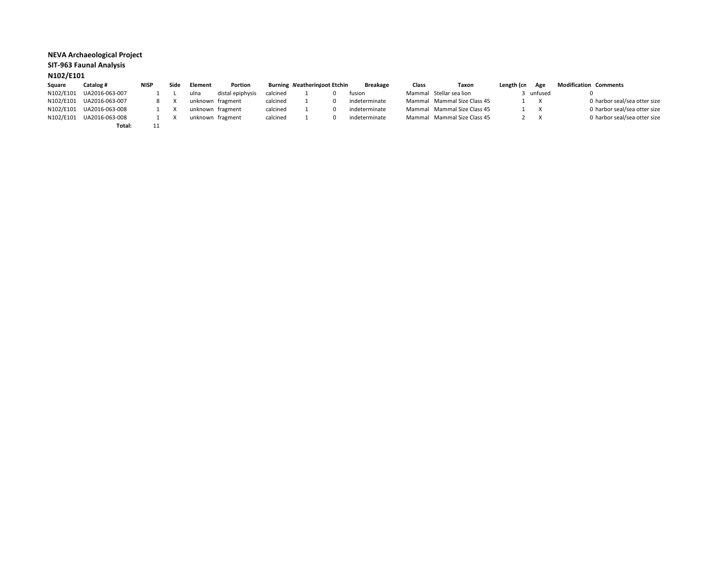**NEVA Archaeological Project**

**SIT-963 Faunal Analysis**

**N102/E101**

| Square | Catalog # | NISP | Side | Element | Portion | Burning | Weathering | Root Etching | Breakage | Class | Taxon | Length (cm) | Age | Modification | Comments |
|---|---|---|---|---|---|---|---|---|---|---|---|---|---|---|---|
| N102/E101 | UA2016-063-007 | 1 | L | ulna | distal epiphysis | calcined | 1 | 0 | fusion | Mammal | Stellar sea lion | 3 | unfused | 0 | |
| N102/E101 | UA2016-063-007 | 8 | X | unknown | fragment | calcined | 1 | 0 | indeterminate | Mammal | Mammal Size Class 45 | 1 | X | 0 | harbor seal/sea otter size |
| N102/E101 | UA2016-063-008 | 1 | X | unknown | fragment | calcined | 1 | 0 | indeterminate | Mammal | Mammal Size Class 45 | 1 | X | 0 | harbor seal/sea otter size |
| N102/E101 | UA2016-063-008 | 1 | X | unknown | fragment | calcined | 1 | 0 | indeterminate | Mammal | Mammal Size Class 45 | 2 | X | 0 | harbor seal/sea otter size |
| | **Total:** | 11 | | | | | | | | | | | | | |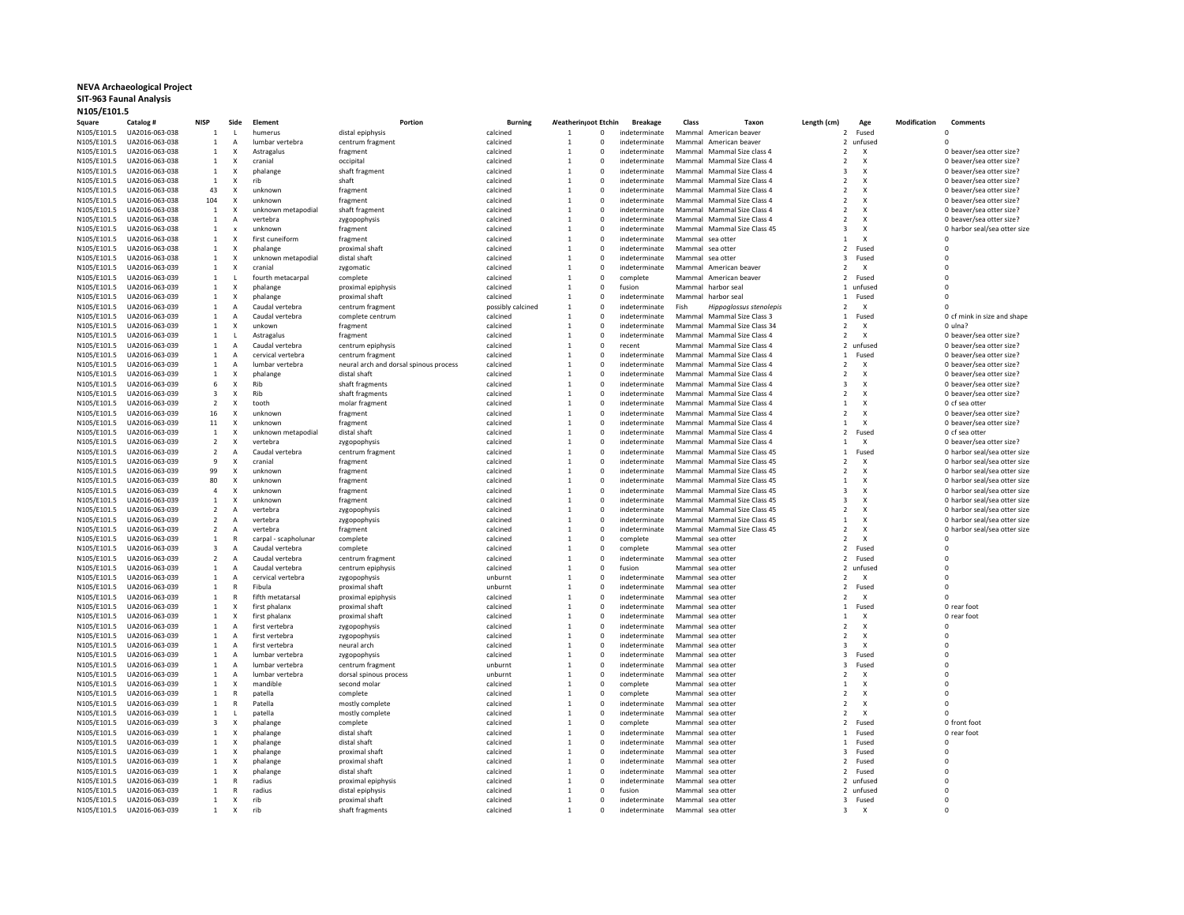**NEVA Archaeological Project**
**SIT-963 Faunal Analysis**
**N105/E101.5**

| Square | Catalog # | NISP | Side | Element | Portion | Burning | Weathering | Root Etching | Breakage | Class | Taxon | Length (cm) | Age | Modification | Comments |
|---|---|---|---|---|---|---|---|---|---|---|---|---|---|---|---|
| N105/E101.5 | UA2016-063-038 | 1 | L | humerus | distal epiphysis | calcined | 1 | 0 | indeterminate | Mammal | American beaver | 2 | Fused | | 0 |
| N105/E101.5 | UA2016-063-038 | 1 | A | lumbar vertebra | centrum fragment | calcined | 1 | 0 | indeterminate | Mammal | American beaver | 2 | unfused | | 0 |
| N105/E101.5 | UA2016-063-038 | 1 | X | Astragalus | fragment | calcined | 1 | 0 | indeterminate | Mammal | Mammal Size class 4 | 2 | X | | 0 beaver/sea otter size? |
| N105/E101.5 | UA2016-063-038 | 1 | X | cranial | occipital | calcined | 1 | 0 | indeterminate | Mammal | Mammal Size Class 4 | 2 | X | | 0 beaver/sea otter size? |
| N105/E101.5 | UA2016-063-038 | 1 | X | phalange | shaft fragment | calcined | 1 | 0 | indeterminate | Mammal | Mammal Size Class 4 | 3 | X | | 0 beaver/sea otter size? |
| N105/E101.5 | UA2016-063-038 | 1 | X | rib | shaft | calcined | 1 | 0 | indeterminate | Mammal | Mammal Size Class 4 | 2 | X | | 0 beaver/sea otter size? |
| N105/E101.5 | UA2016-063-038 | 43 | X | unknown | fragment | calcined | 1 | 0 | indeterminate | Mammal | Mammal Size Class 4 | 2 | X | | 0 beaver/sea otter size? |
| N105/E101.5 | UA2016-063-038 | 104 | X | unknown | fragment | calcined | 1 | 0 | indeterminate | Mammal | Mammal Size Class 4 | 2 | X | | 0 beaver/sea otter size? |
| N105/E101.5 | UA2016-063-038 | 1 | X | unknown metapodial | shaft fragment | calcined | 1 | 0 | indeterminate | Mammal | Mammal Size Class 4 | 2 | X | | 0 beaver/sea otter size? |
| N105/E101.5 | UA2016-063-038 | 1 | A | vertebra | zygopophysis | calcined | 1 | 0 | indeterminate | Mammal | Mammal Size Class 4 | 2 | X | | 0 beaver/sea otter size? |
| N105/E101.5 | UA2016-063-038 | 1 | x | unknown | fragment | calcined | 1 | 0 | indeterminate | Mammal | Mammal Size Class 45 | 3 | X | | 0 harbor seal/sea otter size |
| N105/E101.5 | UA2016-063-038 | 1 | X | first cuneiform | fragment | calcined | 1 | 0 | indeterminate | Mammal | sea otter | 1 | X | | 0 |
| N105/E101.5 | UA2016-063-038 | 1 | X | phalange | proximal shaft | calcined | 1 | 0 | indeterminate | Mammal | sea otter | 2 | Fused | | 0 |
| N105/E101.5 | UA2016-063-038 | 1 | X | unknown metapodial | distal shaft | calcined | 1 | 0 | indeterminate | Mammal | sea otter | 3 | Fused | | 0 |
| N105/E101.5 | UA2016-063-039 | 1 | X | cranial | zygomatic | calcined | 1 | 0 | indeterminate | Mammal | American beaver | 2 | X | | 0 |
| N105/E101.5 | UA2016-063-039 | 1 | L | fourth metacarpal | complete | calcined | 1 | 0 | complete | Mammal | American beaver | 2 | Fused | | 0 |
| N105/E101.5 | UA2016-063-039 | 1 | X | phalange | proximal epiphysis | calcined | 1 | 0 | fusion | Mammal | harbor seal | 1 | unfused | | 0 |
| N105/E101.5 | UA2016-063-039 | 1 | X | phalange | proximal shaft | calcined | 1 | 0 | indeterminate | Mammal | harbor seal | 1 | Fused | | 0 |
| N105/E101.5 | UA2016-063-039 | 1 | A | Caudal vertebra | centrum fragment | possibly calcined | 1 | 0 | indeterminate | Fish | *Hippoglossus stenolepis* | 2 | X | | 0 |
| N105/E101.5 | UA2016-063-039 | 1 | A | Caudal vertebra | complete centrum | calcined | 1 | 0 | indeterminate | Mammal | Mammal Size Class 3 | 1 | Fused | | 0 cf mink in size and shape |
| N105/E101.5 | UA2016-063-039 | 1 | X | unkown | fragment | calcined | 1 | 0 | indeterminate | Mammal | Mammal Size Class 34 | 2 | X | | 0 ulna? |
| N105/E101.5 | UA2016-063-039 | 1 | L | Astragalus | fragment | calcined | 1 | 0 | indeterminate | Mammal | Mammal Size Class 4 | 2 | X | | 0 beaver/sea otter size? |
| N105/E101.5 | UA2016-063-039 | 1 | A | Caudal vertebra | centrum epiphysis | calcined | 1 | 0 | recent | Mammal | Mammal Size Class 4 | 2 | unfused | | 0 beaver/sea otter size? |
| N105/E101.5 | UA2016-063-039 | 1 | A | cervical vertebra | centrum fragment | calcined | 1 | 0 | indeterminate | Mammal | Mammal Size Class 4 | 1 | Fused | | 0 beaver/sea otter size? |
| N105/E101.5 | UA2016-063-039 | 1 | A | lumbar vertebra | neural arch and dorsal spinous process | calcined | 1 | 0 | indeterminate | Mammal | Mammal Size Class 4 | 2 | X | | 0 beaver/sea otter size? |
| N105/E101.5 | UA2016-063-039 | 1 | X | phalange | distal shaft | calcined | 1 | 0 | indeterminate | Mammal | Mammal Size Class 4 | 2 | X | | 0 beaver/sea otter size? |
| N105/E101.5 | UA2016-063-039 | 6 | X | Rib | shaft fragments | calcined | 1 | 0 | indeterminate | Mammal | Mammal Size Class 4 | 3 | X | | 0 beaver/sea otter size? |
| N105/E101.5 | UA2016-063-039 | 3 | X | Rib | shaft fragments | calcined | 1 | 0 | indeterminate | Mammal | Mammal Size Class 4 | 2 | X | | 0 beaver/sea otter size? |
| N105/E101.5 | UA2016-063-039 | 2 | X | tooth | molar fragment | calcined | 1 | 0 | indeterminate | Mammal | Mammal Size Class 4 | 1 | X | | 0 cf sea otter |
| N105/E101.5 | UA2016-063-039 | 16 | X | unknown | fragment | calcined | 1 | 0 | indeterminate | Mammal | Mammal Size Class 4 | 2 | X | | 0 beaver/sea otter size? |
| N105/E101.5 | UA2016-063-039 | 11 | X | unknown | fragment | calcined | 1 | 0 | indeterminate | Mammal | Mammal Size Class 4 | 1 | X | | 0 beaver/sea otter size? |
| N105/E101.5 | UA2016-063-039 | 1 | X | unknown metapodial | distal shaft | calcined | 1 | 0 | indeterminate | Mammal | Mammal Size Class 4 | 2 | Fused | | 0 cf sea otter |
| N105/E101.5 | UA2016-063-039 | 2 | X | vertebra | zygopophysis | calcined | 1 | 0 | indeterminate | Mammal | Mammal Size Class 4 | 1 | X | | 0 beaver/sea otter size? |
| N105/E101.5 | UA2016-063-039 | 2 | A | Caudal vertebra | centrum fragment | calcined | 1 | 0 | indeterminate | Mammal | Mammal Size Class 45 | 1 | Fused | | 0 harbor seal/sea otter size |
| N105/E101.5 | UA2016-063-039 | 9 | X | cranial | fragment | calcined | 1 | 0 | indeterminate | Mammal | Mammal Size Class 45 | 2 | X | | 0 harbor seal/sea otter size |
| N105/E101.5 | UA2016-063-039 | 99 | X | unknown | fragment | calcined | 1 | 0 | indeterminate | Mammal | Mammal Size Class 45 | 2 | X | | 0 harbor seal/sea otter size |
| N105/E101.5 | UA2016-063-039 | 80 | X | unknown | fragment | calcined | 1 | 0 | indeterminate | Mammal | Mammal Size Class 45 | 1 | X | | 0 harbor seal/sea otter size |
| N105/E101.5 | UA2016-063-039 | 4 | X | unknown | fragment | calcined | 1 | 0 | indeterminate | Mammal | Mammal Size Class 45 | 3 | X | | 0 harbor seal/sea otter size |
| N105/E101.5 | UA2016-063-039 | 1 | X | unknown | fragment | calcined | 1 | 0 | indeterminate | Mammal | Mammal Size Class 45 | 3 | X | | 0 harbor seal/sea otter size |
| N105/E101.5 | UA2016-063-039 | 2 | A | vertebra | zygopophysis | calcined | 1 | 0 | indeterminate | Mammal | Mammal Size Class 45 | 2 | X | | 0 harbor seal/sea otter size |
| N105/E101.5 | UA2016-063-039 | 2 | A | vertebra | zygopophysis | calcined | 1 | 0 | indeterminate | Mammal | Mammal Size Class 45 | 1 | X | | 0 harbor seal/sea otter size |
| N105/E101.5 | UA2016-063-039 | 2 | A | vertebra | fragment | calcined | 1 | 0 | indeterminate | Mammal | Mammal Size Class 45 | 2 | X | | 0 harbor seal/sea otter size |
| N105/E101.5 | UA2016-063-039 | 1 | R | carpal - scapholunar | complete | calcined | 1 | 0 | complete | Mammal | sea otter | 2 | X | | 0 |
| N105/E101.5 | UA2016-063-039 | 3 | A | Caudal vertebra | complete | calcined | 1 | 0 | complete | Mammal | sea otter | 2 | Fused | | 0 |
| N105/E101.5 | UA2016-063-039 | 2 | A | Caudal vertebra | centrum fragment | calcined | 1 | 0 | indeterminate | Mammal | sea otter | 2 | Fused | | 0 |
| N105/E101.5 | UA2016-063-039 | 1 | A | Caudal vertebra | centrum epiphysis | calcined | 1 | 0 | fusion | Mammal | sea otter | 2 | unfused | | 0 |
| N105/E101.5 | UA2016-063-039 | 1 | A | cervical vertebra | zygopophysis | unburnt | 1 | 0 | indeterminate | Mammal | sea otter | 2 | X | | 0 |
| N105/E101.5 | UA2016-063-039 | 1 | R | Fibula | proximal shaft | unburnt | 1 | 0 | indeterminate | Mammal | sea otter | 2 | Fused | | 0 |
| N105/E101.5 | UA2016-063-039 | 1 | R | fifth metatarsal | proximal epiphysis | calcined | 1 | 0 | indeterminate | Mammal | sea otter | 2 | X | | 0 |
| N105/E101.5 | UA2016-063-039 | 1 | X | first phalanx | proximal shaft | calcined | 1 | 0 | indeterminate | Mammal | sea otter | 1 | Fused | | 0 rear foot |
| N105/E101.5 | UA2016-063-039 | 1 | X | first phalanx | proximal shaft | calcined | 1 | 0 | indeterminate | Mammal | sea otter | 1 | X | | 0 rear foot |
| N105/E101.5 | UA2016-063-039 | 1 | A | first vertebra | zygopophysis | calcined | 1 | 0 | indeterminate | Mammal | sea otter | 2 | X | | 0 |
| N105/E101.5 | UA2016-063-039 | 1 | A | first vertebra | zygopophysis | calcined | 1 | 0 | indeterminate | Mammal | sea otter | 2 | X | | 0 |
| N105/E101.5 | UA2016-063-039 | 1 | A | first vertebra | neural arch | calcined | 1 | 0 | indeterminate | Mammal | sea otter | 3 | X | | 0 |
| N105/E101.5 | UA2016-063-039 | 1 | A | lumbar vertebra | zygopophysis | calcined | 1 | 0 | indeterminate | Mammal | sea otter | 3 | Fused | | 0 |
| N105/E101.5 | UA2016-063-039 | 1 | A | lumbar vertebra | centrum fragment | unburnt | 1 | 0 | indeterminate | Mammal | sea otter | 3 | Fused | | 0 |
| N105/E101.5 | UA2016-063-039 | 1 | A | lumbar vertebra | dorsal spinous process | unburnt | 1 | 0 | indeterminate | Mammal | sea otter | 2 | X | | 0 |
| N105/E101.5 | UA2016-063-039 | 1 | X | mandible | second molar | calcined | 1 | 0 | complete | Mammal | sea otter | 1 | X | | 0 |
| N105/E101.5 | UA2016-063-039 | 1 | R | patella | complete | calcined | 1 | 0 | complete | Mammal | sea otter | 2 | X | | 0 |
| N105/E101.5 | UA2016-063-039 | 1 | R | Patella | mostly complete | calcined | 1 | 0 | indeterminate | Mammal | sea otter | 2 | X | | 0 |
| N105/E101.5 | UA2016-063-039 | 1 | L | patella | mostly complete | calcined | 1 | 0 | indeterminate | Mammal | sea otter | 2 | X | | 0 |
| N105/E101.5 | UA2016-063-039 | 3 | X | phalange | complete | calcined | 1 | 0 | complete | Mammal | sea otter | 2 | Fused | | 0 front foot |
| N105/E101.5 | UA2016-063-039 | 1 | X | phalange | distal shaft | calcined | 1 | 0 | indeterminate | Mammal | sea otter | 1 | Fused | | 0 rear foot |
| N105/E101.5 | UA2016-063-039 | 1 | X | phalange | distal shaft | calcined | 1 | 0 | indeterminate | Mammal | sea otter | 1 | Fused | | 0 |
| N105/E101.5 | UA2016-063-039 | 1 | X | phalange | proximal shaft | calcined | 1 | 0 | indeterminate | Mammal | sea otter | 3 | Fused | | 0 |
| N105/E101.5 | UA2016-063-039 | 1 | X | phalange | proximal shaft | calcined | 1 | 0 | indeterminate | Mammal | sea otter | 2 | Fused | | 0 |
| N105/E101.5 | UA2016-063-039 | 1 | X | phalange | distal shaft | calcined | 1 | 0 | indeterminate | Mammal | sea otter | 2 | Fused | | 0 |
| N105/E101.5 | UA2016-063-039 | 1 | R | radius | proximal epiphysis | calcined | 1 | 0 | indeterminate | Mammal | sea otter | 2 | unfused | | 0 |
| N105/E101.5 | UA2016-063-039 | 1 | R | radius | distal epiphysis | calcined | 1 | 0 | fusion | Mammal | sea otter | 2 | unfused | | 0 |
| N105/E101.5 | UA2016-063-039 | 1 | X | rib | proximal shaft | calcined | 1 | 0 | indeterminate | Mammal | sea otter | 3 | Fused | | 0 |
| N105/E101.5 | UA2016-063-039 | 1 | X | rib | shaft fragments | calcined | 1 | 0 | indeterminate | Mammal | sea otter | 3 | X | | 0 |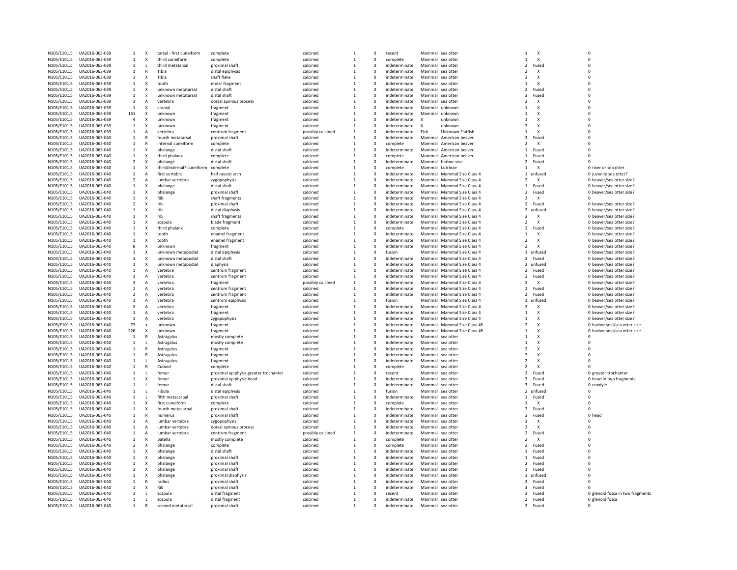| | | | | | | | | | | | | | | | | |
|---|---|---|---|---|---|---|---|---|---|---|---|---|---|---|---|---|
| N105/E101.5 | UA2016-063-039 | 1 | X | tarsal - first cuneiform | complete | calcined | 1 | 0 | recent | Mammal | sea otter | 1 | X | 0 | |
| N105/E101.5 | UA2016-063-039 | 1 | X | third cuneiform | complete | calcined | 1 | 0 | complete | Mammal | sea otter | 1 | X | 0 | |
| N105/E101.5 | UA2016-063-039 | 1 | L | third metatarsal | proximal shaft | calcined | 1 | 0 | indeterminate | Mammal | sea otter | 2 | Fused | 0 | |
| N105/E101.5 | UA2016-063-039 | 1 | R | Tibia | distal epiphysis | calcined | 1 | 0 | indeterminate | Mammal | sea otter | 2 | X | 0 | |
| N105/E101.5 | UA2016-063-039 | 1 | X | Tibia | shaft flake | calcined | 1 | 0 | indeterminate | Mammal | sea otter | 3 | X | 0 | |
| N105/E101.5 | UA2016-063-039 | 1 | X | tooth | molar fragment | calcined | 1 | 0 | indeterminate | Mammal | sea otter | 1 | X | 0 | |
| N105/E101.5 | UA2016-063-039 | 1 | X | unknown metatarsal | distal shaft | calcined | 1 | 0 | indeterminate | Mammal | sea otter | 2 | Fused | 0 | |
| N105/E101.5 | UA2016-063-039 | 1 | x | unknown metatarsal | distal shaft | calcined | 1 | 0 | indeterminate | Mammal | sea otter | 3 | Fused | 0 | |
| N105/E101.5 | UA2016-063-039 | 1 | A | vertebra | dorsal spinous process | calcined | 1 | 0 | indeterminate | Mammal | sea otter | 2 | X | 0 | |
| N105/E101.5 | UA2016-063-039 | 1 | X | cranial | fragment | calcined | 1 | 0 | indeterminate | Mammal | unknown | 1 | X | 0 | |
| N105/E101.5 | UA2016-063-039 | 151 | X | unknown | fragment | calcined | 1 | 0 | indeterminate | Mammal | unknown | 1 | X | 0 | |
| N105/E101.5 | UA2016-063-039 | 4 | X | unknown | fragment | calcined | 1 | 0 | indeterminate | X | unknown | 1 | X | 0 | |
| N105/E101.5 | UA2016-063-039 | 1 | X | unknown | fragment | calcined | 1 | 0 | indeterminate | X | unknown | 3 | X | 0 | |
| N105/E101.5 | UA2016-063-039 | 1 | A | vertebra | centrum fragment | possibly calcined | 1 | 0 | indeterminate | Fish | Unknown Flatfish | 1 | X | 0 | |
| N105/E101.5 | UA2016-063-040 | 1 | R | fourth metatarsal | proximal shaft | calcined | 1 | 0 | indeterminate | Mammal | American beaver | 3 | Fused | 0 | |
| N105/E101.5 | UA2016-063-040 | 1 | R | internal cuneiform | complete | calcined | 1 | 0 | complete | Mammal | American beaver | 2 | X | 0 | |
| N105/E101.5 | UA2016-063-040 | 1 | X | phalange | distal shaft | calcined | 1 | 0 | indeterminate | Mammal | American beaver | 1 | Fused | 0 | |
| N105/E101.5 | UA2016-063-040 | 1 | X | third phalanx | complete | calcined | 1 | 0 | complete | Mammal | American beaver | 1 | Fused | 0 | |
| N105/E101.5 | UA2016-063-040 | 2 | X | phalange | distal shaft | calcined | 1 | 0 | indeterminate | Mammal | harbor seal | 2 | Fused | 0 | |
| N105/E101.5 | UA2016-063-040 | 1 | X | third/external? cuneiform | complete | calcined | 1 | 0 | complete | Mammal | Lutrinae | 1 | X | 0 | river or sea otter |
| N105/E101.5 | UA2016-063-040 | 1 | A | first vertebra | half neural arch | calcined | 1 | 0 | indeterminate | Mammal | Mammal Size Class 4 | 1 | unfused | 0 | juvenile sea otter? |
| N105/E101.5 | UA2016-063-040 | 2 | A | lumbar vertebra | zygopophysis | calcined | 1 | 0 | indeterminate | Mammal | Mammal Size Class 4 | 2 | X | 0 | beaver/sea otter size? |
| N105/E101.5 | UA2016-063-040 | 1 | X | phalange | distal shaft | calcined | 1 | 0 | indeterminate | Mammal | Mammal Size Class 4 | 1 | Fused | 0 | beaver/sea otter size? |
| N105/E101.5 | UA2016-063-040 | 1 | X | phalange | proximal shaft | calcined | 1 | 0 | indeterminate | Mammal | Mammal Size Class 4 | 2 | Fused | 0 | beaver/sea otter size? |
| N105/E101.5 | UA2016-063-040 | 1 | X | Rib | shaft fragments | calcined | 1 | 0 | indeterminate | Mammal | Mammal Size Class 4 | 3 | X | 0 | |
| N105/E101.5 | UA2016-063-040 | 2 | X | rib | proximal shaft | calcined | 1 | 0 | indeterminate | Mammal | Mammal Size Class 4 | 2 | Fused | 0 | beaver/sea otter size? |
| N105/E101.5 | UA2016-063-040 | 1 | X | rib | distal diaphysis | calcined | 1 | 0 | indeterminate | Mammal | Mammal Size Class 4 | 2 | unfused | 0 | beaver/sea otter size? |
| N105/E101.5 | UA2016-063-040 | 1 | X | rib | shaft fragments | calcined | 1 | 0 | indeterminate | Mammal | Mammal Size Class 4 | 3 | X | 0 | beaver/sea otter size? |
| N105/E101.5 | UA2016-063-040 | 1 | X | scapula | blade fragment | calcined | 1 | 0 | indeterminate | Mammal | Mammal Size Class 4 | 2 | X | 0 | beaver/sea otter size? |
| N105/E101.5 | UA2016-063-040 | 1 | X | third phalanx | complete | calcined | 1 | 0 | complete | Mammal | Mammal Size Class 4 | 2 | Fused | 0 | beaver/sea otter size? |
| N105/E101.5 | UA2016-063-040 | 1 | X | tooth | enamel fragment | calcined | 1 | 0 | indeterminate | Mammal | Mammal Size Class 4 | 1 | X | 0 | beaver/sea otter size? |
| N105/E101.5 | UA2016-063-040 | 1 | X | tooth | enamel fragment | calcined | 1 | 0 | indeterminate | Mammal | Mammal Size Class 4 | 2 | X | 0 | beaver/sea otter size? |
| N105/E101.5 | UA2016-063-040 | 8 | X | unknown | fragment | calcined | 1 | 0 | indeterminate | Mammal | Mammal Size Class 4 | 3 | X | 0 | beaver/sea otter size? |
| N105/E101.5 | UA2016-063-040 | 1 | X | unknown metapodial | distal epiphysis | calcined | 1 | 0 | fusion | Mammal | Mammal Size Class 4 | 1 | unfused | 0 | beaver/sea otter size? |
| N105/E101.5 | UA2016-063-040 | 1 | X | unknown metapodial | distal shaft | calcined | 1 | 0 | indeterminate | Mammal | Mammal Size Class 4 | 2 | Fused | 0 | beaver/sea otter size? |
| N105/E101.5 | UA2016-063-040 | 1 | X | unknown metapodial | diaphysis | calcined | 1 | 0 | indeterminate | Mammal | Mammal Size Class 4 | 2 | unfused | 0 | beaver/sea otter size? |
| N105/E101.5 | UA2016-063-040 | 1 | A | vertebra | centrum fragment | calcined | 1 | 0 | indeterminate | Mammal | Mammal Size Class 4 | 3 | Fused | 0 | beaver/sea otter size? |
| N105/E101.5 | UA2016-063-040 | 1 | A | vertebra | centrum fragment | calcined | 1 | 0 | indeterminate | Mammal | Mammal Size Class 4 | 2 | Fused | 0 | beaver/sea otter size? |
| N105/E101.5 | UA2016-063-040 | 3 | A | vertebra | fragment | possibly calcined | 1 | 0 | indeterminate | Mammal | Mammal Size Class 4 | 2 | X | 0 | beaver/sea otter size? |
| N105/E101.5 | UA2016-063-040 | 1 | A | vertebra | centrum fragment | calcined | 1 | 0 | indeterminate | Mammal | Mammal Size Class 4 | 1 | Fused | 0 | beaver/sea otter size? |
| N105/E101.5 | UA2016-063-040 | 2 | A | vertebra | centrum fragment | calcined | 1 | 0 | indeterminate | Mammal | Mammal Size Class 4 | 2 | Fused | 0 | beaver/sea otter size? |
| N105/E101.5 | UA2016-063-040 | 1 | A | vertebra | centrum epiphysis | calcined | 1 | 0 | fusion | Mammal | Mammal Size Class 4 | 1 | unfused | 0 | beaver/sea otter size? |
| N105/E101.5 | UA2016-063-040 | 2 | A | vertebra | fragment | calcined | 1 | 0 | indeterminate | Mammal | Mammal Size Class 4 | 2 | X | 0 | beaver/sea otter size? |
| N105/E101.5 | UA2016-063-040 | 1 | A | vertebra | fragment | calcined | 1 | 0 | indeterminate | Mammal | Mammal Size Class 4 | 1 | X | 0 | beaver/sea otter size? |
| N105/E101.5 | UA2016-063-040 | 1 | A | vertebra | zygopophysis | calcined | 1 | 0 | indeterminate | Mammal | Mammal Size Class 4 | 1 | X | 0 | beaver/sea otter size? |
| N105/E101.5 | UA2016-063-040 | 73 | x | unknown | fragment | calcined | 1 | 0 | indeterminate | Mammal | Mammal Size Class 45 | 2 | X | 0 | harbor seal/sea otter size |
| N105/E101.5 | UA2016-063-040 | 226 | X | unknown | fragment | calcined | 1 | 0 | indeterminate | Mammal | Mammal Size Class 45 | 1 | X | 0 | harbor seal/sea otter size |
| N105/E101.5 | UA2016-063-040 | 1 | R | Astragalus | mostly complete | calcined | 1 | 0 | indeterminate | Mammal | sea otter | 1 | X | 0 | |
| N105/E101.5 | UA2016-063-040 | 1 | L | Astragalus | mostly complete | calcined | 1 | 0 | indeterminate | Mammal | sea otter | 1 | X | 0 | |
| N105/E101.5 | UA2016-063-040 | 1 | R | Astragalus | fragment | calcined | 1 | 0 | indeterminate | Mammal | sea otter | 2 | X | 0 | |
| N105/E101.5 | UA2016-063-040 | 1 | R | Astragalus | fragment | calcined | 1 | 0 | indeterminate | Mammal | sea otter | 2 | X | 0 | |
| N105/E101.5 | UA2016-063-040 | 1 | L | Astragalus | fragment | calcined | 1 | 0 | indeterminate | Mammal | sea otter | 2 | X | 0 | |
| N105/E101.5 | UA2016-063-040 | 1 | R | Cuboid | complete | calcined | 1 | 0 | complete | Mammal | sea otter | 2 | X | 0 | |
| N105/E101.5 | UA2016-063-040 | 1 | L | femur | proximal epiphysis greater trochanter | calcined | 1 | 0 | recent | Mammal | sea otter | 3 | Fused | 0 | greater trochanter |
| N105/E101.5 | UA2016-063-040 | 1 | X | femur | proximal epiphysis head | calcined | 1 | 0 | indeterminate | Mammal | sea otter | 3 | Fused | 0 | head in two fragments |
| N105/E101.5 | UA2016-063-040 | 1 | L | femur | distal shaft | calcined | 1 | 0 | indeterminate | Mammal | sea otter | 3 | Fused | 0 | condyle |
| N105/E101.5 | UA2016-063-040 | 1 | L | Fibula | distal epiphysis | calcined | 1 | 0 | fusion | Mammal | sea otter | 2 | unfused | 0 | |
| N105/E101.5 | UA2016-063-040 | 1 | L | fifth metacarpal | proximal shaft | calcined | 1 | 0 | indeterminate | Mammal | sea otter | 1 | Fused | 0 | |
| N105/E101.5 | UA2016-063-040 | 1 | X | first cuneiform | complete | calcined | 1 | 0 | complete | Mammal | sea otter | 1 | X | 0 | |
| N105/E101.5 | UA2016-063-040 | 1 | X | fourth metacarpal | proximal shaft | calcined | 1 | 0 | indeterminate | Mammal | sea otter | 2 | Fused | 0 | |
| N105/E101.5 | UA2016-063-040 | 1 | R | humerus | proximal shaft | calcined | 1 | 0 | indeterminate | Mammal | sea otter | 3 | Fused | 0 | head |
| N105/E101.5 | UA2016-063-040 | 1 | A | lumbar vertebra | zygopophysis | calcined | 1 | 0 | indeterminate | Mammal | sea otter | 1 | X | 0 | |
| N105/E101.5 | UA2016-063-040 | 1 | A | lumbar vertebra | dorsal spinous process | calcined | 1 | 0 | indeterminate | Mammal | sea otter | 3 | X | 0 | |
| N105/E101.5 | UA2016-063-040 | 1 | A | lumbar vertebra | centrum fragment | possibly calcined | 1 | 0 | indeterminate | Mammal | sea otter | 2 | Fused | 0 | |
| N105/E101.5 | UA2016-063-040 | 1 | R | patella | mostly complete | calcined | 1 | 0 | complete | Mammal | sea otter | 2 | X | 0 | |
| N105/E101.5 | UA2016-063-040 | 2 | X | phalange | complete | calcined | 1 | 0 | complete | Mammal | sea otter | 2 | Fused | 0 | |
| N105/E101.5 | UA2016-063-040 | 1 | X | phalange | distal shaft | calcined | 1 | 0 | indeterminate | Mammal | sea otter | 1 | Fused | 0 | |
| N105/E101.5 | UA2016-063-040 | 1 | X | phalange | proximal shaft | calcined | 1 | 0 | indeterminate | Mammal | sea otter | 1 | Fused | 0 | |
| N105/E101.5 | UA2016-063-040 | 1 | X | phalange | proximal shaft | calcined | 1 | 0 | indeterminate | Mammal | sea otter | 2 | Fused | 0 | |
| N105/E101.5 | UA2016-063-040 | 1 | X | phalange | proximal shaft | calcined | 1 | 0 | indeterminate | Mammal | sea otter | 1 | Fused | 0 | |
| N105/E101.5 | UA2016-063-040 | 1 | X | phalange | proximal diaphysis | calcined | 1 | 0 | indeterminate | Mammal | sea otter | 3 | unfused | 0 | |
| N105/E101.5 | UA2016-063-040 | 1 | R | radius | proximal shaft | calcined | 1 | 0 | indeterminate | Mammal | sea otter | 3 | Fused | 0 | |
| N105/E101.5 | UA2016-063-040 | 1 | X | Rib | proximal shaft | calcined | 1 | 0 | indeterminate | Mammal | sea otter | 3 | Fused | 0 | |
| N105/E101.5 | UA2016-063-040 | 1 | L | scapula | distal fragment | calcined | 1 | 0 | recent | Mammal | sea otter | 3 | Fused | 0 | glenoid fossa in two fragments |
| N105/E101.5 | UA2016-063-040 | 1 | L | scapula | distal fragment | calcined | 1 | 0 | indeterminate | Mammal | sea otter | 2 | Fused | 0 | glenoid fossa |
| N105/E101.5 | UA2016-063-040 | 1 | R | second metatarsal | proximal shaft | calcined | 1 | 0 | indeterminate | Mammal | sea otter | 2 | Fused | 0 | |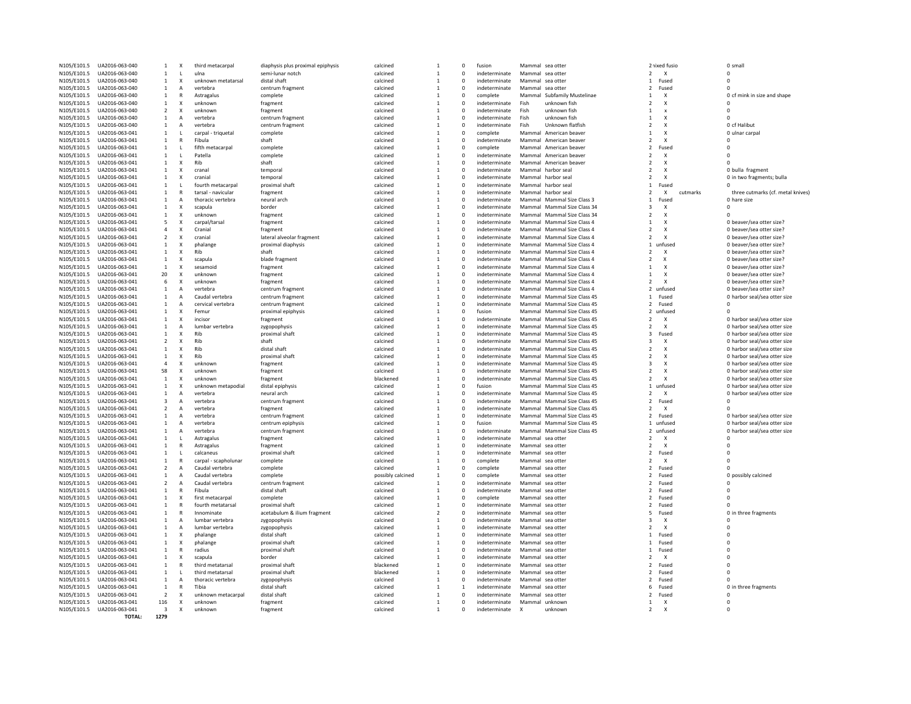| | | | | | | | | | | | | | | | |
|---|---|---|---|---|---|---|---|---|---|---|---|---|---|---|---|
| N105/E101.5 | UA2016-063-040 | 1 | X | third metacarpal | diaphysis plus proximal epiphysis | calcined | 1 | 0 | fusion | Mammal | sea otter | 2 | mixed fusio | | 0 small |
| N105/E101.5 | UA2016-063-040 | 1 | L | ulna | semi-lunar notch | calcined | 1 | 0 | indeterminate | Mammal | sea otter | 2 | X | | 0 |
| N105/E101.5 | UA2016-063-040 | 1 | X | unknown metatarsal | distal shaft | calcined | 1 | 0 | indeterminate | Mammal | sea otter | 1 | Fused | | 0 |
| N105/E101.5 | UA2016-063-040 | 1 | A | vertebra | centrum fragment | calcined | 1 | 0 | indeterminate | Mammal | sea otter | 2 | Fused | | 0 |
| N105/E101.5 | UA2016-063-040 | 1 | R | Astragalus | complete | calcined | 1 | 0 | complete | Mammal | Subfamily Mustelinae | 1 | X | | 0 cf mink in size and shape |
| N105/E101.5 | UA2016-063-040 | 1 | X | unknown | fragment | calcined | 1 | 0 | indeterminate | Fish | unknown fish | 2 | X | | 0 |
| N105/E101.5 | UA2016-063-040 | 2 | X | unknown | fragment | calcined | 1 | 0 | indeterminate | Fish | unknown fish | 1 | x | | 0 |
| N105/E101.5 | UA2016-063-040 | 1 | A | vertebra | centrum fragment | calcined | 1 | 0 | indeterminate | Fish | unknown fish | 1 | X | | 0 |
| N105/E101.5 | UA2016-063-040 | 1 | A | vertebra | centrum fragment | calcined | 1 | 0 | indeterminate | Fish | Unknown flatfish | 2 | X | | 0 cf Halibut |
| N105/E101.5 | UA2016-063-041 | 1 | L | carpal - triquetal | complete | calcined | 1 | 0 | complete | Mammal | American beaver | 1 | X | | 0 ulnar carpal |
| N105/E101.5 | UA2016-063-041 | 1 | R | Fibula | shaft | calcined | 1 | 0 | indeterminate | Mammal | American beaver | 2 | X | | 0 |
| N105/E101.5 | UA2016-063-041 | 1 | L | fifth metacarpal | complete | calcined | 1 | 0 | complete | Mammal | American beaver | 2 | Fused | | 0 |
| N105/E101.5 | UA2016-063-041 | 1 | L | Patella | complete | calcined | 1 | 0 | indeterminate | Mammal | American beaver | 2 | X | | 0 |
| N105/E101.5 | UA2016-063-041 | 1 | X | Rib | shaft | calcined | 1 | 0 | indeterminate | Mammal | American beaver | 2 | X | | 0 |
| N105/E101.5 | UA2016-063-041 | 1 | X | cranal | temporal | calcined | 1 | 0 | indeterminate | Mammal | harbor seal | 2 | X | | 0 bulla fragment |
| N105/E101.5 | UA2016-063-041 | 1 | X | cranial | temporal | calcined | 1 | 0 | indeterminate | Mammal | harbor seal | 2 | X | | 0 in two fragments; bulla |
| N105/E101.5 | UA2016-063-041 | 1 | L | fourth metacarpal | proximal shaft | calcined | 1 | 0 | indeterminate | Mammal | harbor seal | 1 | Fused | | 0 |
| N105/E101.5 | UA2016-063-041 | 1 | R | tarsal - navicular | fragment | calcined | 1 | 0 | indeterminate | Mammal | harbor seal | 2 | X | cutmarks | three cutmarks (cf. metal knives) |
| N105/E101.5 | UA2016-063-041 | 1 | A | thoracic vertebra | neural arch | calcined | 1 | 0 | indeterminate | Mammal | Mammal Size Class 3 | 1 | Fused | | 0 hare size |
| N105/E101.5 | UA2016-063-041 | 1 | X | scapula | border | calcined | 1 | 0 | indeterminate | Mammal | Mammal Size Class 34 | 3 | X | | 0 |
| N105/E101.5 | UA2016-063-041 | 1 | X | unknown | fragment | calcined | 1 | 0 | indeterminate | Mammal | Mammal Size Class 34 | 2 | X | | 0 |
| N105/E101.5 | UA2016-063-041 | 5 | X | carpal/tarsal | fragment | calcined | 1 | 0 | indeterminate | Mammal | Mammal Size Class 4 | 1 | X | | 0 beaver/sea otter size? |
| N105/E101.5 | UA2016-063-041 | 4 | X | Cranial | fragment | calcined | 1 | 0 | indeterminate | Mammal | Mammal Size Class 4 | 2 | X | | 0 beaver/sea otter size? |
| N105/E101.5 | UA2016-063-041 | 2 | X | cranial | lateral alveolar fragment | calcined | 1 | 0 | indeterminate | Mammal | Mammal Size Class 4 | 2 | X | | 0 beaver/sea otter size? |
| N105/E101.5 | UA2016-063-041 | 1 | X | phalange | proximal diaphysis | calcined | 1 | 0 | indeterminate | Mammal | Mammal Size Class 4 | 1 | unfused | | 0 beaver/sea otter size? |
| N105/E101.5 | UA2016-063-041 | 1 | X | Rib | shaft | calcined | 1 | 0 | indeterminate | Mammal | Mammal Size Class 4 | 2 | X | | 0 beaver/sea otter size? |
| N105/E101.5 | UA2016-063-041 | 1 | X | scapula | blade fragment | calcined | 1 | 0 | indeterminate | Mammal | Mammal Size Class 4 | 2 | X | | 0 beaver/sea otter size? |
| N105/E101.5 | UA2016-063-041 | 1 | X | sesamoid | fragment | calcined | 1 | 0 | indeterminate | Mammal | Mammal Size Class 4 | 1 | X | | 0 beaver/sea otter size? |
| N105/E101.5 | UA2016-063-041 | 20 | X | unknown | fragment | calcined | 1 | 0 | indeterminate | Mammal | Mammal Size Class 4 | 1 | X | | 0 beaver/sea otter size? |
| N105/E101.5 | UA2016-063-041 | 6 | X | unknown | fragment | calcined | 1 | 0 | indeterminate | Mammal | Mammal Size Class 4 | 2 | X | | 0 beaver/sea otter size? |
| N105/E101.5 | UA2016-063-041 | 1 | A | vertebra | centrum fragment | calcined | 1 | 0 | indeterminate | Mammal | Mammal Size Class 4 | 2 | unfused | | 0 beaver/sea otter size? |
| N105/E101.5 | UA2016-063-041 | 1 | A | Caudal vertebra | centrum fragment | calcined | 1 | 0 | indeterminate | Mammal | Mammal Size Class 45 | 1 | Fused | | 0 harbor seal/sea otter size |
| N105/E101.5 | UA2016-063-041 | 1 | A | cervical vertebra | centrum fragment | calcined | 1 | 0 | indeterminate | Mammal | Mammal Size Class 45 | 2 | Fused | | 0 |
| N105/E101.5 | UA2016-063-041 | 1 | X | Femur | proximal epiphysis | calcined | 1 | 0 | fusion | Mammal | Mammal Size Class 45 | 2 | unfused | | 0 |
| N105/E101.5 | UA2016-063-041 | 1 | X | incisor | fragment | calcined | 1 | 0 | indeterminate | Mammal | Mammal Size Class 45 | 2 | X | | 0 harbor seal/sea otter size |
| N105/E101.5 | UA2016-063-041 | 1 | A | lumbar vertebra | zygopophysis | calcined | 1 | 0 | indeterminate | Mammal | Mammal Size Class 45 | 2 | X | | 0 harbor seal/sea otter size |
| N105/E101.5 | UA2016-063-041 | 1 | X | Rib | proximal shaft | calcined | 1 | 0 | indeterminate | Mammal | Mammal Size Class 45 | 3 | Fused | | 0 harbor seal/sea otter size |
| N105/E101.5 | UA2016-063-041 | 2 | X | Rib | shaft | calcined | 1 | 0 | indeterminate | Mammal | Mammal Size Class 45 | 3 | X | | 0 harbor seal/sea otter size |
| N105/E101.5 | UA2016-063-041 | 1 | X | Rib | distal shaft | calcined | 1 | 0 | indeterminate | Mammal | Mammal Size Class 45 | 2 | X | | 0 harbor seal/sea otter size |
| N105/E101.5 | UA2016-063-041 | 1 | X | Rib | proximal shaft | calcined | 1 | 0 | indeterminate | Mammal | Mammal Size Class 45 | 2 | X | | 0 harbor seal/sea otter size |
| N105/E101.5 | UA2016-063-041 | 4 | X | unknown | fragment | calcined | 1 | 0 | indeterminate | Mammal | Mammal Size Class 45 | 3 | X | | 0 harbor seal/sea otter size |
| N105/E101.5 | UA2016-063-041 | 58 | X | unknown | fragment | calcined | 1 | 0 | indeterminate | Mammal | Mammal Size Class 45 | 2 | X | | 0 harbor seal/sea otter size |
| N105/E101.5 | UA2016-063-041 | 1 | X | unknown | fragment | blackened | 1 | 0 | indeterminate | Mammal | Mammal Size Class 45 | 2 | X | | 0 harbor seal/sea otter size |
| N105/E101.5 | UA2016-063-041 | 1 | X | unknown metapodial | distal epiphysis | calcined | 1 | 0 | fusion | Mammal | Mammal Size Class 45 | 1 | unfused | | 0 harbor seal/sea otter size |
| N105/E101.5 | UA2016-063-041 | 1 | A | vertebra | neural arch | calcined | 1 | 0 | indeterminate | Mammal | Mammal Size Class 45 | 2 | X | | 0 harbor seal/sea otter size |
| N105/E101.5 | UA2016-063-041 | 3 | A | vertebra | centrum fragment | calcined | 1 | 0 | indeterminate | Mammal | Mammal Size Class 45 | 2 | Fused | | 0 |
| N105/E101.5 | UA2016-063-041 | 2 | A | vertebra | fragment | calcined | 1 | 0 | indeterminate | Mammal | Mammal Size Class 45 | 2 | X | | 0 |
| N105/E101.5 | UA2016-063-041 | 1 | A | vertebra | centrum fragment | calcined | 1 | 0 | indeterminate | Mammal | Mammal Size Class 45 | 2 | Fused | | 0 harbor seal/sea otter size |
| N105/E101.5 | UA2016-063-041 | 1 | A | vertebra | centrum epiphysis | calcined | 1 | 0 | fusion | Mammal | Mammal Size Class 45 | 1 | unfused | | 0 harbor seal/sea otter size |
| N105/E101.5 | UA2016-063-041 | 1 | A | vertebra | centrum fragment | calcined | 1 | 0 | indeterminate | Mammal | Mammal Size Class 45 | 2 | unfused | | 0 harbor seal/sea otter size |
| N105/E101.5 | UA2016-063-041 | 1 | L | Astragalus | fragment | calcined | 1 | 0 | indeterminate | Mammal | sea otter | 2 | X | | 0 |
| N105/E101.5 | UA2016-063-041 | 1 | R | Astragalus | fragment | calcined | 1 | 0 | indeterminate | Mammal | sea otter | 2 | X | | 0 |
| N105/E101.5 | UA2016-063-041 | 1 | L | calcaneus | proximal shaft | calcined | 1 | 0 | indeterminate | Mammal | sea otter | 2 | Fused | | 0 |
| N105/E101.5 | UA2016-063-041 | 1 | R | carpal - scapholunar | complete | calcined | 1 | 0 | complete | Mammal | sea otter | 2 | X | | 0 |
| N105/E101.5 | UA2016-063-041 | 2 | A | Caudal vertebra | complete | calcined | 1 | 0 | complete | Mammal | sea otter | 2 | Fused | | 0 |
| N105/E101.5 | UA2016-063-041 | 1 | A | Caudal vertebra | complete | possibly calcined | 1 | 0 | complete | Mammal | sea otter | 2 | Fused | | 0 possibly calcined |
| N105/E101.5 | UA2016-063-041 | 2 | A | Caudal vertebra | centrum fragment | calcined | 1 | 0 | indeterminate | Mammal | sea otter | 2 | Fused | | 0 |
| N105/E101.5 | UA2016-063-041 | 1 | R | Fibula | distal shaft | calcined | 1 | 0 | indeterminate | Mammal | sea otter | 2 | Fused | | 0 |
| N105/E101.5 | UA2016-063-041 | 1 | X | first metacarpal | complete | calcined | 1 | 0 | complete | Mammal | sea otter | 2 | Fused | | 0 |
| N105/E101.5 | UA2016-063-041 | 1 | R | fourth metatarsal | proximal shaft | calcined | 1 | 0 | indeterminate | Mammal | sea otter | 2 | Fused | | 0 |
| N105/E101.5 | UA2016-063-041 | 1 | R | Innominate | acetabulum & ilium fragment | calcined | 2 | 0 | indeterminate | Mammal | sea otter | 5 | Fused | | 0 in three fragments |
| N105/E101.5 | UA2016-063-041 | 1 | A | lumbar vertebra | zygopophysis | calcined | 1 | 0 | indeterminate | Mammal | sea otter | 3 | X | | 0 |
| N105/E101.5 | UA2016-063-041 | 1 | A | lumbar vertebra | zygopophysis | calcined | 1 | 0 | indeterminate | Mammal | sea otter | 2 | X | | 0 |
| N105/E101.5 | UA2016-063-041 | 1 | X | phalange | distal shaft | calcined | 1 | 0 | indeterminate | Mammal | sea otter | 1 | Fused | | 0 |
| N105/E101.5 | UA2016-063-041 | 1 | X | phalange | proximal shaft | calcined | 1 | 0 | indeterminate | Mammal | sea otter | 1 | Fused | | 0 |
| N105/E101.5 | UA2016-063-041 | 1 | R | radius | proximal shaft | calcined | 1 | 0 | indeterminate | Mammal | sea otter | 1 | Fused | | 0 |
| N105/E101.5 | UA2016-063-041 | 1 | X | scapula | border | calcined | 1 | 0 | indeterminate | Mammal | sea otter | 2 | X | | 0 |
| N105/E101.5 | UA2016-063-041 | 1 | R | third metatarsal | proximal shaft | blackened | 1 | 0 | indeterminate | Mammal | sea otter | 2 | Fused | | 0 |
| N105/E101.5 | UA2016-063-041 | 1 | L | third metatarsal | proximal shaft | blackened | 1 | 0 | indeterminate | Mammal | sea otter | 2 | Fused | | 0 |
| N105/E101.5 | UA2016-063-041 | 1 | A | thoracic vertebra | zygopophysis | calcined | 1 | 0 | indeterminate | Mammal | sea otter | 2 | Fused | | 0 |
| N105/E101.5 | UA2016-063-041 | 1 | R | Tibia | distal shaft | calcined | 1 | 1 | indeterminate | Mammal | sea otter | 6 | Fused | | 0 in three fragments |
| N105/E101.5 | UA2016-063-041 | 2 | X | unknown metacarpal | distal shaft | calcined | 1 | 0 | indeterminate | Mammal | sea otter | 2 | Fused | | 0 |
| N105/E101.5 | UA2016-063-041 | 116 | X | unknown | fragment | calcined | 1 | 0 | indeterminate | Mammal | unknown | 1 | X | | 0 |
| N105/E101.5 | UA2016-063-041 | 3 | X | unknown | fragment | calcined | 1 | 0 | indeterminate | X | unknown | 2 | X | | 0 |
| | **TOTAL:** | **1279** | | | | | | | | | | | | | |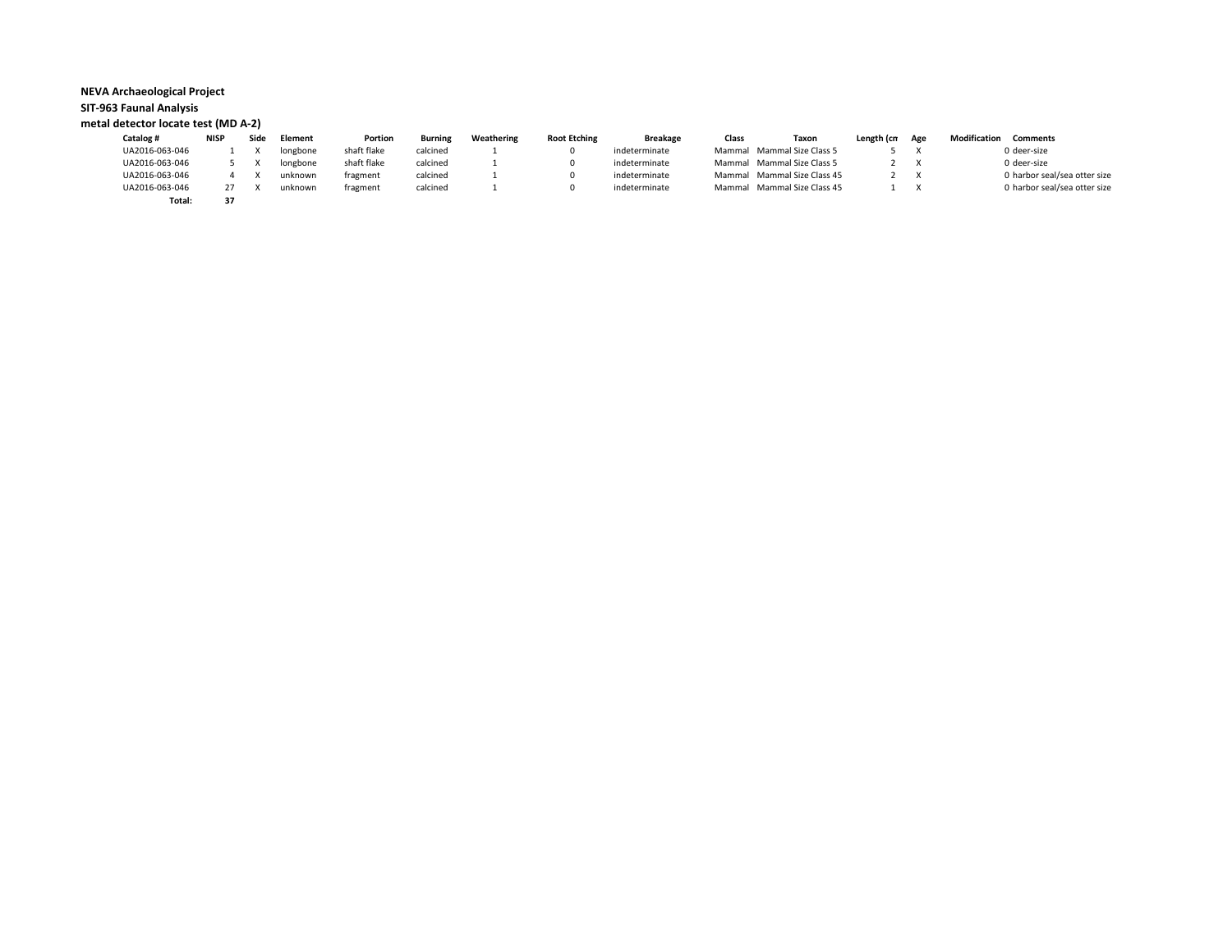**NEVA Archaeological Project**

**SIT-963 Faunal Analysis**

**metal detector locate test (MD A-2)**

| Catalog # | NISP | Side | Element | Portion | Burning | Weathering | Root Etching | Breakage | Class | Taxon | Length (cm | Age | Modification | Comments |
|---|---|---|---|---|---|---|---|---|---|---|---|---|---|---|
| UA2016-063-046 | 1 | X | longbone | shaft flake | calcined | 1 | 0 | indeterminate | Mammal | Mammal Size Class 5 | 5 | X | 0 | deer-size |
| UA2016-063-046 | 5 | X | longbone | shaft flake | calcined | 1 | 0 | indeterminate | Mammal | Mammal Size Class 5 | 2 | X | 0 | deer-size |
| UA2016-063-046 | 4 | X | unknown | fragment | calcined | 1 | 0 | indeterminate | Mammal | Mammal Size Class 45 | 2 | X | 0 | harbor seal/sea otter size |
| UA2016-063-046 | 27 | X | unknown | fragment | calcined | 1 | 0 | indeterminate | Mammal | Mammal Size Class 45 | 1 | X | 0 | harbor seal/sea otter size |
| **Total:** | **37** | | | | | | | | | | | | | |